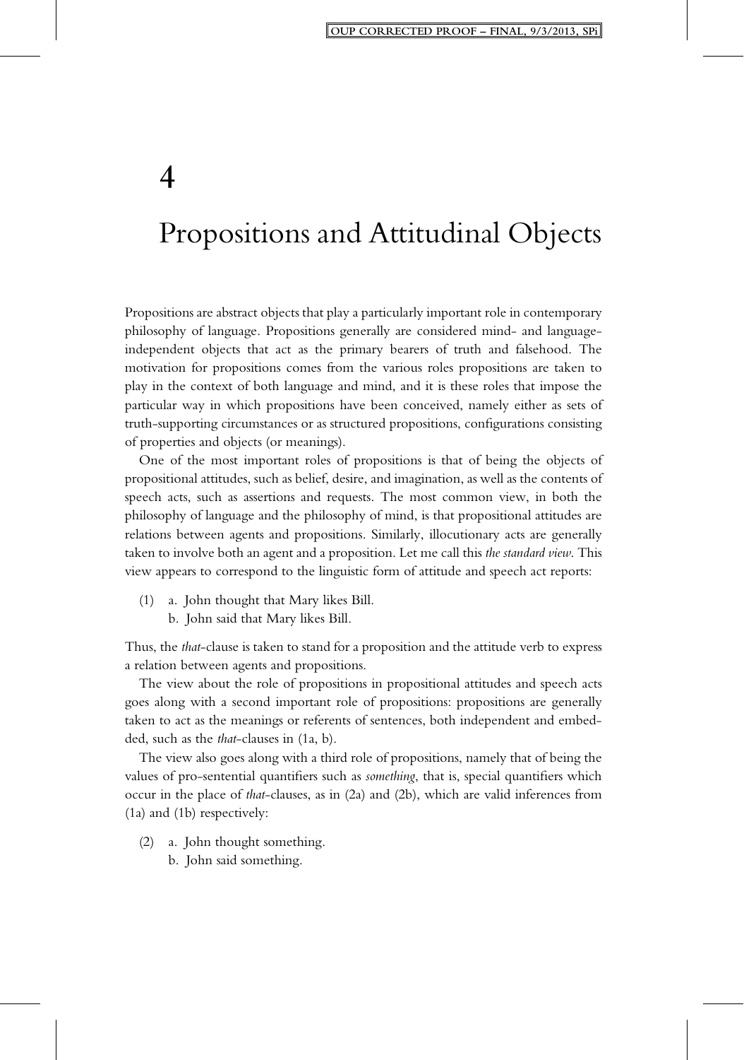# 4

# Propositions and Attitudinal Objects

Propositions are abstract objects that play a particularly important role in contemporary philosophy of language. Propositions generally are considered mind- and language-independent objects that act as the primary bearers of truth and falsehood. The motivation for propositions comes from the various roles propositions are taken to play in the context of both language and mind, and it is these roles that impose the particular way in which propositions have been conceived, namely either as sets of truth-supporting circumstances or as structured propositions, configurations consisting of properties and objects (or meanings).

One of the most important roles of propositions is that of being the objects of propositional attitudes, such as belief, desire, and imagination, as well as the contents of speech acts, such as assertions and requests. The most common view, in both the philosophy of language and the philosophy of mind, is that propositional attitudes are relations between agents and propositions. Similarly, illocutionary acts are generally taken to involve both an agent and a proposition. Let me call this *the standard view*. This view appears to correspond to the linguistic form of attitude and speech act reports:

(1) a. John thought that Mary likes Bill.
    b. John said that Mary likes Bill.

Thus, the *that*-clause is taken to stand for a proposition and the attitude verb to express a relation between agents and propositions.

The view about the role of propositions in propositional attitudes and speech acts goes along with a second important role of propositions: propositions are generally taken to act as the meanings or referents of sentences, both independent and embedded, such as the *that*-clauses in (1a, b).

The view also goes along with a third role of propositions, namely that of being the values of pro-sentential quantifiers such as *something*, that is, special quantifiers which occur in the place of *that*-clauses, as in (2a) and (2b), which are valid inferences from (1a) and (1b) respectively:

(2) a. John thought something.
    b. John said something.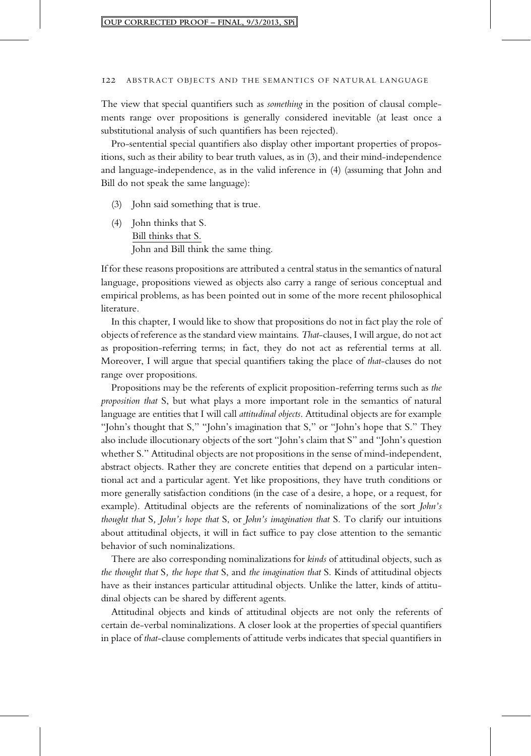The view that special quantifiers such as *something* in the position of clausal complements range over propositions is generally considered inevitable (at least once a substitutional analysis of such quantifiers has been rejected).

Pro-sentential special quantifiers also display other important properties of propositions, such as their ability to bear truth values, as in (3), and their mind-independence and language-independence, as in the valid inference in (4) (assuming that John and Bill do not speak the same language):

(3) John said something that is true.

(4) John thinks that S.
Bill thinks that S.
John and Bill think the same thing.

If for these reasons propositions are attributed a central status in the semantics of natural language, propositions viewed as objects also carry a range of serious conceptual and empirical problems, as has been pointed out in some of the more recent philosophical literature.

In this chapter, I would like to show that propositions do not in fact play the role of objects of reference as the standard view maintains. *That*-clauses, I will argue, do not act as proposition-referring terms; in fact, they do not act as referential terms at all. Moreover, I will argue that special quantifiers taking the place of *that*-clauses do not range over propositions.

Propositions may be the referents of explicit proposition-referring terms such as *the proposition that* S, but what plays a more important role in the semantics of natural language are entities that I will call *attitudinal objects*. Attitudinal objects are for example "John's thought that S," "John's imagination that S," or "John's hope that S." They also include illocutionary objects of the sort "John's claim that S" and "John's question whether S." Attitudinal objects are not propositions in the sense of mind-independent, abstract objects. Rather they are concrete entities that depend on a particular intentional act and a particular agent. Yet like propositions, they have truth conditions or more generally satisfaction conditions (in the case of a desire, a hope, or a request, for example). Attitudinal objects are the referents of nominalizations of the sort *John's thought that* S*, John's hope that* S, or *John's imagination that* S. To clarify our intuitions about attitudinal objects, it will in fact suffice to pay close attention to the semantic behavior of such nominalizations.

There are also corresponding nominalizations for *kinds* of attitudinal objects, such as *the thought that* S*, the hope that* S, and *the imagination that* S. Kinds of attitudinal objects have as their instances particular attitudinal objects. Unlike the latter, kinds of attitudinal objects can be shared by different agents.

Attitudinal objects and kinds of attitudinal objects are not only the referents of certain de-verbal nominalizations. A closer look at the properties of special quantifiers in place of *that*-clause complements of attitude verbs indicates that special quantifiers in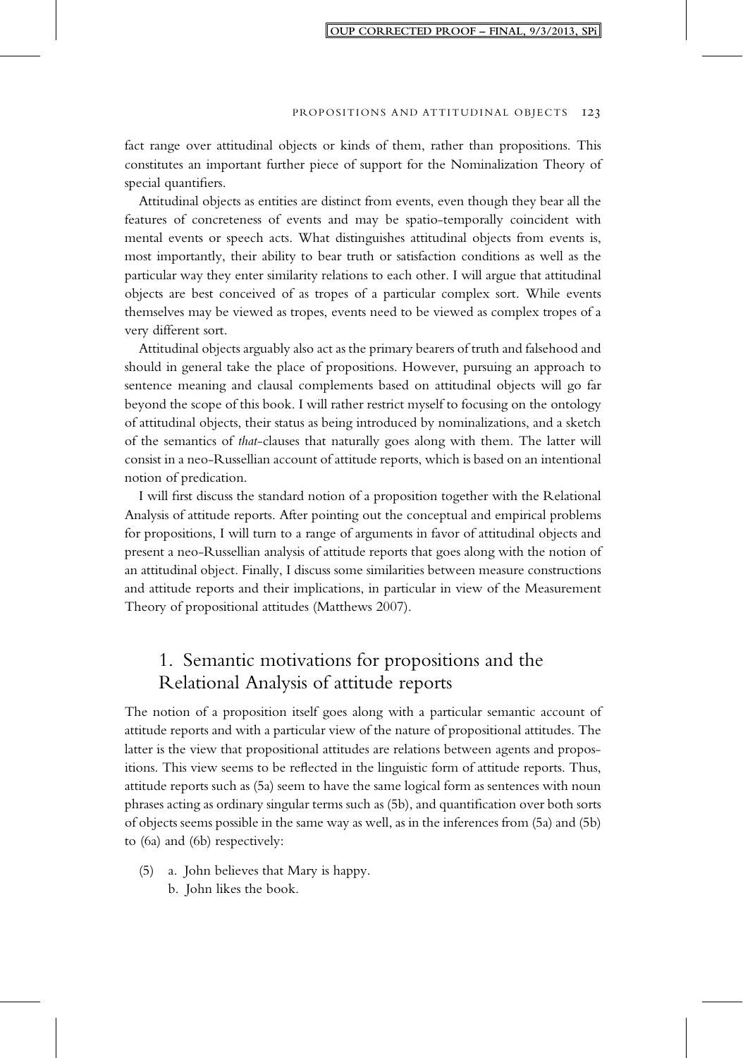fact range over attitudinal objects or kinds of them, rather than propositions. This constitutes an important further piece of support for the Nominalization Theory of special quantifiers.

Attitudinal objects as entities are distinct from events, even though they bear all the features of concreteness of events and may be spatio-temporally coincident with mental events or speech acts. What distinguishes attitudinal objects from events is, most importantly, their ability to bear truth or satisfaction conditions as well as the particular way they enter similarity relations to each other. I will argue that attitudinal objects are best conceived of as tropes of a particular complex sort. While events themselves may be viewed as tropes, events need to be viewed as complex tropes of a very different sort.

Attitudinal objects arguably also act as the primary bearers of truth and falsehood and should in general take the place of propositions. However, pursuing an approach to sentence meaning and clausal complements based on attitudinal objects will go far beyond the scope of this book. I will rather restrict myself to focusing on the ontology of attitudinal objects, their status as being introduced by nominalizations, and a sketch of the semantics of *that*-clauses that naturally goes along with them. The latter will consist in a neo-Russellian account of attitude reports, which is based on an intentional notion of predication.

I will first discuss the standard notion of a proposition together with the Relational Analysis of attitude reports. After pointing out the conceptual and empirical problems for propositions, I will turn to a range of arguments in favor of attitudinal objects and present a neo-Russellian analysis of attitude reports that goes along with the notion of an attitudinal object. Finally, I discuss some similarities between measure constructions and attitude reports and their implications, in particular in view of the Measurement Theory of propositional attitudes (Matthews 2007).

## 1. Semantic motivations for propositions and the Relational Analysis of attitude reports

The notion of a proposition itself goes along with a particular semantic account of attitude reports and with a particular view of the nature of propositional attitudes. The latter is the view that propositional attitudes are relations between agents and propositions. This view seems to be reflected in the linguistic form of attitude reports. Thus, attitude reports such as (5a) seem to have the same logical form as sentences with noun phrases acting as ordinary singular terms such as (5b), and quantification over both sorts of objects seems possible in the same way as well, as in the inferences from (5a) and (5b) to (6a) and (6b) respectively:

(5) a. John believes that Mary is happy.
    b. John likes the book.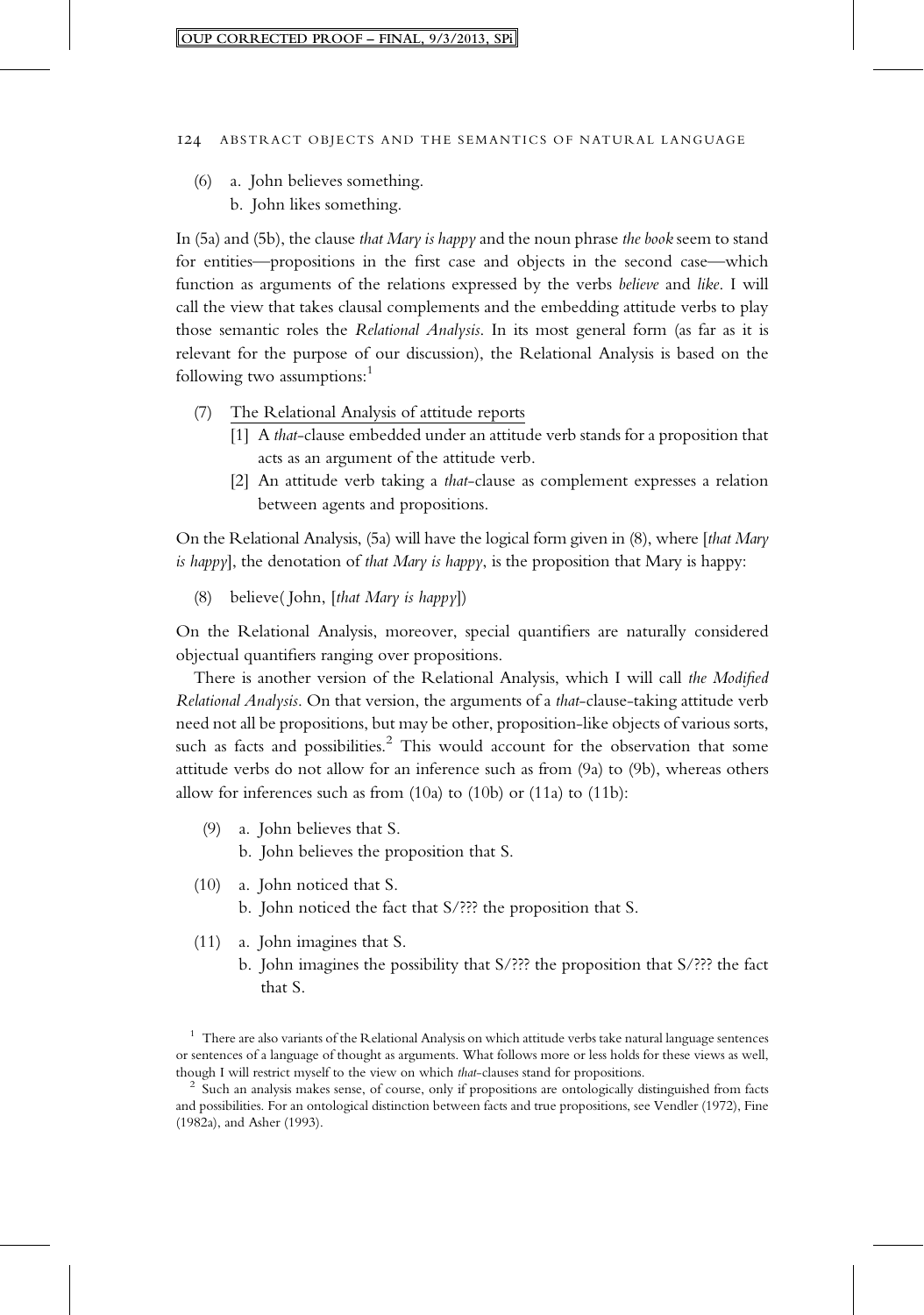(6) a. John believes something.
    b. John likes something.

In (5a) and (5b), the clause *that Mary is happy* and the noun phrase *the book* seem to stand for entities—propositions in the first case and objects in the second case—which function as arguments of the relations expressed by the verbs *believe* and *like*. I will call the view that takes clausal complements and the embedding attitude verbs to play those semantic roles the *Relational Analysis*. In its most general form (as far as it is relevant for the purpose of our discussion), the Relational Analysis is based on the following two assumptions:[1]

(7) The Relational Analysis of attitude reports
    [1] A *that*-clause embedded under an attitude verb stands for a proposition that acts as an argument of the attitude verb.
    [2] An attitude verb taking a *that*-clause as complement expresses a relation between agents and propositions.

On the Relational Analysis, (5a) will have the logical form given in (8), where [*that Mary is happy*], the denotation of *that Mary is happy*, is the proposition that Mary is happy:

(8) believe( John, [*that Mary is happy*])

On the Relational Analysis, moreover, special quantifiers are naturally considered objectual quantifiers ranging over propositions.

There is another version of the Relational Analysis, which I will call *the Modified Relational Analysis*. On that version, the arguments of a *that*-clause-taking attitude verb need not all be propositions, but may be other, proposition-like objects of various sorts, such as facts and possibilities.[2] This would account for the observation that some attitude verbs do not allow for an inference such as from (9a) to (9b), whereas others allow for inferences such as from (10a) to (10b) or (11a) to (11b):

(9) a. John believes that S.
    b. John believes the proposition that S.

(10) a. John noticed that S.
     b. John noticed the fact that S/??? the proposition that S.

(11) a. John imagines that S.
     b. John imagines the possibility that S/??? the proposition that S/??? the fact that S.

[1] There are also variants of the Relational Analysis on which attitude verbs take natural language sentences or sentences of a language of thought as arguments. What follows more or less holds for these views as well, though I will restrict myself to the view on which *that*-clauses stand for propositions.

[2] Such an analysis makes sense, of course, only if propositions are ontologically distinguished from facts and possibilities. For an ontological distinction between facts and true propositions, see Vendler (1972), Fine (1982a), and Asher (1993).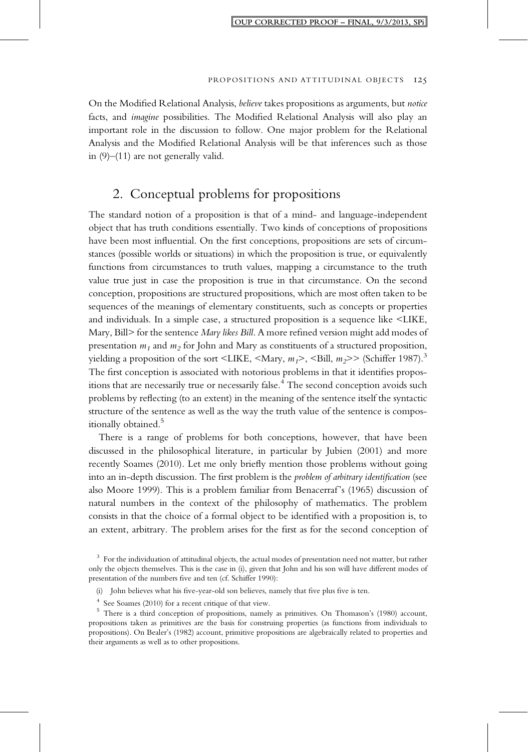On the Modified Relational Analysis, *believe* takes propositions as arguments, but *notice* facts, and *imagine* possibilities. The Modified Relational Analysis will also play an important role in the discussion to follow. One major problem for the Relational Analysis and the Modified Relational Analysis will be that inferences such as those in (9)–(11) are not generally valid.

## 2. Conceptual problems for propositions

The standard notion of a proposition is that of a mind- and language-independent object that has truth conditions essentially. Two kinds of conceptions of propositions have been most influential. On the first conceptions, propositions are sets of circumstances (possible worlds or situations) in which the proposition is true, or equivalently functions from circumstances to truth values, mapping a circumstance to the truth value true just in case the proposition is true in that circumstance. On the second conception, propositions are structured propositions, which are most often taken to be sequences of the meanings of elementary constituents, such as concepts or properties and individuals. In a simple case, a structured proposition is a sequence like <LIKE, Mary, Bill> for the sentence *Mary likes Bill*. A more refined version might add modes of presentation $m_1$ and $m_2$ for John and Mary as constituents of a structured proposition, yielding a proposition of the sort <LIKE, <Mary, $m_1$>, <Bill, $m_2$>> (Schiffer 1987).[3] The first conception is associated with notorious problems in that it identifies propositions that are necessarily true or necessarily false.[4] The second conception avoids such problems by reflecting (to an extent) in the meaning of the sentence itself the syntactic structure of the sentence as well as the way the truth value of the sentence is compositionally obtained.[5]

There is a range of problems for both conceptions, however, that have been discussed in the philosophical literature, in particular by Jubien (2001) and more recently Soames (2010). Let me only briefly mention those problems without going into an in-depth discussion. The first problem is the *problem of arbitrary identification* (see also Moore 1999). This is a problem familiar from Benacerraf's (1965) discussion of natural numbers in the context of the philosophy of mathematics. The problem consists in that the choice of a formal object to be identified with a proposition is, to an extent, arbitrary. The problem arises for the first as for the second conception of

[3] For the individuation of attitudinal objects, the actual modes of presentation need not matter, but rather only the objects themselves. This is the case in (i), given that John and his son will have different modes of presentation of the numbers five and ten (cf. Schiffer 1990):

(i) John believes what his five-year-old son believes, namely that five plus five is ten.

[4] See Soames (2010) for a recent critique of that view.

[5] There is a third conception of propositions, namely as primitives. On Thomason's (1980) account, propositions taken as primitives are the basis for construing properties (as functions from individuals to propositions). On Bealer's (1982) account, primitive propositions are algebraically related to properties and their arguments as well as to other propositions.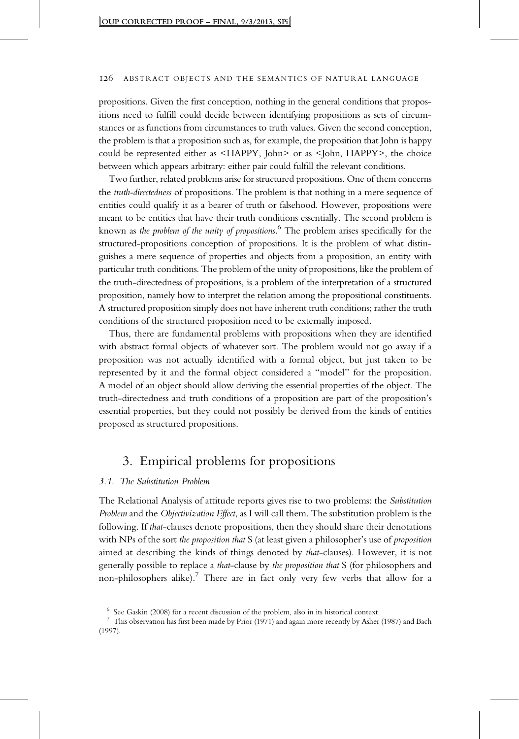propositions. Given the first conception, nothing in the general conditions that propositions need to fulfill could decide between identifying propositions as sets of circumstances or as functions from circumstances to truth values. Given the second conception, the problem is that a proposition such as, for example, the proposition that John is happy could be represented either as <HAPPY, John> or as <John, HAPPY>, the choice between which appears arbitrary: either pair could fulfill the relevant conditions.

Two further, related problems arise for structured propositions. One of them concerns the *truth-directedness* of propositions. The problem is that nothing in a mere sequence of entities could qualify it as a bearer of truth or falsehood. However, propositions were meant to be entities that have their truth conditions essentially. The second problem is known as *the problem of the unity of propositions*.[6] The problem arises specifically for the structured-propositions conception of propositions. It is the problem of what distinguishes a mere sequence of properties and objects from a proposition, an entity with particular truth conditions. The problem of the unity of propositions, like the problem of the truth-directedness of propositions, is a problem of the interpretation of a structured proposition, namely how to interpret the relation among the propositional constituents. A structured proposition simply does not have inherent truth conditions; rather the truth conditions of the structured proposition need to be externally imposed.

Thus, there are fundamental problems with propositions when they are identified with abstract formal objects of whatever sort. The problem would not go away if a proposition was not actually identified with a formal object, but just taken to be represented by it and the formal object considered a "model" for the proposition. A model of an object should allow deriving the essential properties of the object. The truth-directedness and truth conditions of a proposition are part of the proposition's essential properties, but they could not possibly be derived from the kinds of entities proposed as structured propositions.

## 3. Empirical problems for propositions

### 3.1. The Substitution Problem

The Relational Analysis of attitude reports gives rise to two problems: the *Substitution Problem* and the *Objectivization Effect*, as I will call them. The substitution problem is the following. If *that*-clauses denote propositions, then they should share their denotations with NPs of the sort *the proposition that* S (at least given a philosopher's use of *proposition* aimed at describing the kinds of things denoted by *that*-clauses). However, it is not generally possible to replace a *that*-clause by *the proposition that* S (for philosophers and non-philosophers alike).[7] There are in fact only very few verbs that allow for a

[6] See Gaskin (2008) for a recent discussion of the problem, also in its historical context.

[7] This observation has first been made by Prior (1971) and again more recently by Asher (1987) and Bach (1997).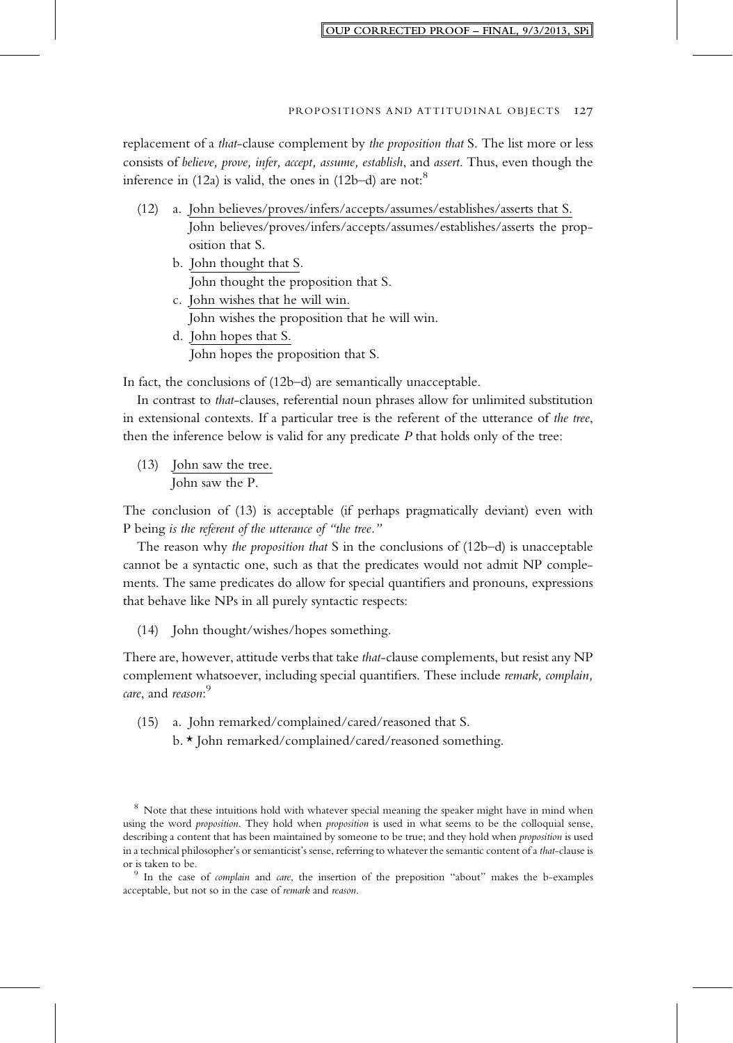replacement of a *that*-clause complement by *the proposition that* S. The list more or less consists of *believe, prove, infer, accept, assume, establish*, and *assert*. Thus, even though the inference in (12a) is valid, the ones in (12b–d) are not:[8]

(12) a. John believes/proves/infers/accepts/assumes/establishes/asserts that S.
   John believes/proves/infers/accepts/assumes/establishes/asserts the proposition that S.

  b. John thought that S.
   John thought the proposition that S.

  c. John wishes that he will win.
   John wishes the proposition that he will win.

  d. John hopes that S.
   John hopes the proposition that S.

In fact, the conclusions of (12b–d) are semantically unacceptable.

In contrast to *that*-clauses, referential noun phrases allow for unlimited substitution in extensional contexts. If a particular tree is the referent of the utterance of *the tree*, then the inference below is valid for any predicate *P* that holds only of the tree:

(13) John saw the tree.
  John saw the P.

The conclusion of (13) is acceptable (if perhaps pragmatically deviant) even with P being *is the referent of the utterance of "the tree."*

The reason why *the proposition that* S in the conclusions of (12b–d) is unacceptable cannot be a syntactic one, such as that the predicates would not admit NP complements. The same predicates do allow for special quantifiers and pronouns, expressions that behave like NPs in all purely syntactic respects:

(14) John thought/wishes/hopes something.

There are, however, attitude verbs that take *that*-clause complements, but resist any NP complement whatsoever, including special quantifiers. These include *remark, complain, care*, and *reason*:[9]

(15) a. John remarked/complained/cared/reasoned that S.
  b. * John remarked/complained/cared/reasoned something.

---

[8] Note that these intuitions hold with whatever special meaning the speaker might have in mind when using the word *proposition*. They hold when *proposition* is used in what seems to be the colloquial sense, describing a content that has been maintained by someone to be true; and they hold when *proposition* is used in a technical philosopher's or semanticist's sense, referring to whatever the semantic content of a *that*-clause is or is taken to be.

[9] In the case of *complain* and *care*, the insertion of the preposition "about" makes the b-examples acceptable, but not so in the case of *remark* and *reason*.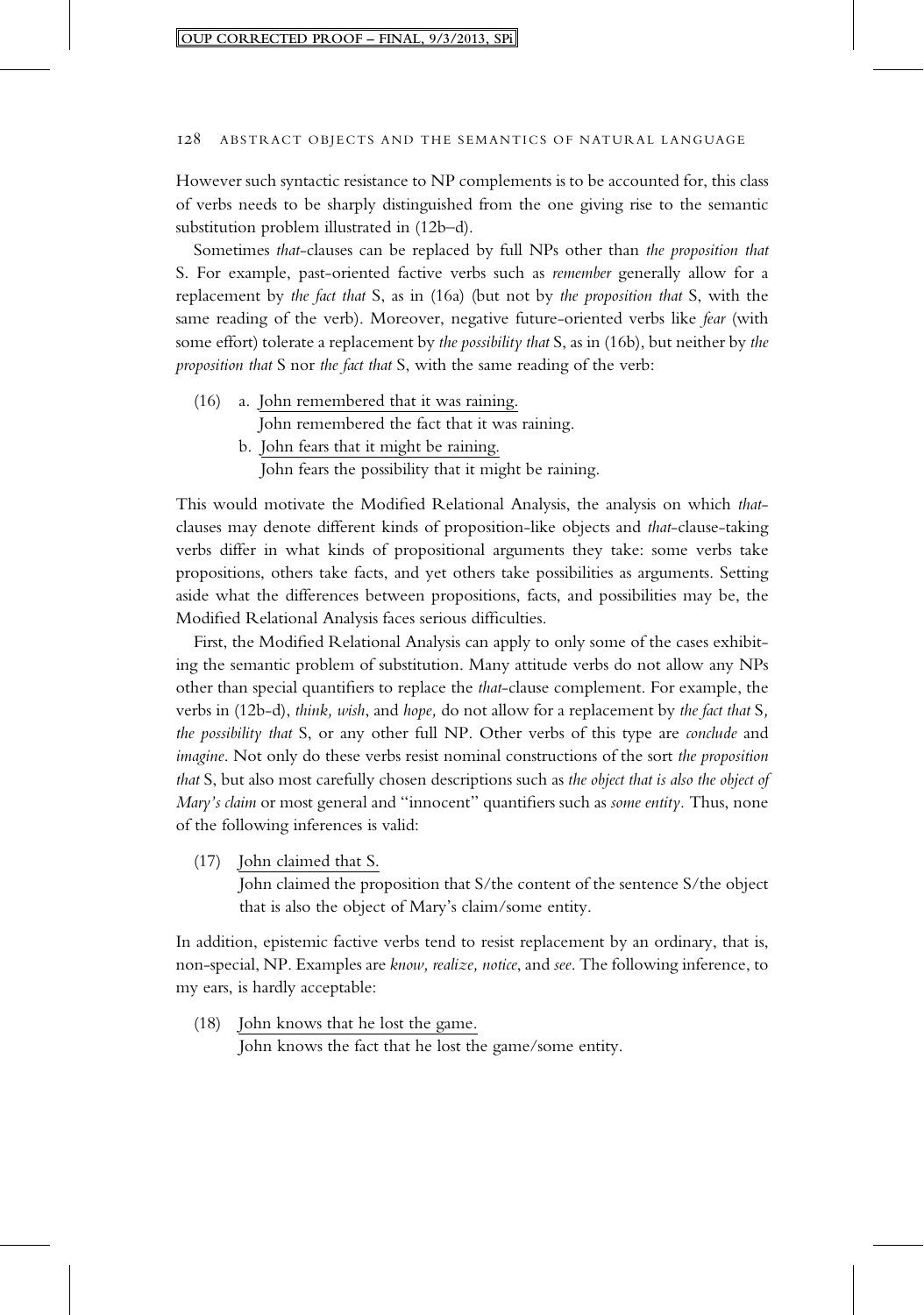However such syntactic resistance to NP complements is to be accounted for, this class of verbs needs to be sharply distinguished from the one giving rise to the semantic substitution problem illustrated in (12b–d).

Sometimes *that*-clauses can be replaced by full NPs other than *the proposition that* S. For example, past-oriented factive verbs such as *remember* generally allow for a replacement by *the fact that* S, as in (16a) (but not by *the proposition that* S, with the same reading of the verb). Moreover, negative future-oriented verbs like *fear* (with some effort) tolerate a replacement by *the possibility that* S, as in (16b), but neither by *the proposition that* S nor *the fact that* S, with the same reading of the verb:

(16) a. <u>John remembered that it was raining.</u>
John remembered the fact that it was raining.
b. <u>John fears that it might be raining.</u>
John fears the possibility that it might be raining.

This would motivate the Modified Relational Analysis, the analysis on which *that*-clauses may denote different kinds of proposition-like objects and *that*-clause-taking verbs differ in what kinds of propositional arguments they take: some verbs take propositions, others take facts, and yet others take possibilities as arguments. Setting aside what the differences between propositions, facts, and possibilities may be, the Modified Relational Analysis faces serious difficulties.

First, the Modified Relational Analysis can apply to only some of the cases exhibiting the semantic problem of substitution. Many attitude verbs do not allow any NPs other than special quantifiers to replace the *that*-clause complement. For example, the verbs in (12b-d), *think, wish*, and *hope,* do not allow for a replacement by *the fact that* S*, the possibility that* S, or any other full NP. Other verbs of this type are *conclude* and *imagine*. Not only do these verbs resist nominal constructions of the sort *the proposition that* S, but also most carefully chosen descriptions such as *the object that is also the object of Mary's claim* or most general and "innocent" quantifiers such as *some entity*. Thus, none of the following inferences is valid:

(17) <u>John claimed that S.</u>
John claimed the proposition that S/the content of the sentence S/the object that is also the object of Mary's claim/some entity.

In addition, epistemic factive verbs tend to resist replacement by an ordinary, that is, non-special, NP. Examples are *know, realize, notice*, and *see*. The following inference, to my ears, is hardly acceptable:

(18) <u>John knows that he lost the game.</u>
John knows the fact that he lost the game/some entity.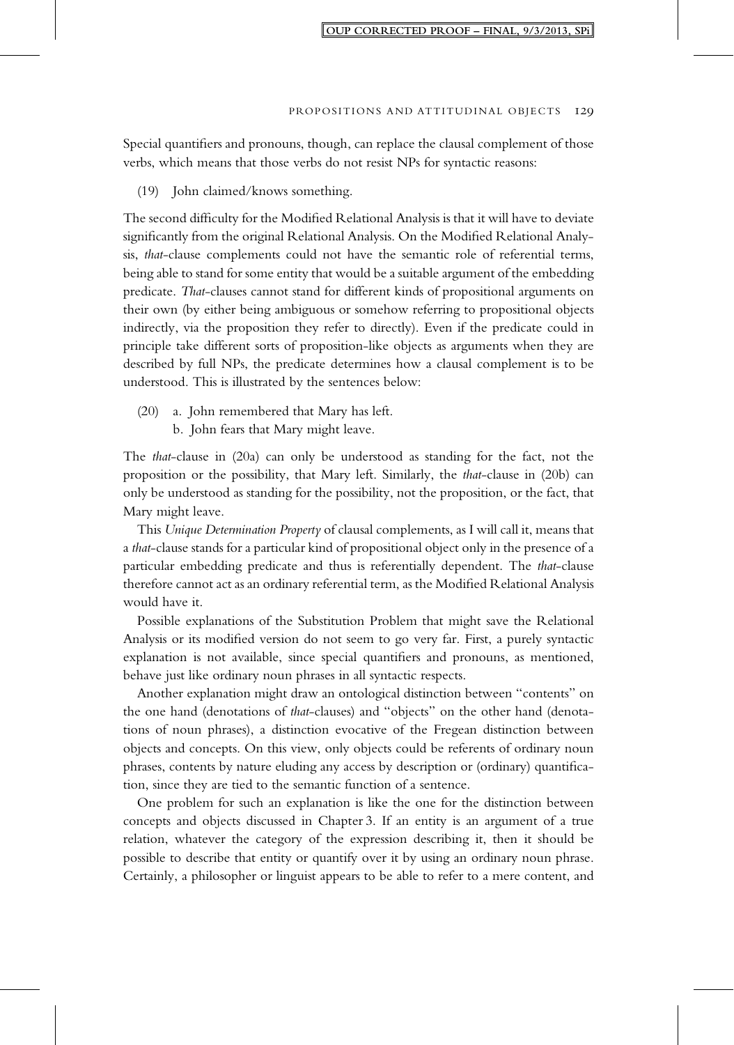Special quantifiers and pronouns, though, can replace the clausal complement of those verbs, which means that those verbs do not resist NPs for syntactic reasons:

(19) John claimed/knows something.

The second difficulty for the Modified Relational Analysis is that it will have to deviate significantly from the original Relational Analysis. On the Modified Relational Analysis, *that*-clause complements could not have the semantic role of referential terms, being able to stand for some entity that would be a suitable argument of the embedding predicate. *That*-clauses cannot stand for different kinds of propositional arguments on their own (by either being ambiguous or somehow referring to propositional objects indirectly, via the proposition they refer to directly). Even if the predicate could in principle take different sorts of proposition-like objects as arguments when they are described by full NPs, the predicate determines how a clausal complement is to be understood. This is illustrated by the sentences below:

(20) a. John remembered that Mary has left.
 b. John fears that Mary might leave.

The *that*-clause in (20a) can only be understood as standing for the fact, not the proposition or the possibility, that Mary left. Similarly, the *that*-clause in (20b) can only be understood as standing for the possibility, not the proposition, or the fact, that Mary might leave.

This *Unique Determination Property* of clausal complements, as I will call it, means that a *that*-clause stands for a particular kind of propositional object only in the presence of a particular embedding predicate and thus is referentially dependent. The *that*-clause therefore cannot act as an ordinary referential term, as the Modified Relational Analysis would have it.

Possible explanations of the Substitution Problem that might save the Relational Analysis or its modified version do not seem to go very far. First, a purely syntactic explanation is not available, since special quantifiers and pronouns, as mentioned, behave just like ordinary noun phrases in all syntactic respects.

Another explanation might draw an ontological distinction between "contents" on the one hand (denotations of *that*-clauses) and "objects" on the other hand (denotations of noun phrases), a distinction evocative of the Fregean distinction between objects and concepts. On this view, only objects could be referents of ordinary noun phrases, contents by nature eluding any access by description or (ordinary) quantification, since they are tied to the semantic function of a sentence.

One problem for such an explanation is like the one for the distinction between concepts and objects discussed in Chapter 3. If an entity is an argument of a true relation, whatever the category of the expression describing it, then it should be possible to describe that entity or quantify over it by using an ordinary noun phrase. Certainly, a philosopher or linguist appears to be able to refer to a mere content, and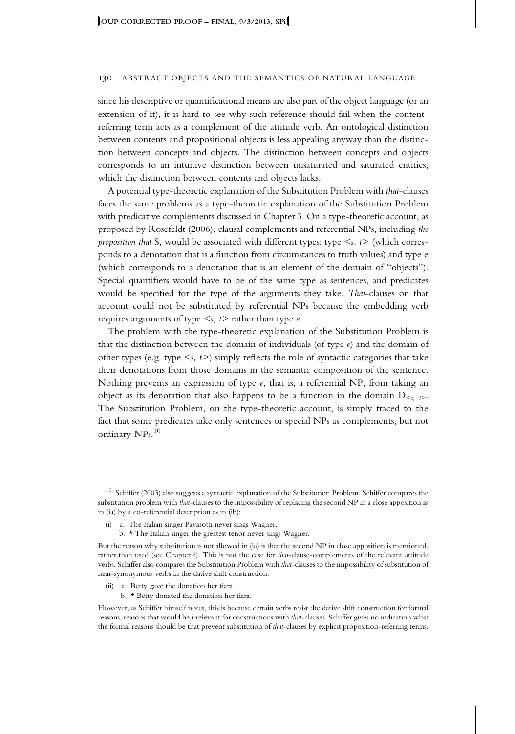since his descriptive or quantificational means are also part of the object language (or an extension of it), it is hard to see why such reference should fail when the content-referring term acts as a complement of the attitude verb. An ontological distinction between contents and propositional objects is less appealing anyway than the distinction between concepts and objects. The distinction between concepts and objects corresponds to an intuitive distinction between unsaturated and saturated entities, which the distinction between contents and objects lacks.

A potential type-theoretic explanation of the Substitution Problem with *that*-clauses faces the same problems as a type-theoretic explanation of the Substitution Problem with predicative complements discussed in Chapter 3. On a type-theoretic account, as proposed by Rosefeldt (2006), clausal complements and referential NPs, including *the proposition that* S, would be associated with different types: type $<s, t>$ (which corresponds to a denotation that is a function from circumstances to truth values) and type e (which corresponds to a denotation that is an element of the domain of "objects"). Special quantifiers would have to be of the same type as sentences, and predicates would be specified for the type of the arguments they take. *That*-clauses on that account could not be substituted by referential NPs because the embedding verb requires arguments of type $<s, t>$ rather than type $e$.

The problem with the type-theoretic explanation of the Substitution Problem is that the distinction between the domain of individuals (of type $e$) and the domain of other types (e.g. type $<s, t>$) simply reflects the role of syntactic categories that take their denotations from those domains in the semantic composition of the sentence. Nothing prevents an expression of type $e$, that is, a referential NP, from taking an object as its denotation that also happens to be a function in the domain $D_{<s, t>}$. The Substitution Problem, on the type-theoretic account, is simply traced to the fact that some predicates take only sentences or special NPs as complements, but not ordinary NPs.[10]

[10] Schiffer (2003) also suggests a syntactic explanation of the Substitution Problem. Schiffer compares the substitution problem with *that*-clauses to the impossibility of replacing the second NP in a close apposition as in (ia) by a co-referential description as in (ib):

(i) a. The Italian singer Pavarotti never sings Wagner.
  b. * The Italian singer the greatest tenor never sings Wagner.

But the reason why substitution is not allowed in (ia) is that the second NP in close apposition is mentioned, rather than used (see Chapter 6). This is not the case for *that*-clause-complements of the relevant attitude verbs. Schiffer also compares the Substitution Problem with *that*-clauses to the impossibility of substitution of near-synonymous verbs in the dative shift construction:

(ii) a. Betty gave the donation her tiara.
  b. * Betty donated the donation her tiara.

However, as Schiffer himself notes, this is because certain verbs resist the dative shift construction for formal reasons, reasons that would be irrelevant for constructions with *that*-clauses. Schiffer gives no indication what the formal reasons should be that prevent substitution of *that*-clauses by explicit proposition-referring terms.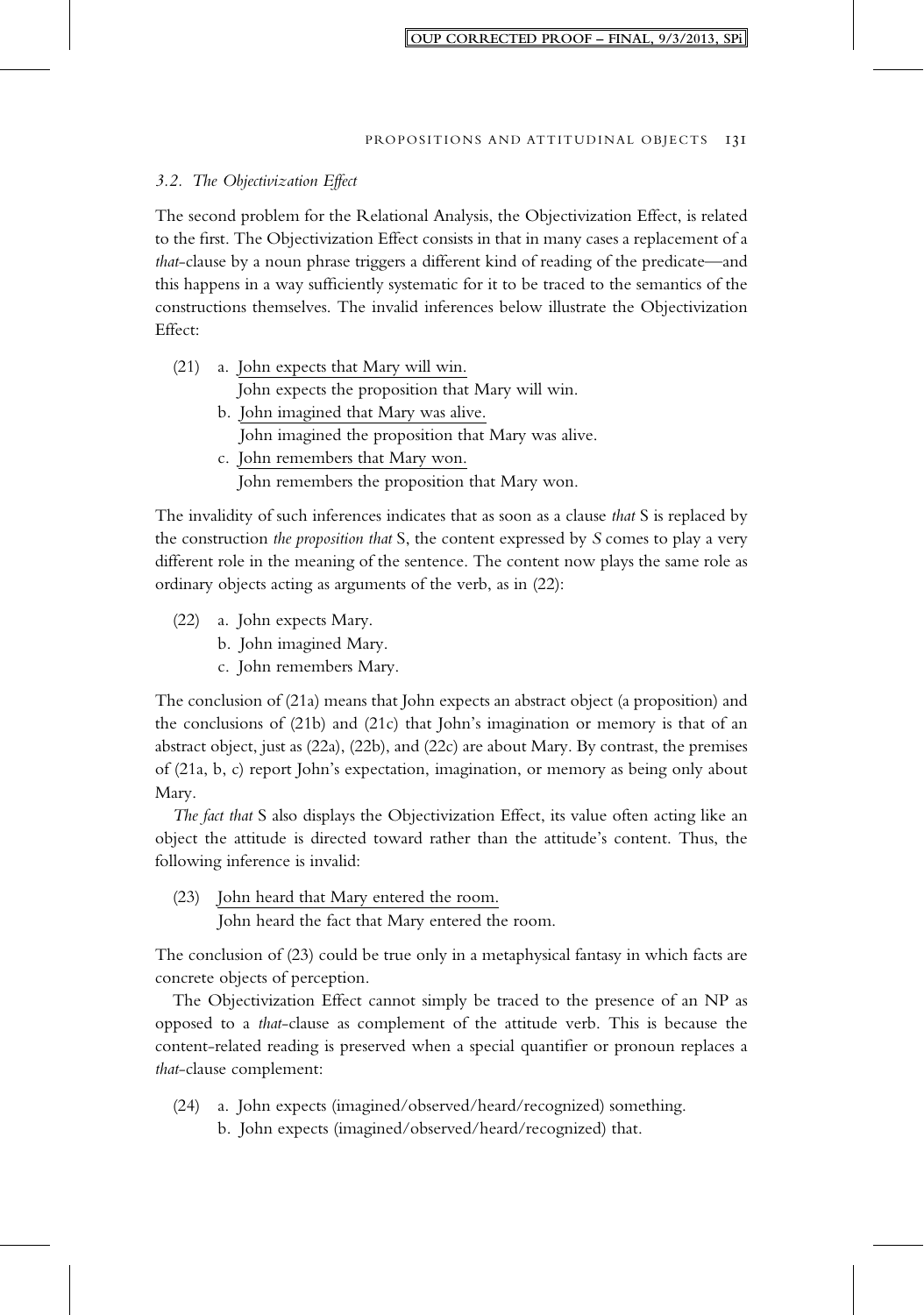### *3.2. The Objectivization Effect*

The second problem for the Relational Analysis, the Objectivization Effect, is related to the first. The Objectivization Effect consists in that in many cases a replacement of a *that*-clause by a noun phrase triggers a different kind of reading of the predicate—and this happens in a way sufficiently systematic for it to be traced to the semantics of the constructions themselves. The invalid inferences below illustrate the Objectivization Effect:

(21) a. John expects that Mary will win.
  John expects the proposition that Mary will win.
 b. John imagined that Mary was alive.
  John imagined the proposition that Mary was alive.
 c. John remembers that Mary won.
  John remembers the proposition that Mary won.

The invalidity of such inferences indicates that as soon as a clause *that* S is replaced by the construction *the proposition that* S, the content expressed by *S* comes to play a very different role in the meaning of the sentence. The content now plays the same role as ordinary objects acting as arguments of the verb, as in (22):

(22) a. John expects Mary.
 b. John imagined Mary.
 c. John remembers Mary.

The conclusion of (21a) means that John expects an abstract object (a proposition) and the conclusions of (21b) and (21c) that John's imagination or memory is that of an abstract object, just as (22a), (22b), and (22c) are about Mary. By contrast, the premises of (21a, b, c) report John's expectation, imagination, or memory as being only about Mary.

*The fact that* S also displays the Objectivization Effect, its value often acting like an object the attitude is directed toward rather than the attitude's content. Thus, the following inference is invalid:

(23) John heard that Mary entered the room.
  John heard the fact that Mary entered the room.

The conclusion of (23) could be true only in a metaphysical fantasy in which facts are concrete objects of perception.

The Objectivization Effect cannot simply be traced to the presence of an NP as opposed to a *that*-clause as complement of the attitude verb. This is because the content-related reading is preserved when a special quantifier or pronoun replaces a *that*-clause complement:

(24) a. John expects (imagined/observed/heard/recognized) something.
 b. John expects (imagined/observed/heard/recognized) that.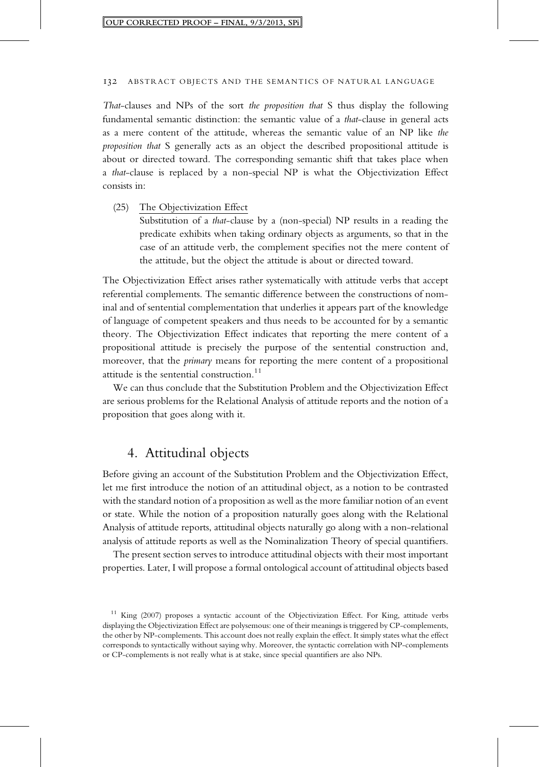*That*-clauses and NPs of the sort *the proposition that* S thus display the following fundamental semantic distinction: the semantic value of a *that*-clause in general acts as a mere content of the attitude, whereas the semantic value of an NP like *the proposition that* S generally acts as an object the described propositional attitude is about or directed toward. The corresponding semantic shift that takes place when a *that*-clause is replaced by a non-special NP is what the Objectivization Effect consists in:

(25) The Objectivization Effect
Substitution of a *that*-clause by a (non-special) NP results in a reading the predicate exhibits when taking ordinary objects as arguments, so that in the case of an attitude verb, the complement specifies not the mere content of the attitude, but the object the attitude is about or directed toward.

The Objectivization Effect arises rather systematically with attitude verbs that accept referential complements. The semantic difference between the constructions of nominal and of sentential complementation that underlies it appears part of the knowledge of language of competent speakers and thus needs to be accounted for by a semantic theory. The Objectivization Effect indicates that reporting the mere content of a propositional attitude is precisely the purpose of the sentential construction and, moreover, that the *primary* means for reporting the mere content of a propositional attitude is the sentential construction.[11]

We can thus conclude that the Substitution Problem and the Objectivization Effect are serious problems for the Relational Analysis of attitude reports and the notion of a proposition that goes along with it.

## 4. Attitudinal objects

Before giving an account of the Substitution Problem and the Objectivization Effect, let me first introduce the notion of an attitudinal object, as a notion to be contrasted with the standard notion of a proposition as well as the more familiar notion of an event or state. While the notion of a proposition naturally goes along with the Relational Analysis of attitude reports, attitudinal objects naturally go along with a non-relational analysis of attitude reports as well as the Nominalization Theory of special quantifiers.

The present section serves to introduce attitudinal objects with their most important properties. Later, I will propose a formal ontological account of attitudinal objects based

[11] King (2007) proposes a syntactic account of the Objectivization Effect. For King, attitude verbs displaying the Objectivization Effect are polysemous: one of their meanings is triggered by CP-complements, the other by NP-complements. This account does not really explain the effect. It simply states what the effect corresponds to syntactically without saying why. Moreover, the syntactic correlation with NP-complements or CP-complements is not really what is at stake, since special quantifiers are also NPs.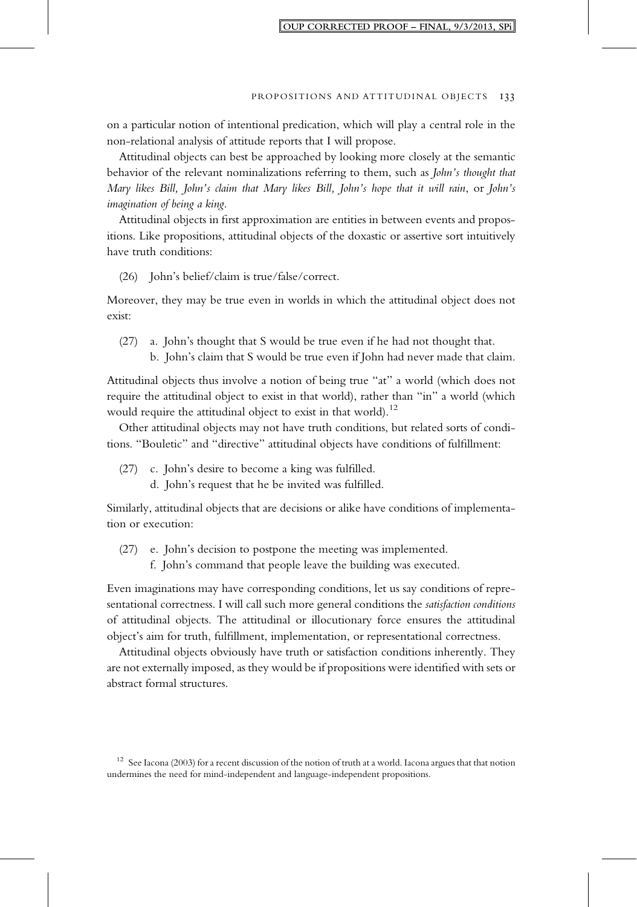on a particular notion of intentional predication, which will play a central role in the non-relational analysis of attitude reports that I will propose.

Attitudinal objects can best be approached by looking more closely at the semantic behavior of the relevant nominalizations referring to them, such as *John's thought that Mary likes Bill, John's claim that Mary likes Bill, John's hope that it will rain*, or *John's imagination of being a king*.

Attitudinal objects in first approximation are entities in between events and propositions. Like propositions, attitudinal objects of the doxastic or assertive sort intuitively have truth conditions:

(26) John's belief/claim is true/false/correct.

Moreover, they may be true even in worlds in which the attitudinal object does not exist:

(27) a. John's thought that S would be true even if he had not thought that.
b. John's claim that S would be true even if John had never made that claim.

Attitudinal objects thus involve a notion of being true "at" a world (which does not require the attitudinal object to exist in that world), rather than "in" a world (which would require the attitudinal object to exist in that world).[12]

Other attitudinal objects may not have truth conditions, but related sorts of conditions. "Bouletic" and "directive" attitudinal objects have conditions of fulfillment:

(27) c. John's desire to become a king was fulfilled.
d. John's request that he be invited was fulfilled.

Similarly, attitudinal objects that are decisions or alike have conditions of implementation or execution:

(27) e. John's decision to postpone the meeting was implemented.
f. John's command that people leave the building was executed.

Even imaginations may have corresponding conditions, let us say conditions of representational correctness. I will call such more general conditions the *satisfaction conditions* of attitudinal objects. The attitudinal or illocutionary force ensures the attitudinal object's aim for truth, fulfillment, implementation, or representational correctness.

Attitudinal objects obviously have truth or satisfaction conditions inherently. They are not externally imposed, as they would be if propositions were identified with sets or abstract formal structures.

[12] See Iacona (2003) for a recent discussion of the notion of truth at a world. Iacona argues that that notion undermines the need for mind-independent and language-independent propositions.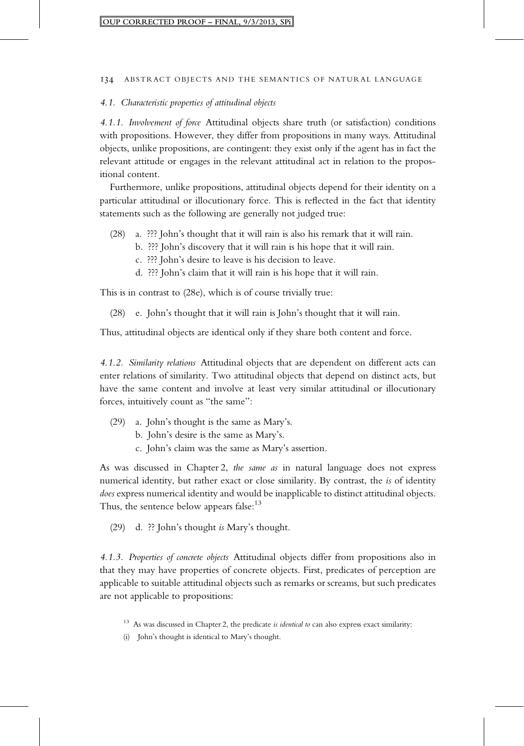#### *4.1. Characteristic properties of attitudinal objects*

*4.1.1. Involvement of force* Attitudinal objects share truth (or satisfaction) conditions with propositions. However, they differ from propositions in many ways. Attitudinal objects, unlike propositions, are contingent: they exist only if the agent has in fact the relevant attitude or engages in the relevant attitudinal act in relation to the propositional content.

Furthermore, unlike propositions, attitudinal objects depend for their identity on a particular attitudinal or illocutionary force. This is reflected in the fact that identity statements such as the following are generally not judged true:

(28) a. ??? John's thought that it will rain is also his remark that it will rain.
 b. ??? John's discovery that it will rain is his hope that it will rain.
 c. ??? John's desire to leave is his decision to leave.
 d. ??? John's claim that it will rain is his hope that it will rain.

This is in contrast to (28e), which is of course trivially true:

(28) e. John's thought that it will rain is John's thought that it will rain.

Thus, attitudinal objects are identical only if they share both content and force.

*4.1.2. Similarity relations* Attitudinal objects that are dependent on different acts can enter relations of similarity. Two attitudinal objects that depend on distinct acts, but have the same content and involve at least very similar attitudinal or illocutionary forces, intuitively count as "the same":

(29) a. John's thought is the same as Mary's.
 b. John's desire is the same as Mary's.
 c. John's claim was the same as Mary's assertion.

As was discussed in Chapter 2, *the same as* in natural language does not express numerical identity, but rather exact or close similarity. By contrast, the *is* of identity *does* express numerical identity and would be inapplicable to distinct attitudinal objects. Thus, the sentence below appears false:[13]

(29) d. ?? John's thought *is* Mary's thought.

*4.1.3. Properties of concrete objects* Attitudinal objects differ from propositions also in that they may have properties of concrete objects. First, predicates of perception are applicable to suitable attitudinal objects such as remarks or screams, but such predicates are not applicable to propositions:

[13] As was discussed in Chapter 2, the predicate *is identical to* can also express exact similarity:

(i) John's thought is identical to Mary's thought.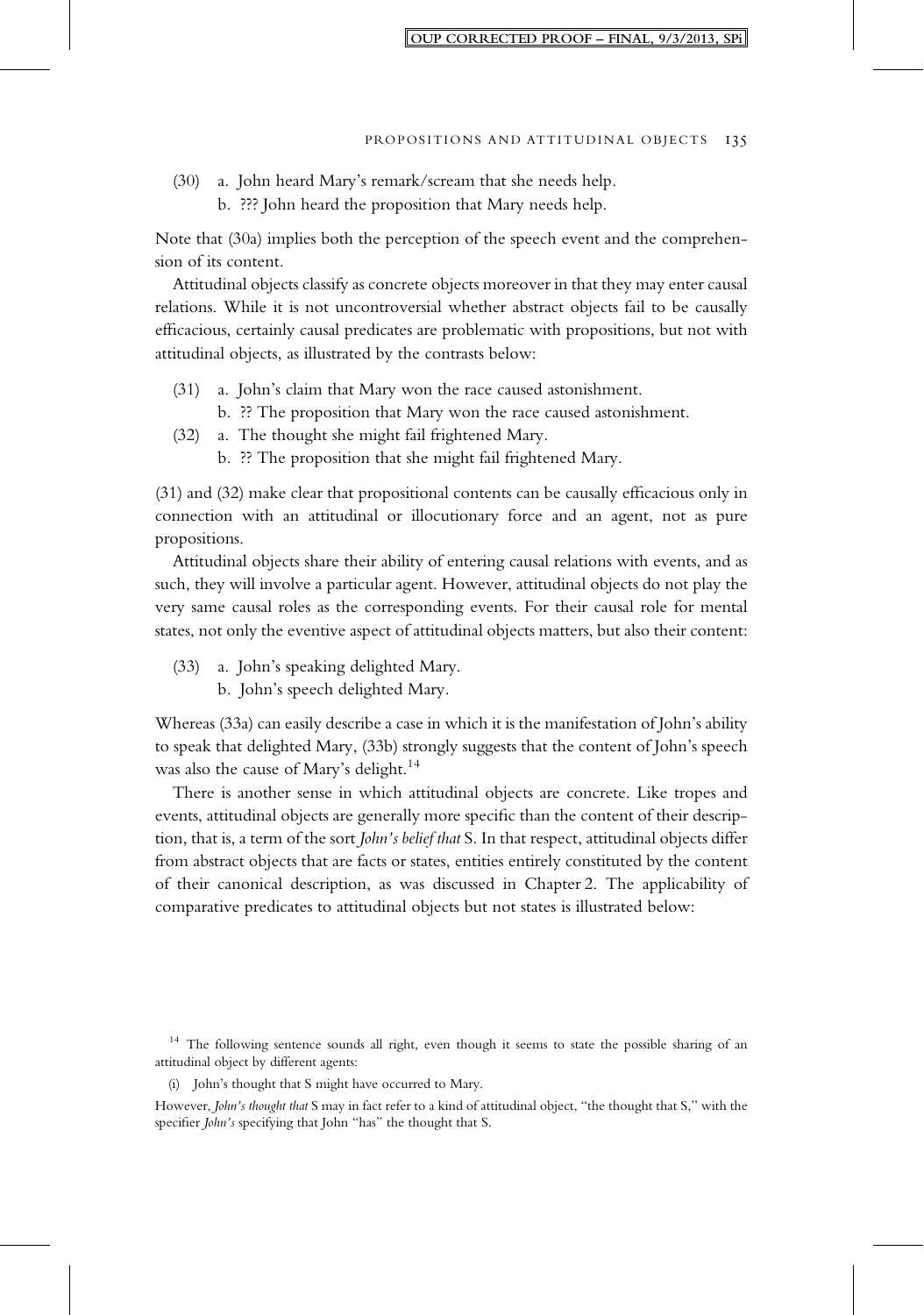(30) a. John heard Mary's remark/scream that she needs help.
  b. ??? John heard the proposition that Mary needs help.

Note that (30a) implies both the perception of the speech event and the comprehension of its content.

Attitudinal objects classify as concrete objects moreover in that they may enter causal relations. While it is not uncontroversial whether abstract objects fail to be causally efficacious, certainly causal predicates are problematic with propositions, but not with attitudinal objects, as illustrated by the contrasts below:

(31) a. John's claim that Mary won the race caused astonishment.
  b. ?? The proposition that Mary won the race caused astonishment.

(32) a. The thought she might fail frightened Mary.
  b. ?? The proposition that she might fail frightened Mary.

(31) and (32) make clear that propositional contents can be causally efficacious only in connection with an attitudinal or illocutionary force and an agent, not as pure propositions.

Attitudinal objects share their ability of entering causal relations with events, and as such, they will involve a particular agent. However, attitudinal objects do not play the very same causal roles as the corresponding events. For their causal role for mental states, not only the eventive aspect of attitudinal objects matters, but also their content:

(33) a. John's speaking delighted Mary.
  b. John's speech delighted Mary.

Whereas (33a) can easily describe a case in which it is the manifestation of John's ability to speak that delighted Mary, (33b) strongly suggests that the content of John's speech was also the cause of Mary's delight.[14]

There is another sense in which attitudinal objects are concrete. Like tropes and events, attitudinal objects are generally more specific than the content of their description, that is, a term of the sort *John's belief that* S. In that respect, attitudinal objects differ from abstract objects that are facts or states, entities entirely constituted by the content of their canonical description, as was discussed in Chapter 2. The applicability of comparative predicates to attitudinal objects but not states is illustrated below:

---

[14] The following sentence sounds all right, even though it seems to state the possible sharing of an attitudinal object by different agents:

(i) John's thought that S might have occurred to Mary.

However, *John's thought that* S may in fact refer to a kind of attitudinal object, "the thought that S," with the specifier *John's* specifying that John "has" the thought that S.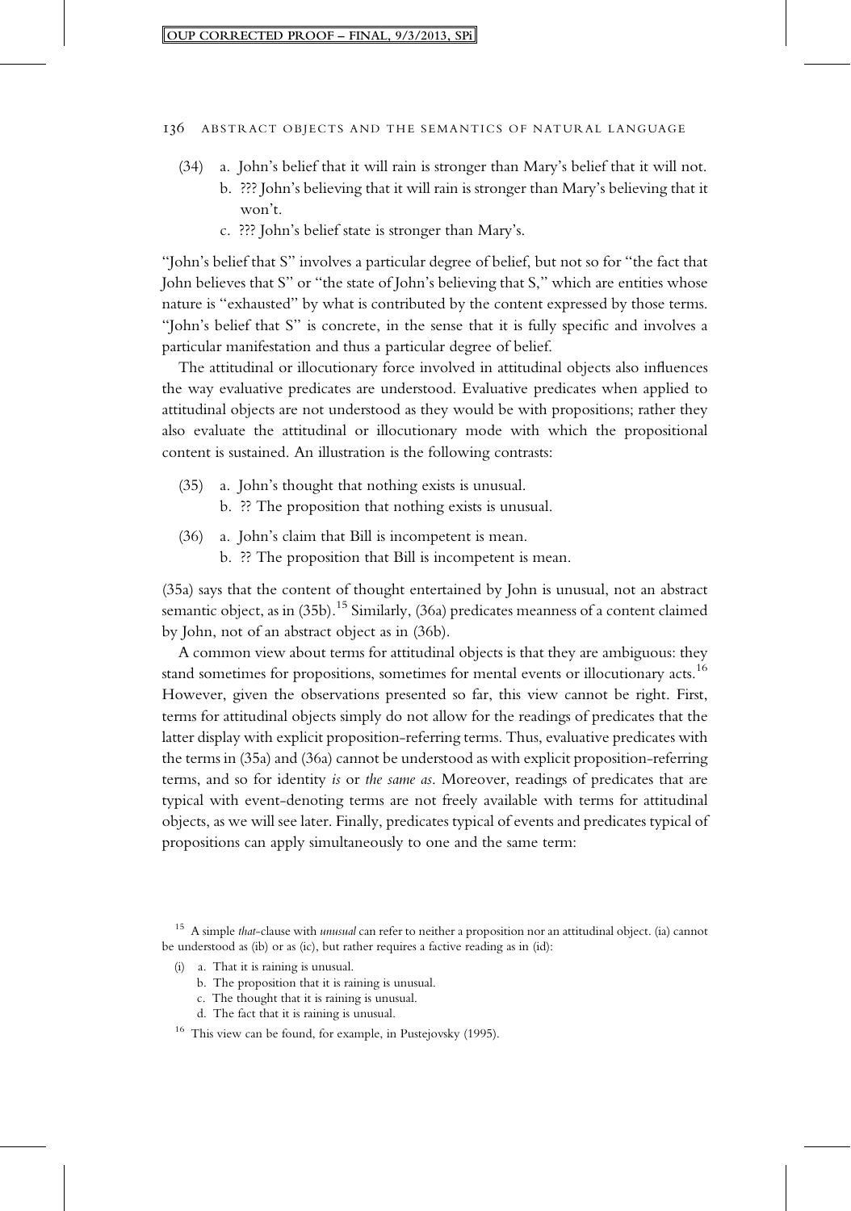(34) a. John's belief that it will rain is stronger than Mary's belief that it will not.
  b. ??? John's believing that it will rain is stronger than Mary's believing that it won't.
  c. ??? John's belief state is stronger than Mary's.

"John's belief that S" involves a particular degree of belief, but not so for "the fact that John believes that S" or "the state of John's believing that S," which are entities whose nature is "exhausted" by what is contributed by the content expressed by those terms. "John's belief that S" is concrete, in the sense that it is fully specific and involves a particular manifestation and thus a particular degree of belief.

The attitudinal or illocutionary force involved in attitudinal objects also influences the way evaluative predicates are understood. Evaluative predicates when applied to attitudinal objects are not understood as they would be with propositions; rather they also evaluate the attitudinal or illocutionary mode with which the propositional content is sustained. An illustration is the following contrasts:

(35) a. John's thought that nothing exists is unusual.
  b. ?? The proposition that nothing exists is unusual.

(36) a. John's claim that Bill is incompetent is mean.
  b. ?? The proposition that Bill is incompetent is mean.

(35a) says that the content of thought entertained by John is unusual, not an abstract semantic object, as in (35b).[15] Similarly, (36a) predicates meanness of a content claimed by John, not of an abstract object as in (36b).

A common view about terms for attitudinal objects is that they are ambiguous: they stand sometimes for propositions, sometimes for mental events or illocutionary acts.[16] However, given the observations presented so far, this view cannot be right. First, terms for attitudinal objects simply do not allow for the readings of predicates that the latter display with explicit proposition-referring terms. Thus, evaluative predicates with the terms in (35a) and (36a) cannot be understood as with explicit proposition-referring terms, and so for identity *is* or *the same as*. Moreover, readings of predicates that are typical with event-denoting terms are not freely available with terms for attitudinal objects, as we will see later. Finally, predicates typical of events and predicates typical of propositions can apply simultaneously to one and the same term:

---

[15] A simple *that*-clause with *unusual* can refer to neither a proposition nor an attitudinal object. (ia) cannot be understood as (ib) or as (ic), but rather requires a factive reading as in (id):

(i) a. That it is raining is unusual.
  b. The proposition that it is raining is unusual.
  c. The thought that it is raining is unusual.
  d. The fact that it is raining is unusual.

[16] This view can be found, for example, in Pustejovsky (1995).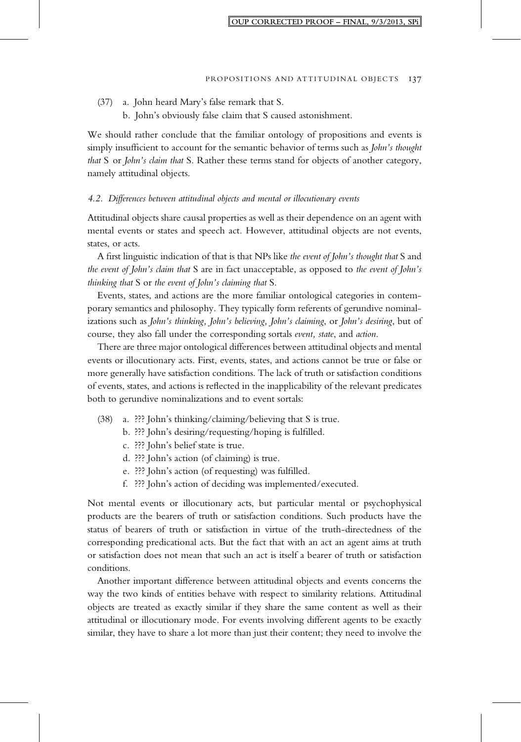(37) a. John heard Mary's false remark that S.
     b. John's obviously false claim that S caused astonishment.

We should rather conclude that the familiar ontology of propositions and events is simply insufficient to account for the semantic behavior of terms such as *John's thought that* S or *John's claim that* S. Rather these terms stand for objects of another category, namely attitudinal objects.

### 4.2. *Differences between attitudinal objects and mental or illocutionary events*

Attitudinal objects share causal properties as well as their dependence on an agent with mental events or states and speech act. However, attitudinal objects are not events, states, or acts.

A first linguistic indication of that is that NPs like *the event of John's thought that* S and *the event of John's claim that* S are in fact unacceptable, as opposed to *the event of John's thinking that* S or *the event of John's claiming that* S.

Events, states, and actions are the more familiar ontological categories in contemporary semantics and philosophy. They typically form referents of gerundive nominalizations such as *John's thinking, John's believing, John's claiming*, or *John's desiring*, but of course, they also fall under the corresponding sortals *event, state*, and *action*.

There are three major ontological differences between attitudinal objects and mental events or illocutionary acts. First, events, states, and actions cannot be true or false or more generally have satisfaction conditions. The lack of truth or satisfaction conditions of events, states, and actions is reflected in the inapplicability of the relevant predicates both to gerundive nominalizations and to event sortals:

(38) a. ??? John's thinking/claiming/believing that S is true.
     b. ??? John's desiring/requesting/hoping is fulfilled.
     c. ??? John's belief state is true.
     d. ??? John's action (of claiming) is true.
     e. ??? John's action (of requesting) was fulfilled.
     f. ??? John's action of deciding was implemented/executed.

Not mental events or illocutionary acts, but particular mental or psychophysical products are the bearers of truth or satisfaction conditions. Such products have the status of bearers of truth or satisfaction in virtue of the truth-directedness of the corresponding predicational acts. But the fact that with an act an agent aims at truth or satisfaction does not mean that such an act is itself a bearer of truth or satisfaction conditions.

Another important difference between attitudinal objects and events concerns the way the two kinds of entities behave with respect to similarity relations. Attitudinal objects are treated as exactly similar if they share the same content as well as their attitudinal or illocutionary mode. For events involving different agents to be exactly similar, they have to share a lot more than just their content; they need to involve the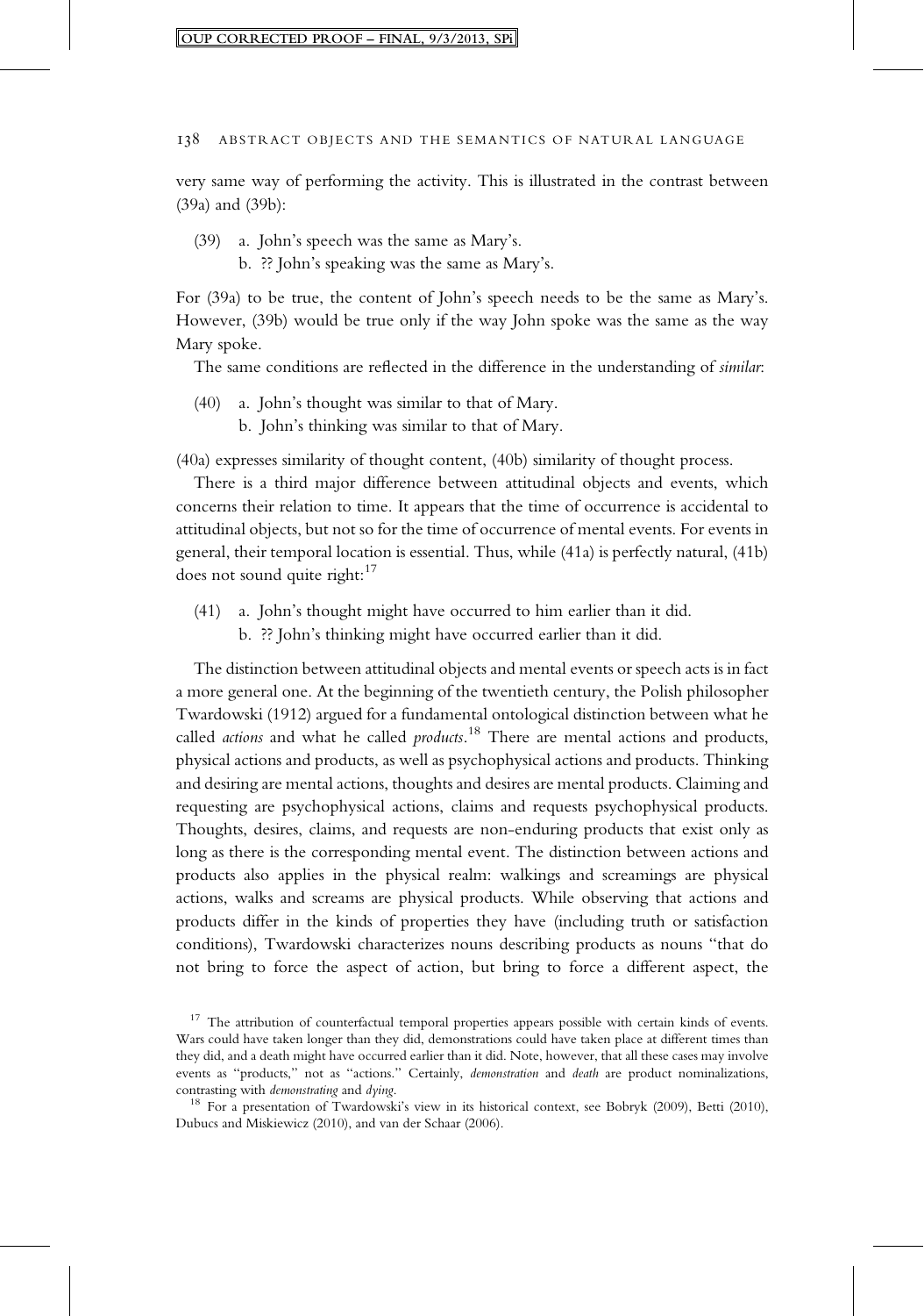very same way of performing the activity. This is illustrated in the contrast between (39a) and (39b):

(39) a. John's speech was the same as Mary's.
     b. ?? John's speaking was the same as Mary's.

For (39a) to be true, the content of John's speech needs to be the same as Mary's. However, (39b) would be true only if the way John spoke was the same as the way Mary spoke.

The same conditions are reflected in the difference in the understanding of *similar*:

(40) a. John's thought was similar to that of Mary.
     b. John's thinking was similar to that of Mary.

(40a) expresses similarity of thought content, (40b) similarity of thought process.

There is a third major difference between attitudinal objects and events, which concerns their relation to time. It appears that the time of occurrence is accidental to attitudinal objects, but not so for the time of occurrence of mental events. For events in general, their temporal location is essential. Thus, while (41a) is perfectly natural, (41b) does not sound quite right:[17]

(41) a. John's thought might have occurred to him earlier than it did.
     b. ?? John's thinking might have occurred earlier than it did.

The distinction between attitudinal objects and mental events or speech acts is in fact a more general one. At the beginning of the twentieth century, the Polish philosopher Twardowski (1912) argued for a fundamental ontological distinction between what he called *actions* and what he called *products*.[18] There are mental actions and products, physical actions and products, as well as psychophysical actions and products. Thinking and desiring are mental actions, thoughts and desires are mental products. Claiming and requesting are psychophysical actions, claims and requests psychophysical products. Thoughts, desires, claims, and requests are non-enduring products that exist only as long as there is the corresponding mental event. The distinction between actions and products also applies in the physical realm: walkings and screamings are physical actions, walks and screams are physical products. While observing that actions and products differ in the kinds of properties they have (including truth or satisfaction conditions), Twardowski characterizes nouns describing products as nouns "that do not bring to force the aspect of action, but bring to force a different aspect, the

[17] The attribution of counterfactual temporal properties appears possible with certain kinds of events. Wars could have taken longer than they did, demonstrations could have taken place at different times than they did, and a death might have occurred earlier than it did. Note, however, that all these cases may involve events as "products," not as "actions." Certainly, *demonstration* and *death* are product nominalizations, contrasting with *demonstrating* and *dying*.

[18] For a presentation of Twardowski's view in its historical context, see Bobryk (2009), Betti (2010), Dubucs and Miskiewicz (2010), and van der Schaar (2006).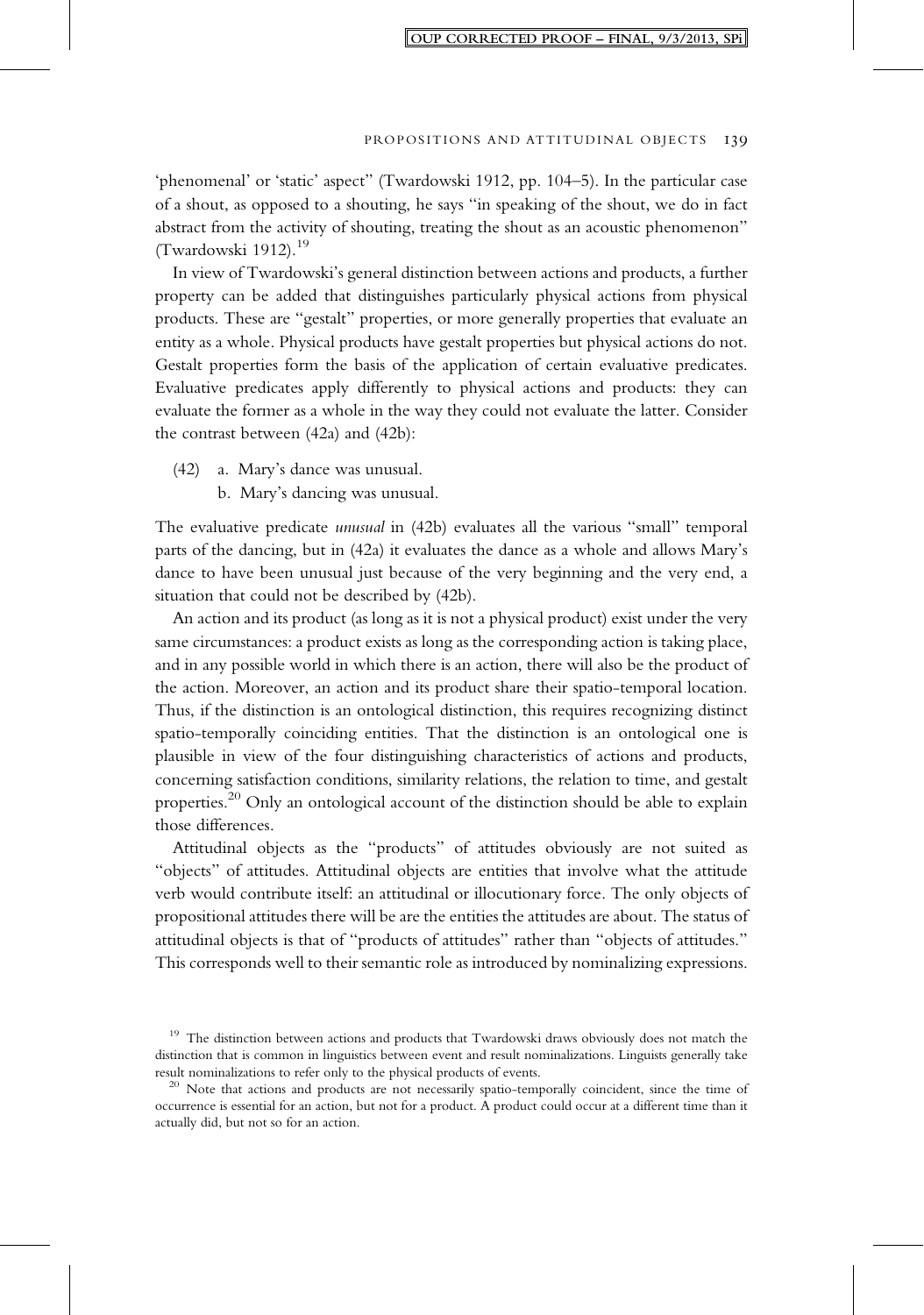'phenomenal' or 'static' aspect" (Twardowski 1912, pp. 104–5). In the particular case of a shout, as opposed to a shouting, he says "in speaking of the shout, we do in fact abstract from the activity of shouting, treating the shout as an acoustic phenomenon" (Twardowski 1912).[19]

In view of Twardowski's general distinction between actions and products, a further property can be added that distinguishes particularly physical actions from physical products. These are "gestalt" properties, or more generally properties that evaluate an entity as a whole. Physical products have gestalt properties but physical actions do not. Gestalt properties form the basis of the application of certain evaluative predicates. Evaluative predicates apply differently to physical actions and products: they can evaluate the former as a whole in the way they could not evaluate the latter. Consider the contrast between (42a) and (42b):

(42) a. Mary's dance was unusual.
  b. Mary's dancing was unusual.

The evaluative predicate *unusual* in (42b) evaluates all the various "small" temporal parts of the dancing, but in (42a) it evaluates the dance as a whole and allows Mary's dance to have been unusual just because of the very beginning and the very end, a situation that could not be described by (42b).

An action and its product (as long as it is not a physical product) exist under the very same circumstances: a product exists as long as the corresponding action is taking place, and in any possible world in which there is an action, there will also be the product of the action. Moreover, an action and its product share their spatio-temporal location. Thus, if the distinction is an ontological distinction, this requires recognizing distinct spatio-temporally coinciding entities. That the distinction is an ontological one is plausible in view of the four distinguishing characteristics of actions and products, concerning satisfaction conditions, similarity relations, the relation to time, and gestalt properties.[20] Only an ontological account of the distinction should be able to explain those differences.

Attitudinal objects as the "products" of attitudes obviously are not suited as "objects" of attitudes. Attitudinal objects are entities that involve what the attitude verb would contribute itself: an attitudinal or illocutionary force. The only objects of propositional attitudes there will be are the entities the attitudes are about. The status of attitudinal objects is that of "products of attitudes" rather than "objects of attitudes." This corresponds well to their semantic role as introduced by nominalizing expressions.

[19] The distinction between actions and products that Twardowski draws obviously does not match the distinction that is common in linguistics between event and result nominalizations. Linguists generally take result nominalizations to refer only to the physical products of events.

[20] Note that actions and products are not necessarily spatio-temporally coincident, since the time of occurrence is essential for an action, but not for a product. A product could occur at a different time than it actually did, but not so for an action.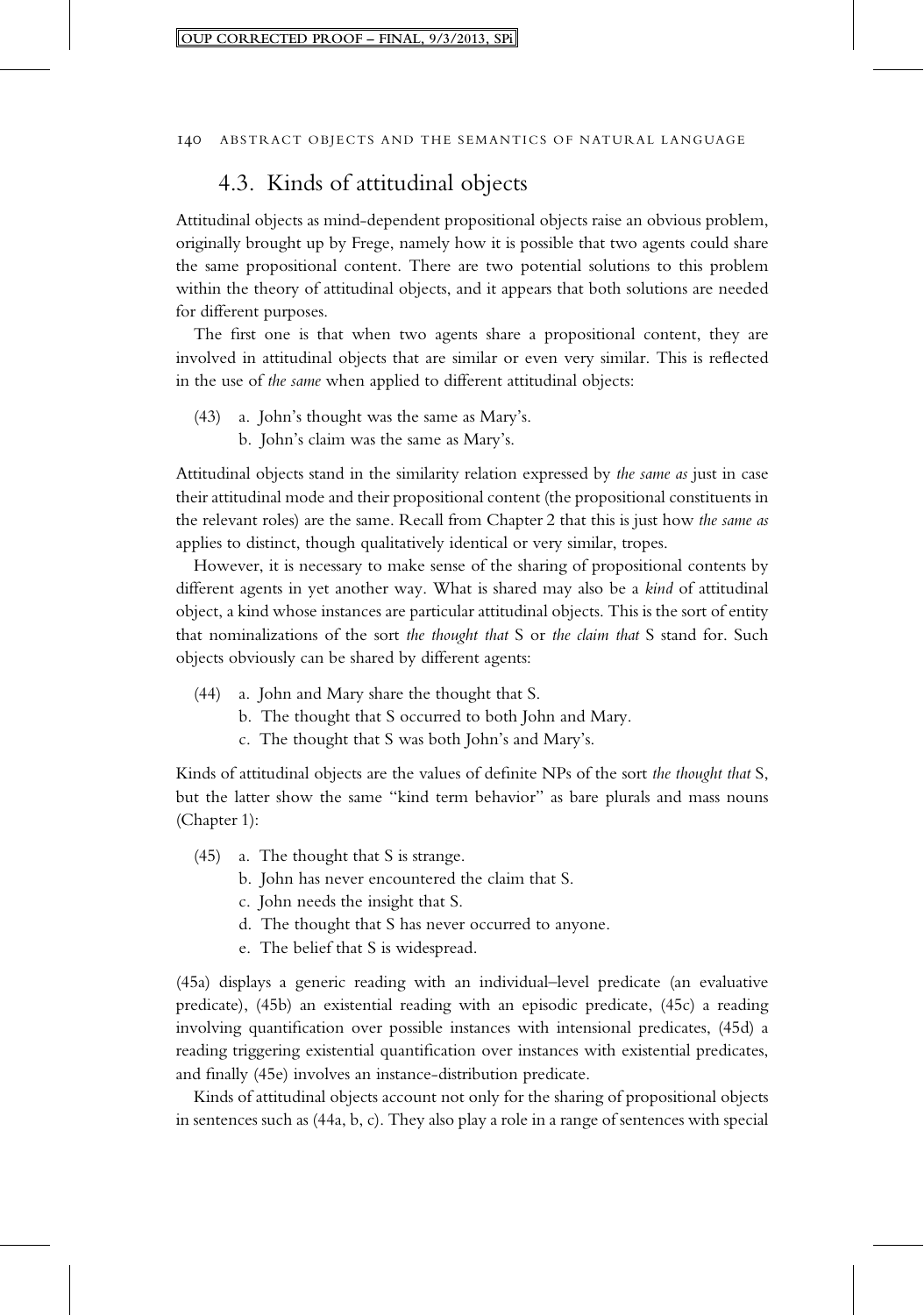## 4.3. Kinds of attitudinal objects

Attitudinal objects as mind-dependent propositional objects raise an obvious problem, originally brought up by Frege, namely how it is possible that two agents could share the same propositional content. There are two potential solutions to this problem within the theory of attitudinal objects, and it appears that both solutions are needed for different purposes.

The first one is that when two agents share a propositional content, they are involved in attitudinal objects that are similar or even very similar. This is reflected in the use of *the same* when applied to different attitudinal objects:

(43) a. John's thought was the same as Mary's.
 b. John's claim was the same as Mary's.

Attitudinal objects stand in the similarity relation expressed by *the same as* just in case their attitudinal mode and their propositional content (the propositional constituents in the relevant roles) are the same. Recall from Chapter 2 that this is just how *the same as* applies to distinct, though qualitatively identical or very similar, tropes.

However, it is necessary to make sense of the sharing of propositional contents by different agents in yet another way. What is shared may also be a *kind* of attitudinal object, a kind whose instances are particular attitudinal objects. This is the sort of entity that nominalizations of the sort *the thought that* S or *the claim that* S stand for. Such objects obviously can be shared by different agents:

(44) a. John and Mary share the thought that S.
 b. The thought that S occurred to both John and Mary.
 c. The thought that S was both John's and Mary's.

Kinds of attitudinal objects are the values of definite NPs of the sort *the thought that* S, but the latter show the same "kind term behavior" as bare plurals and mass nouns (Chapter 1):

(45) a. The thought that S is strange.
 b. John has never encountered the claim that S.
 c. John needs the insight that S.
 d. The thought that S has never occurred to anyone.
 e. The belief that S is widespread.

(45a) displays a generic reading with an individual–level predicate (an evaluative predicate), (45b) an existential reading with an episodic predicate, (45c) a reading involving quantification over possible instances with intensional predicates, (45d) a reading triggering existential quantification over instances with existential predicates, and finally (45e) involves an instance-distribution predicate.

Kinds of attitudinal objects account not only for the sharing of propositional objects in sentences such as (44a, b, c). They also play a role in a range of sentences with special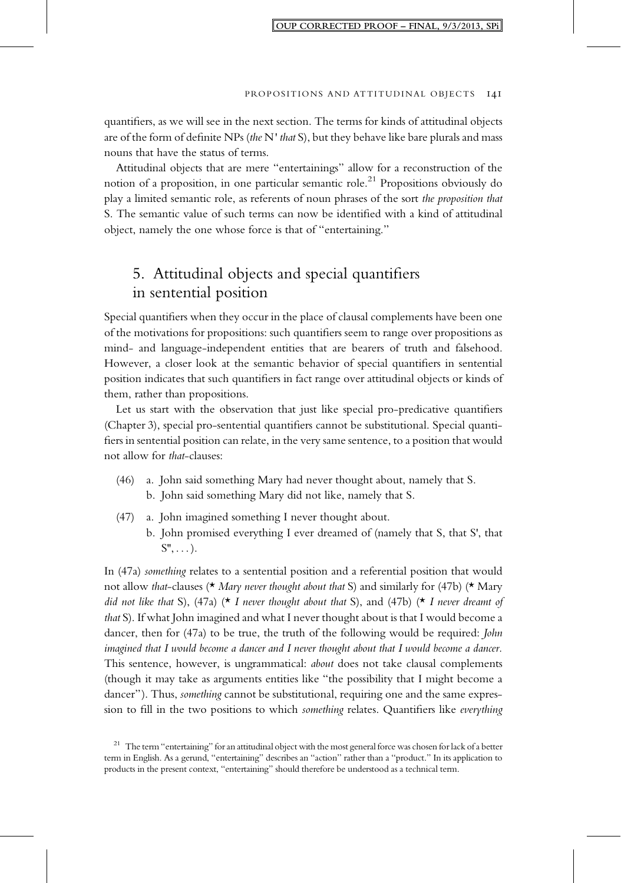quantifiers, as we will see in the next section. The terms for kinds of attitudinal objects are of the form of definite NPs (*the* N' *that* S), but they behave like bare plurals and mass nouns that have the status of terms.

Attitudinal objects that are mere "entertainings" allow for a reconstruction of the notion of a proposition, in one particular semantic role.[21] Propositions obviously do play a limited semantic role, as referents of noun phrases of the sort *the proposition that* S. The semantic value of such terms can now be identified with a kind of attitudinal object, namely the one whose force is that of "entertaining."

## 5. Attitudinal objects and special quantifiers in sentential position

Special quantifiers when they occur in the place of clausal complements have been one of the motivations for propositions: such quantifiers seem to range over propositions as mind- and language-independent entities that are bearers of truth and falsehood. However, a closer look at the semantic behavior of special quantifiers in sentential position indicates that such quantifiers in fact range over attitudinal objects or kinds of them, rather than propositions.

Let us start with the observation that just like special pro-predicative quantifiers (Chapter 3), special pro-sentential quantifiers cannot be substitutional. Special quantifiers in sentential position can relate, in the very same sentence, to a position that would not allow for *that*-clauses:

(46) a. John said something Mary had never thought about, namely that S.
 b. John said something Mary did not like, namely that S.

(47) a. John imagined something I never thought about.
 b. John promised everything I ever dreamed of (namely that S, that S', that S'', . . .).

In (47a) *something* relates to a sentential position and a referential position that would not allow *that*-clauses (* *Mary never thought about that* S) and similarly for (47b) (* Mary *did not like that* S), (47a) (* *I never thought about that* S), and (47b) (* *I never dreamt of that* S). If what John imagined and what I never thought about is that I would become a dancer, then for (47a) to be true, the truth of the following would be required: *John imagined that I would become a dancer and I never thought about that I would become a dancer.* This sentence, however, is ungrammatical: *about* does not take clausal complements (though it may take as arguments entities like "the possibility that I might become a dancer"). Thus, *something* cannot be substitutional, requiring one and the same expression to fill in the two positions to which *something* relates. Quantifiers like *everything*

[21] The term "entertaining" for an attitudinal object with the most general force was chosen for lack of a better term in English. As a gerund, "entertaining" describes an "action" rather than a "product." In its application to products in the present context, "entertaining" should therefore be understood as a technical term.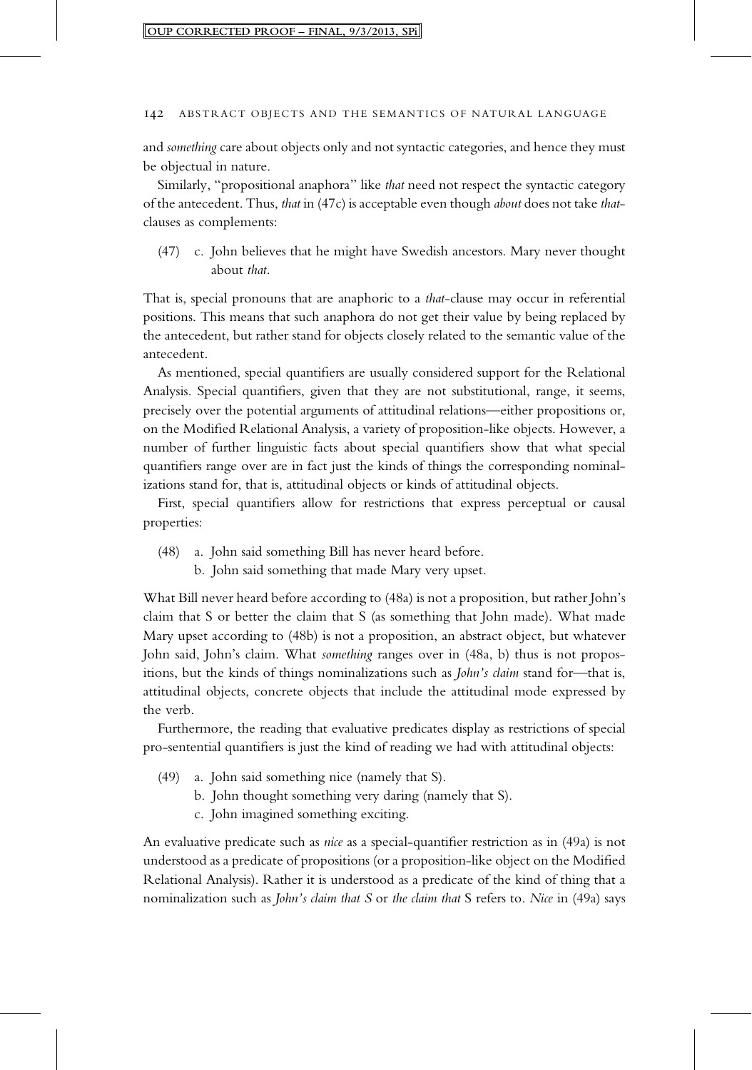and *something* care about objects only and not syntactic categories, and hence they must be objectual in nature.

Similarly, "propositional anaphora" like *that* need not respect the syntactic category of the antecedent. Thus, *that* in (47c) is acceptable even though *about* does not take *that*-clauses as complements:

(47) c. John believes that he might have Swedish ancestors. Mary never thought about *that*.

That is, special pronouns that are anaphoric to a *that*-clause may occur in referential positions. This means that such anaphora do not get their value by being replaced by the antecedent, but rather stand for objects closely related to the semantic value of the antecedent.

As mentioned, special quantifiers are usually considered support for the Relational Analysis. Special quantifiers, given that they are not substitutional, range, it seems, precisely over the potential arguments of attitudinal relations—either propositions or, on the Modified Relational Analysis, a variety of proposition-like objects. However, a number of further linguistic facts about special quantifiers show that what special quantifiers range over are in fact just the kinds of things the corresponding nominalizations stand for, that is, attitudinal objects or kinds of attitudinal objects.

First, special quantifiers allow for restrictions that express perceptual or causal properties:

(48) a. John said something Bill has never heard before.
b. John said something that made Mary very upset.

What Bill never heard before according to (48a) is not a proposition, but rather John's claim that S or better the claim that S (as something that John made). What made Mary upset according to (48b) is not a proposition, an abstract object, but whatever John said, John's claim. What *something* ranges over in (48a, b) thus is not propositions, but the kinds of things nominalizations such as *John's claim* stand for—that is, attitudinal objects, concrete objects that include the attitudinal mode expressed by the verb.

Furthermore, the reading that evaluative predicates display as restrictions of special pro-sentential quantifiers is just the kind of reading we had with attitudinal objects:

(49) a. John said something nice (namely that S).
b. John thought something very daring (namely that S).
c. John imagined something exciting.

An evaluative predicate such as *nice* as a special-quantifier restriction as in (49a) is not understood as a predicate of propositions (or a proposition-like object on the Modified Relational Analysis). Rather it is understood as a predicate of the kind of thing that a nominalization such as *John's claim that S* or *the claim that* S refers to. *Nice* in (49a) says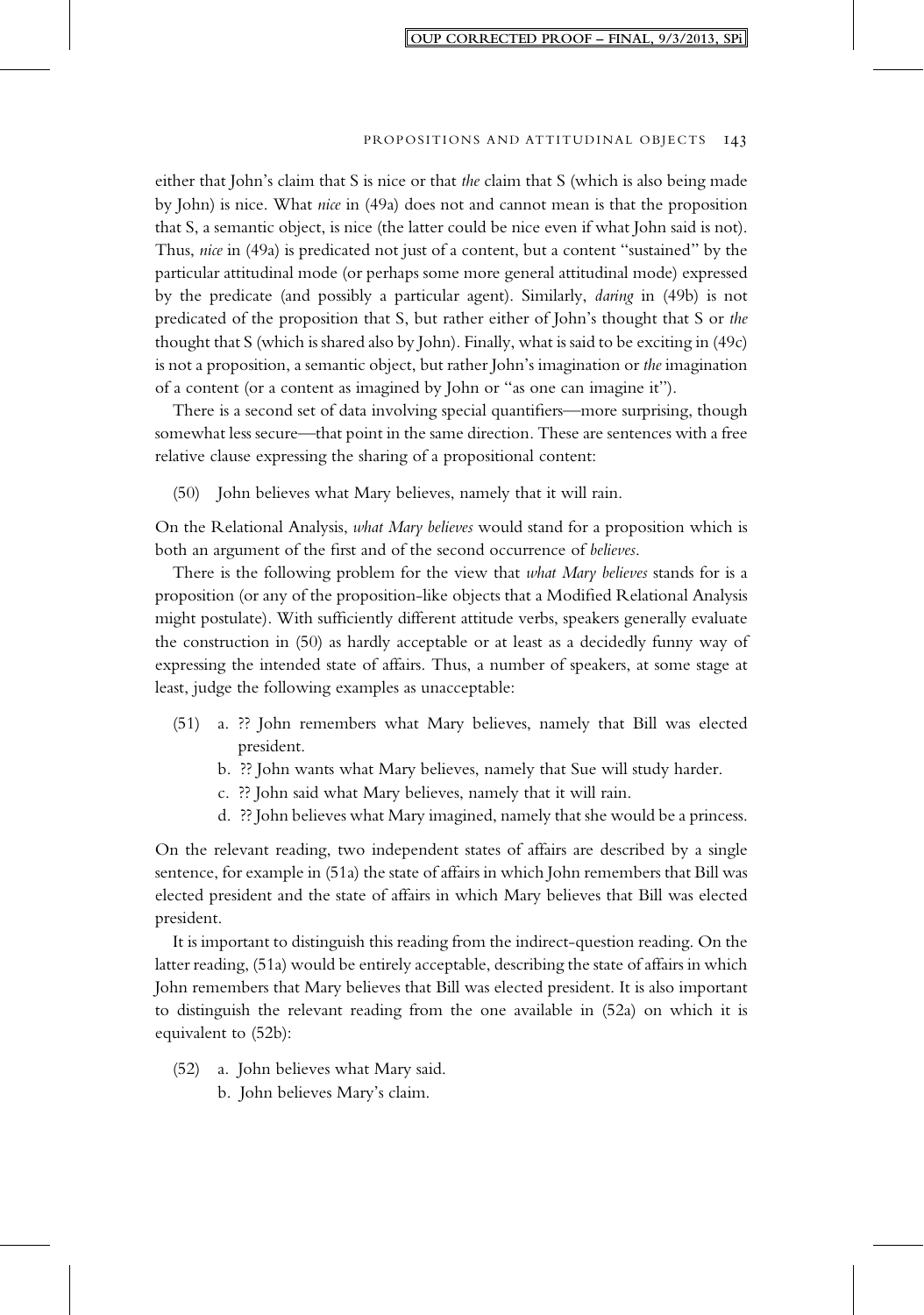either that John's claim that S is nice or that *the* claim that S (which is also being made by John) is nice. What *nice* in (49a) does not and cannot mean is that the proposition that S, a semantic object, is nice (the latter could be nice even if what John said is not). Thus, *nice* in (49a) is predicated not just of a content, but a content "sustained" by the particular attitudinal mode (or perhaps some more general attitudinal mode) expressed by the predicate (and possibly a particular agent). Similarly, *daring* in (49b) is not predicated of the proposition that S, but rather either of John's thought that S or *the* thought that S (which is shared also by John). Finally, what is said to be exciting in (49c) is not a proposition, a semantic object, but rather John's imagination or *the* imagination of a content (or a content as imagined by John or "as one can imagine it").

There is a second set of data involving special quantifiers—more surprising, though somewhat less secure—that point in the same direction. These are sentences with a free relative clause expressing the sharing of a propositional content:

(50) John believes what Mary believes, namely that it will rain.

On the Relational Analysis, *what Mary believes* would stand for a proposition which is both an argument of the first and of the second occurrence of *believes*.

There is the following problem for the view that *what Mary believes* stands for is a proposition (or any of the proposition-like objects that a Modified Relational Analysis might postulate). With sufficiently different attitude verbs, speakers generally evaluate the construction in (50) as hardly acceptable or at least as a decidedly funny way of expressing the intended state of affairs. Thus, a number of speakers, at some stage at least, judge the following examples as unacceptable:

(51) a. ?? John remembers what Mary believes, namely that Bill was elected president.
b. ?? John wants what Mary believes, namely that Sue will study harder.
c. ?? John said what Mary believes, namely that it will rain.
d. ?? John believes what Mary imagined, namely that she would be a princess.

On the relevant reading, two independent states of affairs are described by a single sentence, for example in (51a) the state of affairs in which John remembers that Bill was elected president and the state of affairs in which Mary believes that Bill was elected president.

It is important to distinguish this reading from the indirect-question reading. On the latter reading, (51a) would be entirely acceptable, describing the state of affairs in which John remembers that Mary believes that Bill was elected president. It is also important to distinguish the relevant reading from the one available in (52a) on which it is equivalent to (52b):

(52) a. John believes what Mary said.
b. John believes Mary's claim.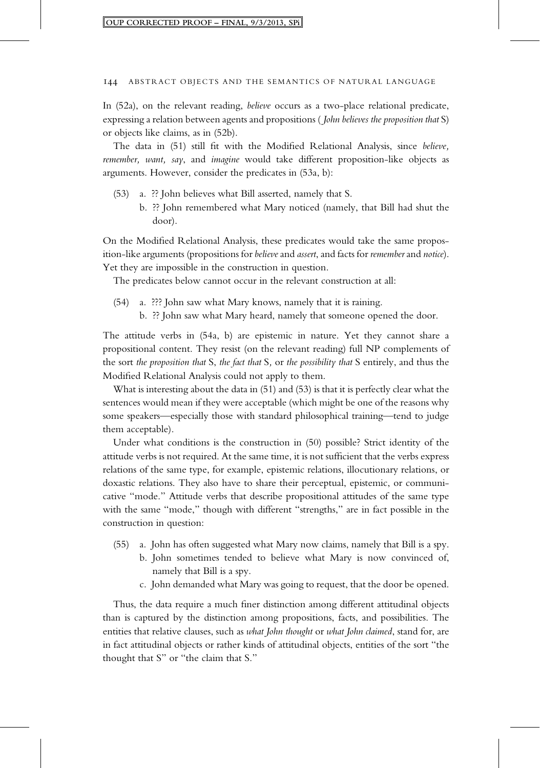In (52a), on the relevant reading, *believe* occurs as a two-place relational predicate, expressing a relation between agents and propositions (*John believes the proposition that* S) or objects like claims, as in (52b).

The data in (51) still fit with the Modified Relational Analysis, since *believe, remember, want, say*, and *imagine* would take different proposition-like objects as arguments. However, consider the predicates in (53a, b):

(53) a. ?? John believes what Bill asserted, namely that S.
  b. ?? John remembered what Mary noticed (namely, that Bill had shut the door).

On the Modified Relational Analysis, these predicates would take the same proposition-like arguments (propositions for *believe* and *assert*, and facts for *remember* and *notice*). Yet they are impossible in the construction in question.

The predicates below cannot occur in the relevant construction at all:

(54) a. ??? John saw what Mary knows, namely that it is raining.
  b. ?? John saw what Mary heard, namely that someone opened the door.

The attitude verbs in (54a, b) are epistemic in nature. Yet they cannot share a propositional content. They resist (on the relevant reading) full NP complements of the sort *the proposition that* S, *the fact that* S, or *the possibility that* S entirely, and thus the Modified Relational Analysis could not apply to them.

What is interesting about the data in (51) and (53) is that it is perfectly clear what the sentences would mean if they were acceptable (which might be one of the reasons why some speakers—especially those with standard philosophical training—tend to judge them acceptable).

Under what conditions is the construction in (50) possible? Strict identity of the attitude verbs is not required. At the same time, it is not sufficient that the verbs express relations of the same type, for example, epistemic relations, illocutionary relations, or doxastic relations. They also have to share their perceptual, epistemic, or communicative "mode." Attitude verbs that describe propositional attitudes of the same type with the same "mode," though with different "strengths," are in fact possible in the construction in question:

(55) a. John has often suggested what Mary now claims, namely that Bill is a spy.
  b. John sometimes tended to believe what Mary is now convinced of, namely that Bill is a spy.
  c. John demanded what Mary was going to request, that the door be opened.

Thus, the data require a much finer distinction among different attitudinal objects than is captured by the distinction among propositions, facts, and possibilities. The entities that relative clauses, such as *what John thought* or *what John claimed*, stand for, are in fact attitudinal objects or rather kinds of attitudinal objects, entities of the sort "the thought that S" or "the claim that S."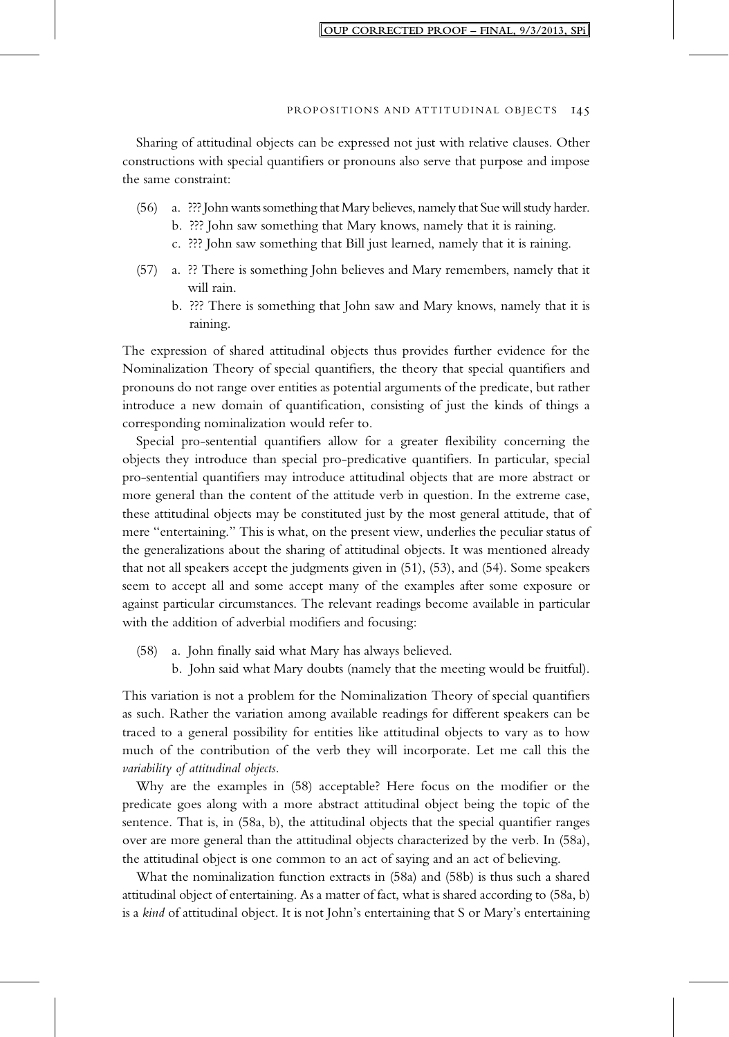Sharing of attitudinal objects can be expressed not just with relative clauses. Other constructions with special quantifiers or pronouns also serve that purpose and impose the same constraint:

(56) a. ??? John wants something that Mary believes, namely that Sue will study harder.
 b. ??? John saw something that Mary knows, namely that it is raining.
 c. ??? John saw something that Bill just learned, namely that it is raining.

(57) a. ?? There is something John believes and Mary remembers, namely that it will rain.
 b. ??? There is something that John saw and Mary knows, namely that it is raining.

The expression of shared attitudinal objects thus provides further evidence for the Nominalization Theory of special quantifiers, the theory that special quantifiers and pronouns do not range over entities as potential arguments of the predicate, but rather introduce a new domain of quantification, consisting of just the kinds of things a corresponding nominalization would refer to.

Special pro-sentential quantifiers allow for a greater flexibility concerning the objects they introduce than special pro-predicative quantifiers. In particular, special pro-sentential quantifiers may introduce attitudinal objects that are more abstract or more general than the content of the attitude verb in question. In the extreme case, these attitudinal objects may be constituted just by the most general attitude, that of mere "entertaining." This is what, on the present view, underlies the peculiar status of the generalizations about the sharing of attitudinal objects. It was mentioned already that not all speakers accept the judgments given in (51), (53), and (54). Some speakers seem to accept all and some accept many of the examples after some exposure or against particular circumstances. The relevant readings become available in particular with the addition of adverbial modifiers and focusing:

(58) a. John finally said what Mary has always believed.
 b. John said what Mary doubts (namely that the meeting would be fruitful).

This variation is not a problem for the Nominalization Theory of special quantifiers as such. Rather the variation among available readings for different speakers can be traced to a general possibility for entities like attitudinal objects to vary as to how much of the contribution of the verb they will incorporate. Let me call this the *variability of attitudinal objects*.

Why are the examples in (58) acceptable? Here focus on the modifier or the predicate goes along with a more abstract attitudinal object being the topic of the sentence. That is, in (58a, b), the attitudinal objects that the special quantifier ranges over are more general than the attitudinal objects characterized by the verb. In (58a), the attitudinal object is one common to an act of saying and an act of believing.

What the nominalization function extracts in (58a) and (58b) is thus such a shared attitudinal object of entertaining. As a matter of fact, what is shared according to (58a, b) is a *kind* of attitudinal object. It is not John's entertaining that S or Mary's entertaining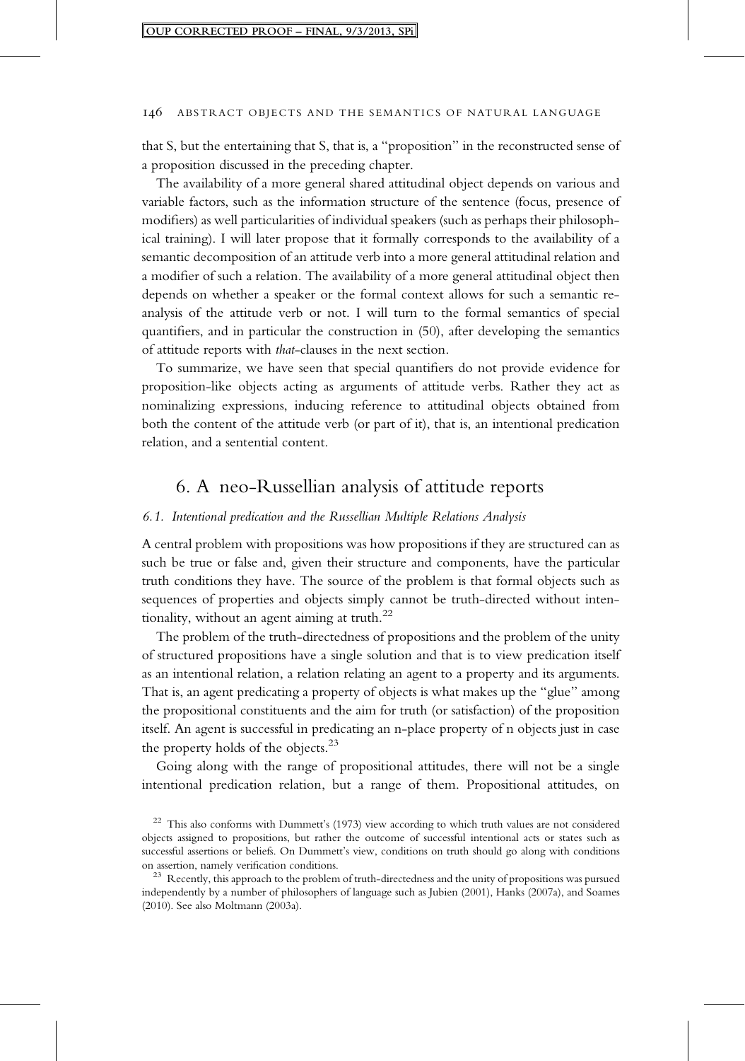that S, but the entertaining that S, that is, a "proposition" in the reconstructed sense of a proposition discussed in the preceding chapter.

The availability of a more general shared attitudinal object depends on various and variable factors, such as the information structure of the sentence (focus, presence of modifiers) as well particularities of individual speakers (such as perhaps their philosophical training). I will later propose that it formally corresponds to the availability of a semantic decomposition of an attitude verb into a more general attitudinal relation and a modifier of such a relation. The availability of a more general attitudinal object then depends on whether a speaker or the formal context allows for such a semantic reanalysis of the attitude verb or not. I will turn to the formal semantics of special quantifiers, and in particular the construction in (50), after developing the semantics of attitude reports with *that*-clauses in the next section.

To summarize, we have seen that special quantifiers do not provide evidence for proposition-like objects acting as arguments of attitude verbs. Rather they act as nominalizing expressions, inducing reference to attitudinal objects obtained from both the content of the attitude verb (or part of it), that is, an intentional predication relation, and a sentential content.

## 6. A neo-Russellian analysis of attitude reports

### 6.1. Intentional predication and the Russellian Multiple Relations Analysis

A central problem with propositions was how propositions if they are structured can as such be true or false and, given their structure and components, have the particular truth conditions they have. The source of the problem is that formal objects such as sequences of properties and objects simply cannot be truth-directed without intentionality, without an agent aiming at truth.[22]

The problem of the truth-directedness of propositions and the problem of the unity of structured propositions have a single solution and that is to view predication itself as an intentional relation, a relation relating an agent to a property and its arguments. That is, an agent predicating a property of objects is what makes up the "glue" among the propositional constituents and the aim for truth (or satisfaction) of the proposition itself. An agent is successful in predicating an n-place property of n objects just in case the property holds of the objects.[23]

Going along with the range of propositional attitudes, there will not be a single intentional predication relation, but a range of them. Propositional attitudes, on

[22] This also conforms with Dummett's (1973) view according to which truth values are not considered objects assigned to propositions, but rather the outcome of successful intentional acts or states such as successful assertions or beliefs. On Dummett's view, conditions on truth should go along with conditions on assertion, namely verification conditions.

[23] Recently, this approach to the problem of truth-directedness and the unity of propositions was pursued independently by a number of philosophers of language such as Jubien (2001), Hanks (2007a), and Soames (2010). See also Moltmann (2003a).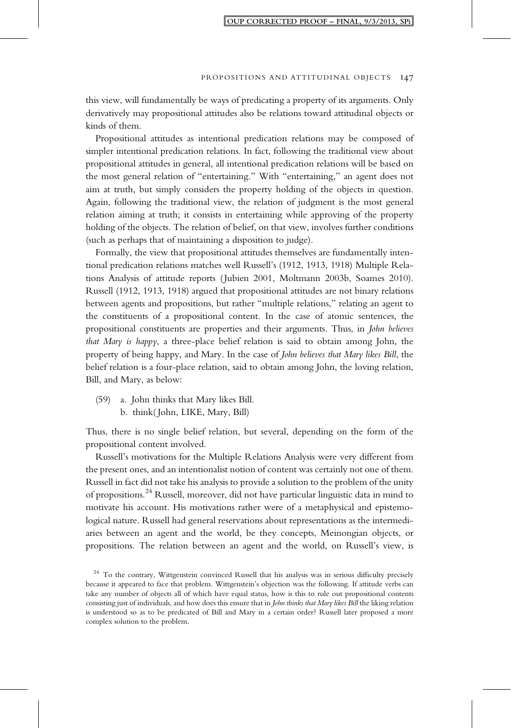this view, will fundamentally be ways of predicating a property of its arguments. Only derivatively may propositional attitudes also be relations toward attitudinal objects or kinds of them.

Propositional attitudes as intentional predication relations may be composed of simpler intentional predication relations. In fact, following the traditional view about propositional attitudes in general, all intentional predication relations will be based on the most general relation of "entertaining." With "entertaining," an agent does not aim at truth, but simply considers the property holding of the objects in question. Again, following the traditional view, the relation of judgment is the most general relation aiming at truth; it consists in entertaining while approving of the property holding of the objects. The relation of belief, on that view, involves further conditions (such as perhaps that of maintaining a disposition to judge).

Formally, the view that propositional attitudes themselves are fundamentally intentional predication relations matches well Russell's (1912, 1913, 1918) Multiple Relations Analysis of attitude reports (Jubien 2001, Moltmann 2003b, Soames 2010). Russell (1912, 1913, 1918) argued that propositional attitudes are not binary relations between agents and propositions, but rather "multiple relations," relating an agent to the constituents of a propositional content. In the case of atomic sentences, the propositional constituents are properties and their arguments. Thus, in *John believes that Mary is happy*, a three-place belief relation is said to obtain among John, the property of being happy, and Mary. In the case of *John believes that Mary likes Bill*, the belief relation is a four-place relation, said to obtain among John, the loving relation, Bill, and Mary, as below:

(59) a. John thinks that Mary likes Bill.
b. think(John, LIKE, Mary, Bill)

Thus, there is no single belief relation, but several, depending on the form of the propositional content involved.

Russell's motivations for the Multiple Relations Analysis were very different from the present ones, and an intentionalist notion of content was certainly not one of them. Russell in fact did not take his analysis to provide a solution to the problem of the unity of propositions.[24] Russell, moreover, did not have particular linguistic data in mind to motivate his account. His motivations rather were of a metaphysical and epistemological nature. Russell had general reservations about representations as the intermediaries between an agent and the world, be they concepts, Meinongian objects, or propositions. The relation between an agent and the world, on Russell's view, is

[24] To the contrary, Wittgenstein convinced Russell that his analysis was in serious difficulty precisely because it appeared to face that problem. Wittgenstein's objection was the following. If attitude verbs can take any number of objects all of which have equal status, how is this to rule out propositional contents consisting just of individuals, and how does this ensure that in *John thinks that Mary likes Bill* the liking relation is understood so as to be predicated of Bill and Mary in a certain order? Russell later proposed a more complex solution to the problem.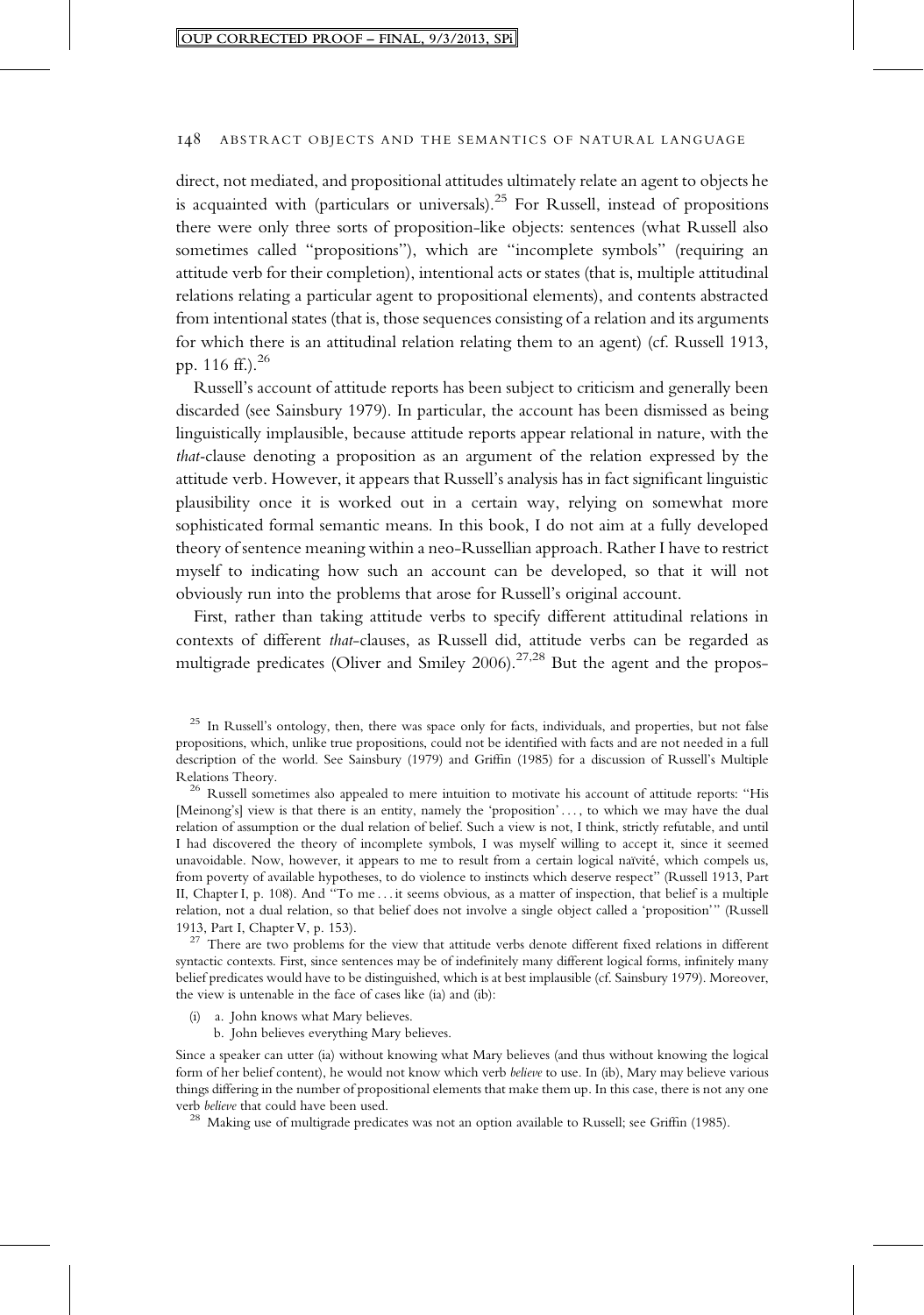direct, not mediated, and propositional attitudes ultimately relate an agent to objects he is acquainted with (particulars or universals).[25] For Russell, instead of propositions there were only three sorts of proposition-like objects: sentences (what Russell also sometimes called "propositions"), which are "incomplete symbols" (requiring an attitude verb for their completion), intentional acts or states (that is, multiple attitudinal relations relating a particular agent to propositional elements), and contents abstracted from intentional states (that is, those sequences consisting of a relation and its arguments for which there is an attitudinal relation relating them to an agent) (cf. Russell 1913, pp. 116 ff.).[26]

Russell's account of attitude reports has been subject to criticism and generally been discarded (see Sainsbury 1979). In particular, the account has been dismissed as being linguistically implausible, because attitude reports appear relational in nature, with the *that*-clause denoting a proposition as an argument of the relation expressed by the attitude verb. However, it appears that Russell's analysis has in fact significant linguistic plausibility once it is worked out in a certain way, relying on somewhat more sophisticated formal semantic means. In this book, I do not aim at a fully developed theory of sentence meaning within a neo-Russellian approach. Rather I have to restrict myself to indicating how such an account can be developed, so that it will not obviously run into the problems that arose for Russell's original account.

First, rather than taking attitude verbs to specify different attitudinal relations in contexts of different *that*-clauses, as Russell did, attitude verbs can be regarded as multigrade predicates (Oliver and Smiley 2006).[27,28] But the agent and the propos-

[25] In Russell's ontology, then, there was space only for facts, individuals, and properties, but not false propositions, which, unlike true propositions, could not be identified with facts and are not needed in a full description of the world. See Sainsbury (1979) and Griffin (1985) for a discussion of Russell's Multiple Relations Theory.

[26] Russell sometimes also appealed to mere intuition to motivate his account of attitude reports: "His [Meinong's] view is that there is an entity, namely the 'proposition' . . . , to which we may have the dual relation of assumption or the dual relation of belief. Such a view is not, I think, strictly refutable, and until I had discovered the theory of incomplete symbols, I was myself willing to accept it, since it seemed unavoidable. Now, however, it appears to me to result from a certain logical naïvité, which compels us, from poverty of available hypotheses, to do violence to instincts which deserve respect" (Russell 1913, Part II, Chapter I, p. 108). And "To me . . . it seems obvious, as a matter of inspection, that belief is a multiple relation, not a dual relation, so that belief does not involve a single object called a 'proposition'" (Russell 1913, Part I, Chapter V, p. 153).

[27] There are two problems for the view that attitude verbs denote different fixed relations in different syntactic contexts. First, since sentences may be of indefinitely many different logical forms, infinitely many belief predicates would have to be distinguished, which is at best implausible (cf. Sainsbury 1979). Moreover, the view is untenable in the face of cases like (ia) and (ib):

(i) a. John knows what Mary believes.
b. John believes everything Mary believes.

Since a speaker can utter (ia) without knowing what Mary believes (and thus without knowing the logical form of her belief content), he would not know which verb *believe* to use. In (ib), Mary may believe various things differing in the number of propositional elements that make them up. In this case, there is not any one verb *believe* that could have been used.

[28] Making use of multigrade predicates was not an option available to Russell; see Griffin (1985).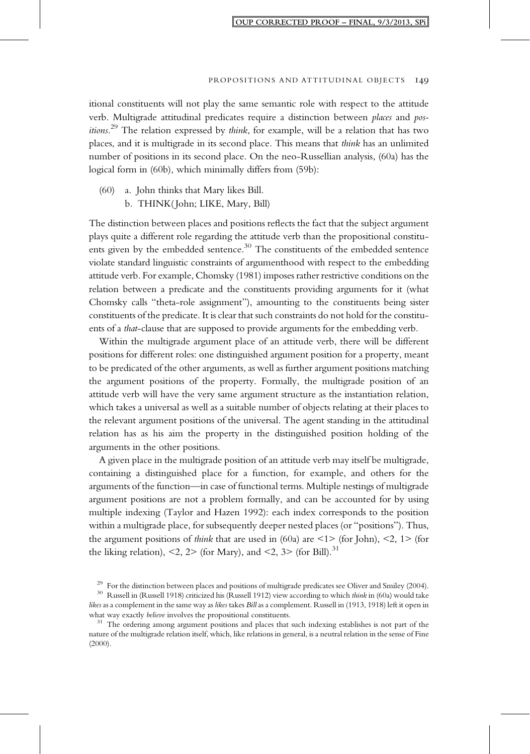itional constituents will not play the same semantic role with respect to the attitude verb. Multigrade attitudinal predicates require a distinction between *places* and *positions*.[29] The relation expressed by *think*, for example, will be a relation that has two places, and it is multigrade in its second place. This means that *think* has an unlimited number of positions in its second place. On the neo-Russellian analysis, (60a) has the logical form in (60b), which minimally differs from (59b):

(60) a. John thinks that Mary likes Bill.
 b. THINK(John; LIKE, Mary, Bill)

The distinction between places and positions reflects the fact that the subject argument plays quite a different role regarding the attitude verb than the propositional constituents given by the embedded sentence.[30] The constituents of the embedded sentence violate standard linguistic constraints of argumenthood with respect to the embedding attitude verb. For example, Chomsky (1981) imposes rather restrictive conditions on the relation between a predicate and the constituents providing arguments for it (what Chomsky calls "theta-role assignment"), amounting to the constituents being sister constituents of the predicate. It is clear that such constraints do not hold for the constituents of a *that*-clause that are supposed to provide arguments for the embedding verb.

Within the multigrade argument place of an attitude verb, there will be different positions for different roles: one distinguished argument position for a property, meant to be predicated of the other arguments, as well as further argument positions matching the argument positions of the property. Formally, the multigrade position of an attitude verb will have the very same argument structure as the instantiation relation, which takes a universal as well as a suitable number of objects relating at their places to the relevant argument positions of the universal. The agent standing in the attitudinal relation has as his aim the property in the distinguished position holding of the arguments in the other positions.

A given place in the multigrade position of an attitude verb may itself be multigrade, containing a distinguished place for a function, for example, and others for the arguments of the function—in case of functional terms. Multiple nestings of multigrade argument positions are not a problem formally, and can be accounted for by using multiple indexing (Taylor and Hazen 1992): each index corresponds to the position within a multigrade place, for subsequently deeper nested places (or "positions"). Thus, the argument positions of *think* that are used in (60a) are <1> (for John), <2, 1> (for the liking relation), <2, 2> (for Mary), and <2, 3> (for Bill).[31]

[29] For the distinction between places and positions of multigrade predicates see Oliver and Smiley (2004).

[30] Russell in (Russell 1918) criticized his (Russell 1912) view according to which *think* in (60a) would take *likes* as a complement in the same way as *likes* takes *Bill* as a complement. Russell in (1913, 1918) left it open in what way exactly *believe* involves the propositional constituents.

[31] The ordering among argument positions and places that such indexing establishes is not part of the nature of the multigrade relation itself, which, like relations in general, is a neutral relation in the sense of Fine (2000).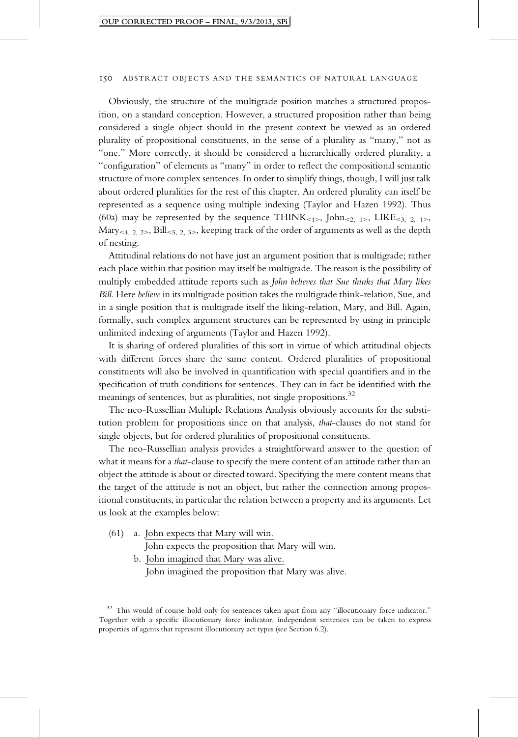Obviously, the structure of the multigrade position matches a structured proposition, on a standard conception. However, a structured proposition rather than being considered a single object should in the present context be viewed as an ordered plurality of propositional constituents, in the sense of a plurality as "many," not as "one." More correctly, it should be considered a hierarchically ordered plurality, a "configuration" of elements as "many" in order to reflect the compositional semantic structure of more complex sentences. In order to simplify things, though, I will just talk about ordered pluralities for the rest of this chapter. An ordered plurality can itself be represented as a sequence using multiple indexing (Taylor and Hazen 1992). Thus (60a) may be represented by the sequence $\text{THINK}_{<1>}$, $\text{John}_{<2,\ 1>}$, $\text{LIKE}_{<3,\ 2,\ 1>}$, $\text{Mary}_{<4,\ 2,\ 2>}$, $\text{Bill}_{<5,\ 2,\ 3>}$, keeping track of the order of arguments as well as the depth of nesting.

Attitudinal relations do not have just an argument position that is multigrade; rather each place within that position may itself be multigrade. The reason is the possibility of multiply embedded attitude reports such as *John believes that Sue thinks that Mary likes Bill*. Here *believe* in its multigrade position takes the multigrade think-relation, Sue, and in a single position that is multigrade itself the liking-relation, Mary, and Bill. Again, formally, such complex argument structures can be represented by using in principle unlimited indexing of arguments (Taylor and Hazen 1992).

It is sharing of ordered pluralities of this sort in virtue of which attitudinal objects with different forces share the same content. Ordered pluralities of propositional constituents will also be involved in quantification with special quantifiers and in the specification of truth conditions for sentences. They can in fact be identified with the meanings of sentences, but as pluralities, not single propositions.[32]

The neo-Russellian Multiple Relations Analysis obviously accounts for the substitution problem for propositions since on that analysis, *that*-clauses do not stand for single objects, but for ordered pluralities of propositional constituents.

The neo-Russellian analysis provides a straightforward answer to the question of what it means for a *that*-clause to specify the mere content of an attitude rather than an object the attitude is about or directed toward. Specifying the mere content means that the target of the attitude is not an object, but rather the connection among propositional constituents, in particular the relation between a property and its arguments. Let us look at the examples below:

(61) a. John expects that Mary will win.
  John expects the proposition that Mary will win.
 b. John imagined that Mary was alive.
  John imagined the proposition that Mary was alive.

[32] This would of course hold only for sentences taken apart from any "illocutionary force indicator." Together with a specific illocutionary force indicator, independent sentences can be taken to express properties of agents that represent illocutionary act types (see Section 6.2).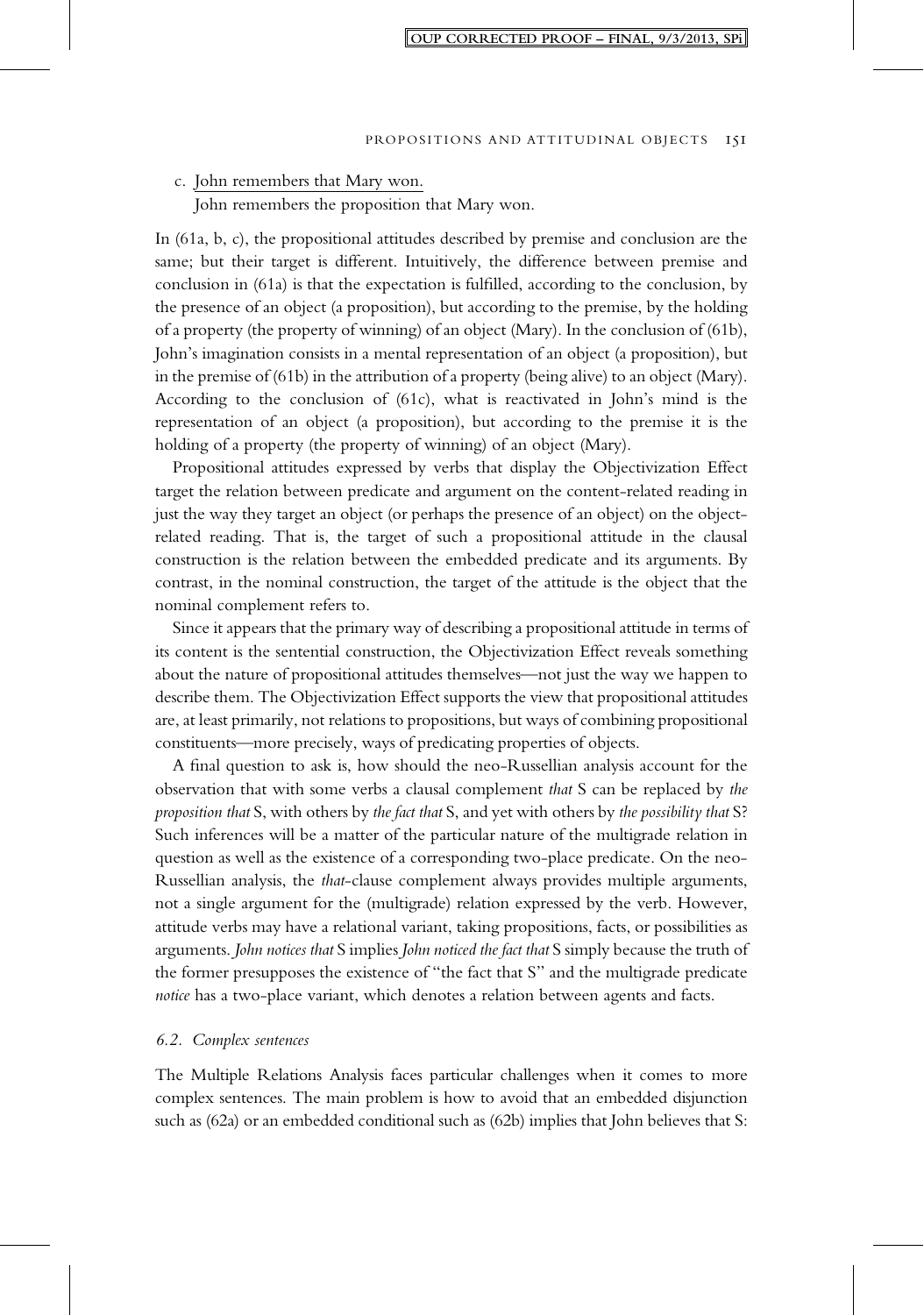c. John remembers that Mary won.
   John remembers the proposition that Mary won.

In (61a, b, c), the propositional attitudes described by premise and conclusion are the same; but their target is different. Intuitively, the difference between premise and conclusion in (61a) is that the expectation is fulfilled, according to the conclusion, by the presence of an object (a proposition), but according to the premise, by the holding of a property (the property of winning) of an object (Mary). In the conclusion of (61b), John's imagination consists in a mental representation of an object (a proposition), but in the premise of (61b) in the attribution of a property (being alive) to an object (Mary). According to the conclusion of (61c), what is reactivated in John's mind is the representation of an object (a proposition), but according to the premise it is the holding of a property (the property of winning) of an object (Mary).

Propositional attitudes expressed by verbs that display the Objectivization Effect target the relation between predicate and argument on the content-related reading in just the way they target an object (or perhaps the presence of an object) on the object-related reading. That is, the target of such a propositional attitude in the clausal construction is the relation between the embedded predicate and its arguments. By contrast, in the nominal construction, the target of the attitude is the object that the nominal complement refers to.

Since it appears that the primary way of describing a propositional attitude in terms of its content is the sentential construction, the Objectivization Effect reveals something about the nature of propositional attitudes themselves—not just the way we happen to describe them. The Objectivization Effect supports the view that propositional attitudes are, at least primarily, not relations to propositions, but ways of combining propositional constituents—more precisely, ways of predicating properties of objects.

A final question to ask is, how should the neo-Russellian analysis account for the observation that with some verbs a clausal complement *that* S can be replaced by *the proposition that* S, with others by *the fact that* S, and yet with others by *the possibility that* S? Such inferences will be a matter of the particular nature of the multigrade relation in question as well as the existence of a corresponding two-place predicate. On the neo-Russellian analysis, the *that*-clause complement always provides multiple arguments, not a single argument for the (multigrade) relation expressed by the verb. However, attitude verbs may have a relational variant, taking propositions, facts, or possibilities as arguments. *John notices that* S implies *John noticed the fact that* S simply because the truth of the former presupposes the existence of "the fact that S" and the multigrade predicate *notice* has a two-place variant, which denotes a relation between agents and facts.

### *6.2. Complex sentences*

The Multiple Relations Analysis faces particular challenges when it comes to more complex sentences. The main problem is how to avoid that an embedded disjunction such as (62a) or an embedded conditional such as (62b) implies that John believes that S: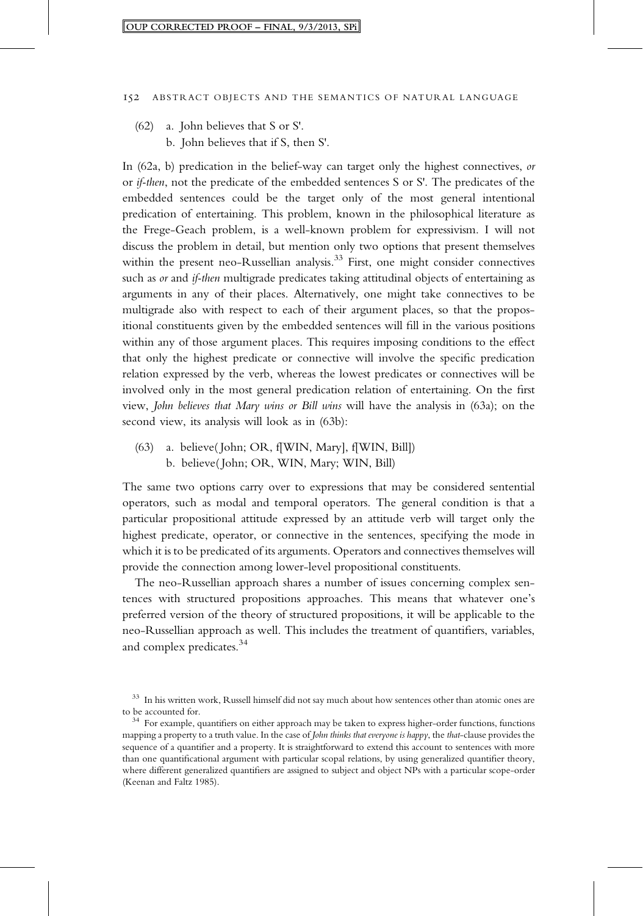(62) a. John believes that S or S'.
     b. John believes that if S, then S'.

In (62a, b) predication in the belief-way can target only the highest connectives, *or* or *if-then*, not the predicate of the embedded sentences S or S'. The predicates of the embedded sentences could be the target only of the most general intentional predication of entertaining. This problem, known in the philosophical literature as the Frege-Geach problem, is a well-known problem for expressivism. I will not discuss the problem in detail, but mention only two options that present themselves within the present neo-Russellian analysis.[33] First, one might consider connectives such as *or* and *if-then* multigrade predicates taking attitudinal objects of entertaining as arguments in any of their places. Alternatively, one might take connectives to be multigrade also with respect to each of their argument places, so that the propositional constituents given by the embedded sentences will fill in the various positions within any of those argument places. This requires imposing conditions to the effect that only the highest predicate or connective will involve the specific predication relation expressed by the verb, whereas the lowest predicates or connectives will be involved only in the most general predication relation of entertaining. On the first view, *John believes that Mary wins or Bill wins* will have the analysis in (63a); on the second view, its analysis will look as in (63b):

(63) a. believe(John; OR, f[WIN, Mary], f[WIN, Bill])
     b. believe(John; OR, WIN, Mary; WIN, Bill)

The same two options carry over to expressions that may be considered sentential operators, such as modal and temporal operators. The general condition is that a particular propositional attitude expressed by an attitude verb will target only the highest predicate, operator, or connective in the sentences, specifying the mode in which it is to be predicated of its arguments. Operators and connectives themselves will provide the connection among lower-level propositional constituents.

The neo-Russellian approach shares a number of issues concerning complex sentences with structured propositions approaches. This means that whatever one's preferred version of the theory of structured propositions, it will be applicable to the neo-Russellian approach as well. This includes the treatment of quantifiers, variables, and complex predicates.[34]

---

[33] In his written work, Russell himself did not say much about how sentences other than atomic ones are to be accounted for.

[34] For example, quantifiers on either approach may be taken to express higher-order functions, functions mapping a property to a truth value. In the case of *John thinks that everyone is happy*, the *that*-clause provides the sequence of a quantifier and a property. It is straightforward to extend this account to sentences with more than one quantificational argument with particular scopal relations, by using generalized quantifier theory, where different generalized quantifiers are assigned to subject and object NPs with a particular scope-order (Keenan and Faltz 1985).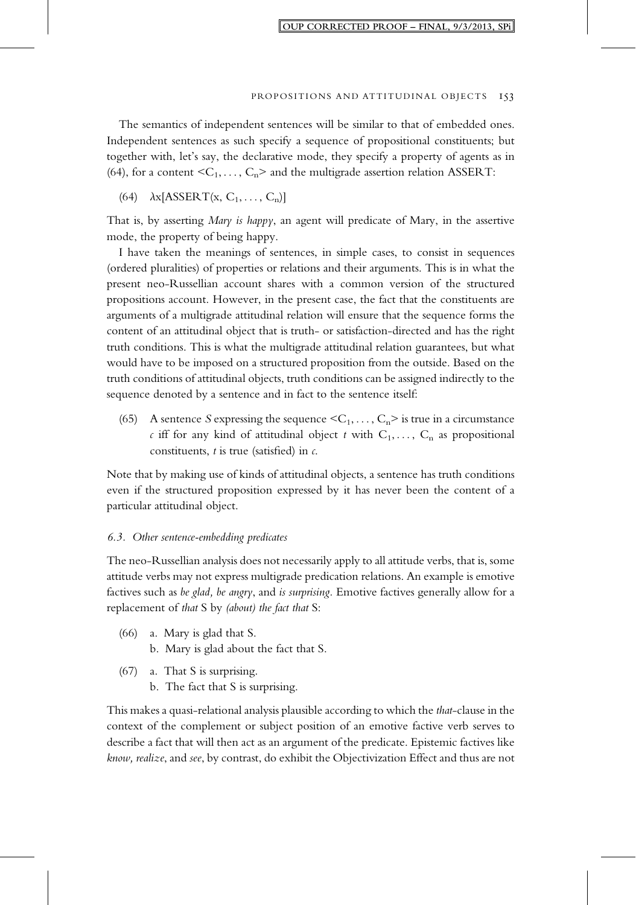The semantics of independent sentences will be similar to that of embedded ones. Independent sentences as such specify a sequence of propositional constituents; but together with, let's say, the declarative mode, they specify a property of agents as in (64), for a content $<C_1, \ldots, C_n>$ and the multigrade assertion relation ASSERT:

(64) $\lambda x[\text{ASSERT}(x, C_1, \ldots, C_n)]$

That is, by asserting *Mary is happy*, an agent will predicate of Mary, in the assertive mode, the property of being happy.

I have taken the meanings of sentences, in simple cases, to consist in sequences (ordered pluralities) of properties or relations and their arguments. This is in what the present neo-Russellian account shares with a common version of the structured propositions account. However, in the present case, the fact that the constituents are arguments of a multigrade attitudinal relation will ensure that the sequence forms the content of an attitudinal object that is truth- or satisfaction-directed and has the right truth conditions. This is what the multigrade attitudinal relation guarantees, but what would have to be imposed on a structured proposition from the outside. Based on the truth conditions of attitudinal objects, truth conditions can be assigned indirectly to the sequence denoted by a sentence and in fact to the sentence itself:

(65) A sentence $S$ expressing the sequence $<C_1, \ldots, C_n>$ is true in a circumstance $c$ iff for any kind of attitudinal object $t$ with $C_1, \ldots, C_n$ as propositional constituents, $t$ is true (satisfied) in $c$.

Note that by making use of kinds of attitudinal objects, a sentence has truth conditions even if the structured proposition expressed by it has never been the content of a particular attitudinal object.

### *6.3. Other sentence-embedding predicates*

The neo-Russellian analysis does not necessarily apply to all attitude verbs, that is, some attitude verbs may not express multigrade predication relations. An example is emotive factives such as *be glad, be angry*, and *is surprising*. Emotive factives generally allow for a replacement of *that* S by *(about) the fact that* S:

(66) a. Mary is glad that S.
     b. Mary is glad about the fact that S.

(67) a. That S is surprising.
     b. The fact that S is surprising.

This makes a quasi-relational analysis plausible according to which the *that*-clause in the context of the complement or subject position of an emotive factive verb serves to describe a fact that will then act as an argument of the predicate. Epistemic factives like *know, realize*, and *see*, by contrast, do exhibit the Objectivization Effect and thus are not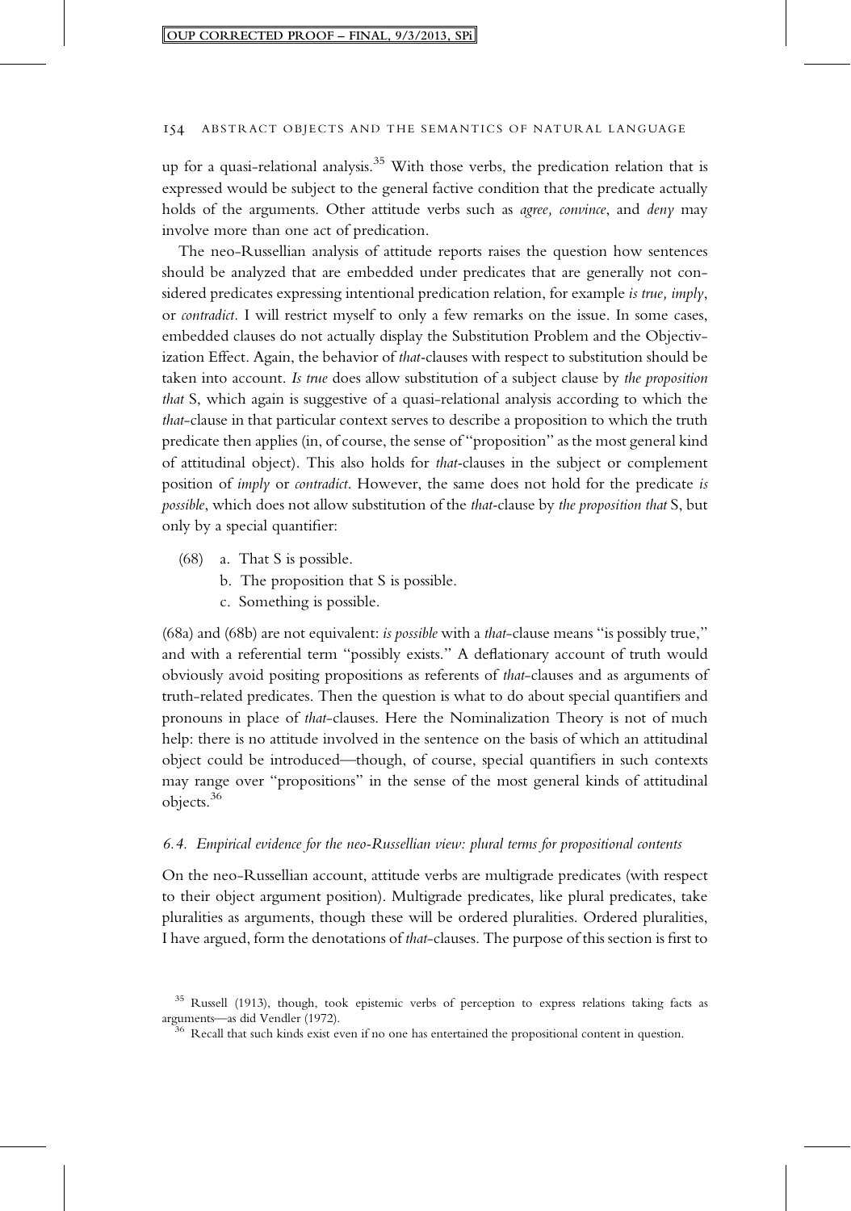up for a quasi-relational analysis.[35] With those verbs, the predication relation that is expressed would be subject to the general factive condition that the predicate actually holds of the arguments. Other attitude verbs such as *agree, convince*, and *deny* may involve more than one act of predication.

The neo-Russellian analysis of attitude reports raises the question how sentences should be analyzed that are embedded under predicates that are generally not considered predicates expressing intentional predication relation, for example *is true, imply*, or *contradict*. I will restrict myself to only a few remarks on the issue. In some cases, embedded clauses do not actually display the Substitution Problem and the Objectivization Effect. Again, the behavior of *that*-clauses with respect to substitution should be taken into account. *Is true* does allow substitution of a subject clause by *the proposition that* S, which again is suggestive of a quasi-relational analysis according to which the *that*-clause in that particular context serves to describe a proposition to which the truth predicate then applies (in, of course, the sense of "proposition" as the most general kind of attitudinal object). This also holds for *that*-clauses in the subject or complement position of *imply* or *contradict*. However, the same does not hold for the predicate *is possible*, which does not allow substitution of the *that*-clause by *the proposition that* S, but only by a special quantifier:

(68) a. That S is possible.
  b. The proposition that S is possible.
  c. Something is possible.

(68a) and (68b) are not equivalent: *is possible* with a *that*-clause means "is possibly true," and with a referential term "possibly exists." A deflationary account of truth would obviously avoid positing propositions as referents of *that*-clauses and as arguments of truth-related predicates. Then the question is what to do about special quantifiers and pronouns in place of *that*-clauses. Here the Nominalization Theory is not of much help: there is no attitude involved in the sentence on the basis of which an attitudinal object could be introduced—though, of course, special quantifiers in such contexts may range over "propositions" in the sense of the most general kinds of attitudinal objects.[36]

### 6.4. *Empirical evidence for the neo-Russellian view: plural terms for propositional contents*

On the neo-Russellian account, attitude verbs are multigrade predicates (with respect to their object argument position). Multigrade predicates, like plural predicates, take pluralities as arguments, though these will be ordered pluralities. Ordered pluralities, I have argued, form the denotations of *that*-clauses. The purpose of this section is first to

[35] Russell (1913), though, took epistemic verbs of perception to express relations taking facts as arguments—as did Vendler (1972).

[36] Recall that such kinds exist even if no one has entertained the propositional content in question.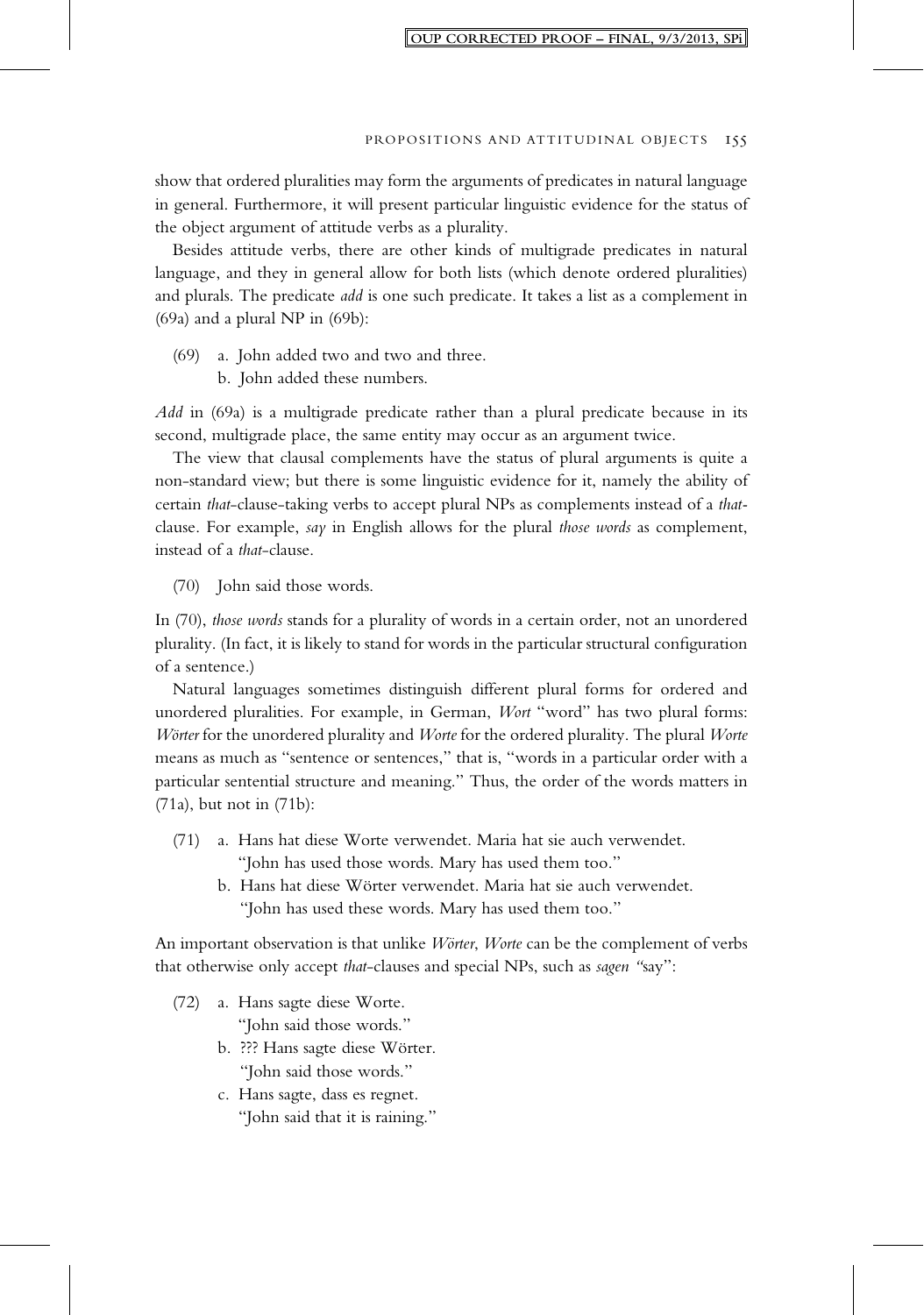show that ordered pluralities may form the arguments of predicates in natural language in general. Furthermore, it will present particular linguistic evidence for the status of the object argument of attitude verbs as a plurality.

Besides attitude verbs, there are other kinds of multigrade predicates in natural language, and they in general allow for both lists (which denote ordered pluralities) and plurals. The predicate *add* is one such predicate. It takes a list as a complement in (69a) and a plural NP in (69b):

(69) a. John added two and two and three.
 b. John added these numbers.

*Add* in (69a) is a multigrade predicate rather than a plural predicate because in its second, multigrade place, the same entity may occur as an argument twice.

The view that clausal complements have the status of plural arguments is quite a non-standard view; but there is some linguistic evidence for it, namely the ability of certain *that*-clause-taking verbs to accept plural NPs as complements instead of a *that*-clause. For example, *say* in English allows for the plural *those words* as complement, instead of a *that*-clause.

(70) John said those words.

In (70), *those words* stands for a plurality of words in a certain order, not an unordered plurality. (In fact, it is likely to stand for words in the particular structural configuration of a sentence.)

Natural languages sometimes distinguish different plural forms for ordered and unordered pluralities. For example, in German, *Wort* "word" has two plural forms: *Wörter* for the unordered plurality and *Worte* for the ordered plurality. The plural *Worte* means as much as "sentence or sentences," that is, "words in a particular order with a particular sentential structure and meaning." Thus, the order of the words matters in (71a), but not in (71b):

(71) a. Hans hat diese Worte verwendet. Maria hat sie auch verwendet.
 "John has used those words. Mary has used them too."
 b. Hans hat diese Wörter verwendet. Maria hat sie auch verwendet.
 "John has used these words. Mary has used them too."

An important observation is that unlike *Wörter*, *Worte* can be the complement of verbs that otherwise only accept *that*-clauses and special NPs, such as *sagen* "say":

(72) a. Hans sagte diese Worte.
 "John said those words."
 b. ??? Hans sagte diese Wörter.
 "John said those words."
 c. Hans sagte, dass es regnet.
 "John said that it is raining."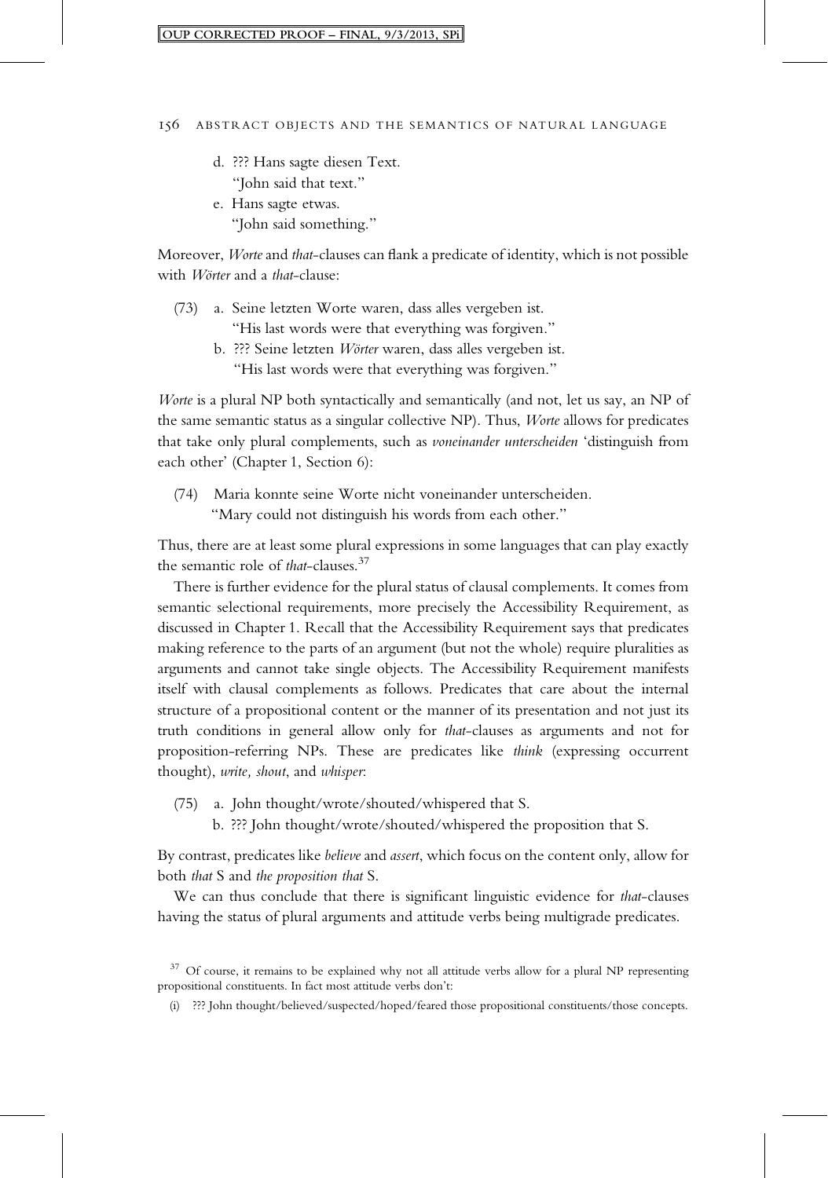d. ??? Hans sagte diesen Text.
   "John said that text."

e. Hans sagte etwas.
   "John said something."

Moreover, *Worte* and *that*-clauses can flank a predicate of identity, which is not possible with *Wörter* and a *that*-clause:

(73) a. Seine letzten Worte waren, dass alles vergeben ist.
   "His last words were that everything was forgiven."

   b. ??? Seine letzten *Wörter* waren, dass alles vergeben ist.
   "His last words were that everything was forgiven."

*Worte* is a plural NP both syntactically and semantically (and not, let us say, an NP of the same semantic status as a singular collective NP). Thus, *Worte* allows for predicates that take only plural complements, such as *voneinander unterscheiden* 'distinguish from each other' (Chapter 1, Section 6):

(74) Maria konnte seine Worte nicht voneinander unterscheiden.
   "Mary could not distinguish his words from each other."

Thus, there are at least some plural expressions in some languages that can play exactly the semantic role of *that*-clauses.[37]

There is further evidence for the plural status of clausal complements. It comes from semantic selectional requirements, more precisely the Accessibility Requirement, as discussed in Chapter 1. Recall that the Accessibility Requirement says that predicates making reference to the parts of an argument (but not the whole) require pluralities as arguments and cannot take single objects. The Accessibility Requirement manifests itself with clausal complements as follows. Predicates that care about the internal structure of a propositional content or the manner of its presentation and not just its truth conditions in general allow only for *that*-clauses as arguments and not for proposition-referring NPs. These are predicates like *think* (expressing occurrent thought), *write, shout*, and *whisper*:

(75) a. John thought/wrote/shouted/whispered that S.

   b. ??? John thought/wrote/shouted/whispered the proposition that S.

By contrast, predicates like *believe* and *assert*, which focus on the content only, allow for both *that* S and *the proposition that* S.

We can thus conclude that there is significant linguistic evidence for *that*-clauses having the status of plural arguments and attitude verbs being multigrade predicates.

---

[37] Of course, it remains to be explained why not all attitude verbs allow for a plural NP representing propositional constituents. In fact most attitude verbs don't:

(i) ??? John thought/believed/suspected/hoped/feared those propositional constituents/those concepts.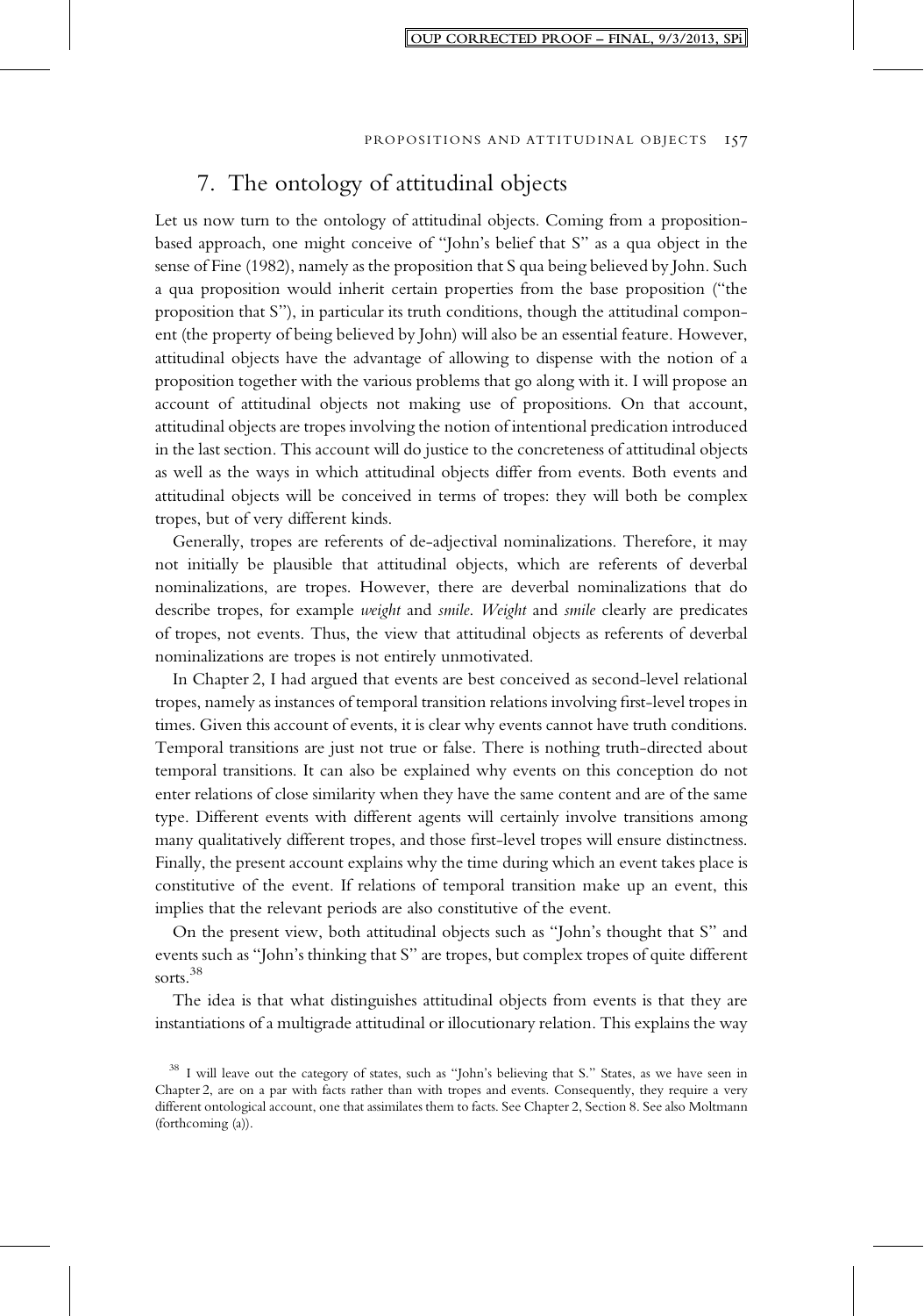## 7. The ontology of attitudinal objects

Let us now turn to the ontology of attitudinal objects. Coming from a proposition-based approach, one might conceive of "John's belief that S" as a qua object in the sense of Fine (1982), namely as the proposition that S qua being believed by John. Such a qua proposition would inherit certain properties from the base proposition ("the proposition that S"), in particular its truth conditions, though the attitudinal component (the property of being believed by John) will also be an essential feature. However, attitudinal objects have the advantage of allowing to dispense with the notion of a proposition together with the various problems that go along with it. I will propose an account of attitudinal objects not making use of propositions. On that account, attitudinal objects are tropes involving the notion of intentional predication introduced in the last section. This account will do justice to the concreteness of attitudinal objects as well as the ways in which attitudinal objects differ from events. Both events and attitudinal objects will be conceived in terms of tropes: they will both be complex tropes, but of very different kinds.

Generally, tropes are referents of de-adjectival nominalizations. Therefore, it may not initially be plausible that attitudinal objects, which are referents of deverbal nominalizations, are tropes. However, there are deverbal nominalizations that do describe tropes, for example *weight* and *smile*. *Weight* and *smile* clearly are predicates of tropes, not events. Thus, the view that attitudinal objects as referents of deverbal nominalizations are tropes is not entirely unmotivated.

In Chapter 2, I had argued that events are best conceived as second-level relational tropes, namely as instances of temporal transition relations involving first-level tropes in times. Given this account of events, it is clear why events cannot have truth conditions. Temporal transitions are just not true or false. There is nothing truth-directed about temporal transitions. It can also be explained why events on this conception do not enter relations of close similarity when they have the same content and are of the same type. Different events with different agents will certainly involve transitions among many qualitatively different tropes, and those first-level tropes will ensure distinctness. Finally, the present account explains why the time during which an event takes place is constitutive of the event. If relations of temporal transition make up an event, this implies that the relevant periods are also constitutive of the event.

On the present view, both attitudinal objects such as "John's thought that S" and events such as "John's thinking that S" are tropes, but complex tropes of quite different sorts.[38]

The idea is that what distinguishes attitudinal objects from events is that they are instantiations of a multigrade attitudinal or illocutionary relation. This explains the way

[38] I will leave out the category of states, such as "John's believing that S." States, as we have seen in Chapter 2, are on a par with facts rather than with tropes and events. Consequently, they require a very different ontological account, one that assimilates them to facts. See Chapter 2, Section 8. See also Moltmann (forthcoming (a)).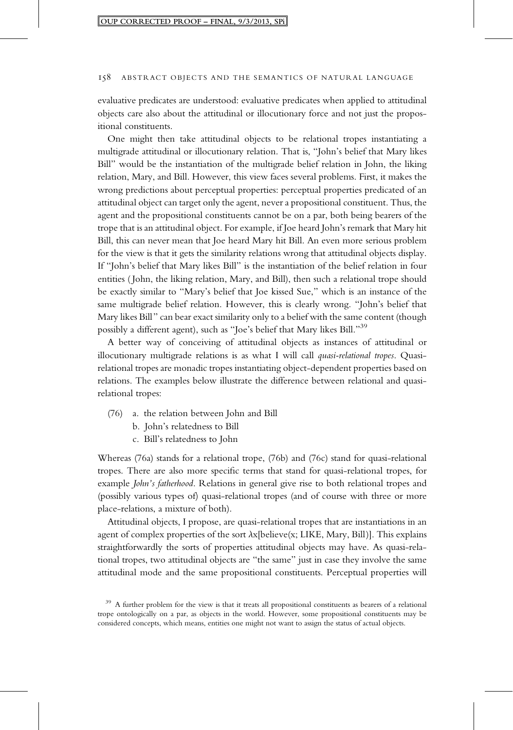evaluative predicates are understood: evaluative predicates when applied to attitudinal objects care also about the attitudinal or illocutionary force and not just the propositional constituents.

One might then take attitudinal objects to be relational tropes instantiating a multigrade attitudinal or illocutionary relation. That is, "John's belief that Mary likes Bill" would be the instantiation of the multigrade belief relation in John, the liking relation, Mary, and Bill. However, this view faces several problems. First, it makes the wrong predictions about perceptual properties: perceptual properties predicated of an attitudinal object can target only the agent, never a propositional constituent. Thus, the agent and the propositional constituents cannot be on a par, both being bearers of the trope that is an attitudinal object. For example, if Joe heard John's remark that Mary hit Bill, this can never mean that Joe heard Mary hit Bill. An even more serious problem for the view is that it gets the similarity relations wrong that attitudinal objects display. If "John's belief that Mary likes Bill" is the instantiation of the belief relation in four entities (John, the liking relation, Mary, and Bill), then such a relational trope should be exactly similar to "Mary's belief that Joe kissed Sue," which is an instance of the same multigrade belief relation. However, this is clearly wrong. "John's belief that Mary likes Bill" can bear exact similarity only to a belief with the same content (though possibly a different agent), such as "Joe's belief that Mary likes Bill."[39]

A better way of conceiving of attitudinal objects as instances of attitudinal or illocutionary multigrade relations is as what I will call *quasi-relational tropes*. Quasi-relational tropes are monadic tropes instantiating object-dependent properties based on relations. The examples below illustrate the difference between relational and quasi-relational tropes:

(76) a. the relation between John and Bill
b. John's relatedness to Bill
c. Bill's relatedness to John

Whereas (76a) stands for a relational trope, (76b) and (76c) stand for quasi-relational tropes. There are also more specific terms that stand for quasi-relational tropes, for example *John's fatherhood*. Relations in general give rise to both relational tropes and (possibly various types of) quasi-relational tropes (and of course with three or more place-relations, a mixture of both).

Attitudinal objects, I propose, are quasi-relational tropes that are instantiations in an agent of complex properties of the sort $\lambda x$[believe(x; LIKE, Mary, Bill)]. This explains straightforwardly the sorts of properties attitudinal objects may have. As quasi-relational tropes, two attitudinal objects are "the same" just in case they involve the same attitudinal mode and the same propositional constituents. Perceptual properties will

[39] A further problem for the view is that it treats all propositional constituents as bearers of a relational trope ontologically on a par, as objects in the world. However, some propositional constituents may be considered concepts, which means, entities one might not want to assign the status of actual objects.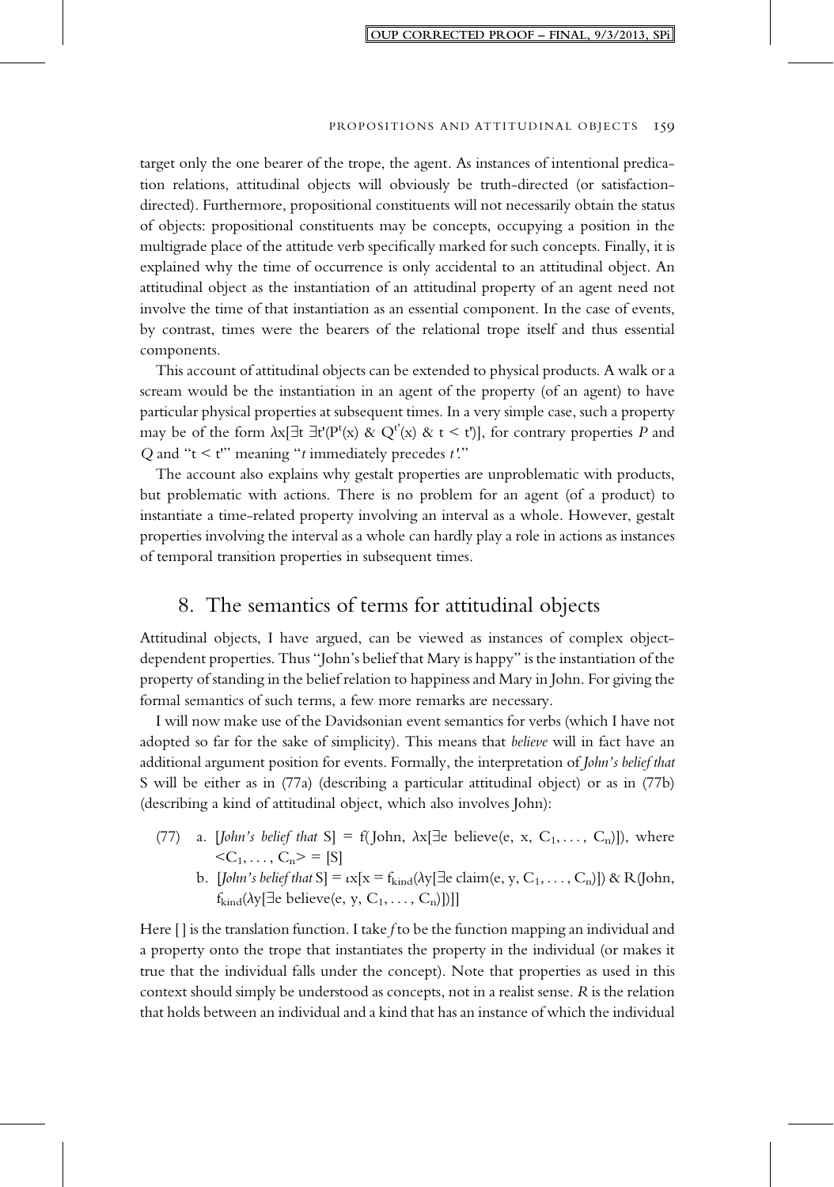target only the one bearer of the trope, the agent. As instances of intentional predication relations, attitudinal objects will obviously be truth-directed (or satisfaction-directed). Furthermore, propositional constituents will not necessarily obtain the status of objects: propositional constituents may be concepts, occupying a position in the multigrade place of the attitude verb specifically marked for such concepts. Finally, it is explained why the time of occurrence is only accidental to an attitudinal object. An attitudinal object as the instantiation of an attitudinal property of an agent need not involve the time of that instantiation as an essential component. In the case of events, by contrast, times were the bearers of the relational trope itself and thus essential components.

This account of attitudinal objects can be extended to physical products. A walk or a scream would be the instantiation in an agent of the property (of an agent) to have particular physical properties at subsequent times. In a very simple case, such a property may be of the form $\lambda x[\exists t\ \exists t'(P^{t}(x)\ \&\ Q^{t'}(x)\ \&\ t < t')]$, for contrary properties $P$ and $Q$ and "$t < t'$" meaning "$t$ immediately precedes $t'$."

The account also explains why gestalt properties are unproblematic with products, but problematic with actions. There is no problem for an agent (of a product) to instantiate a time-related property involving an interval as a whole. However, gestalt properties involving the interval as a whole can hardly play a role in actions as instances of temporal transition properties in subsequent times.

## 8. The semantics of terms for attitudinal objects

Attitudinal objects, I have argued, can be viewed as instances of complex object-dependent properties. Thus "John's belief that Mary is happy" is the instantiation of the property of standing in the belief relation to happiness and Mary in John. For giving the formal semantics of such terms, a few more remarks are necessary.

I will now make use of the Davidsonian event semantics for verbs (which I have not adopted so far for the sake of simplicity). This means that *believe* will in fact have an additional argument position for events. Formally, the interpretation of *John's belief that* S will be either as in (77a) (describing a particular attitudinal object) or as in (77b) (describing a kind of attitudinal object, which also involves John):

(77) a. [*John's belief that* S] = $f(\text{John}, \lambda x[\exists e\ \text{believe}(e, x, C_1, \ldots, C_n)])$, where $<C_1, \ldots, C_n> = [S]$

b. [*John's belief that* S] = $\iota x[x = f_{kind}(\lambda y[\exists e\ \text{claim}(e, y, C_1, \ldots, C_n)])\ \&\ R(\text{John}, f_{kind}(\lambda y[\exists e\ \text{believe}(e, y, C_1, \ldots, C_n)]))]$

Here [ ] is the translation function. I take $f$ to be the function mapping an individual and a property onto the trope that instantiates the property in the individual (or makes it true that the individual falls under the concept). Note that properties as used in this context should simply be understood as concepts, not in a realist sense. $R$ is the relation that holds between an individual and a kind that has an instance of which the individual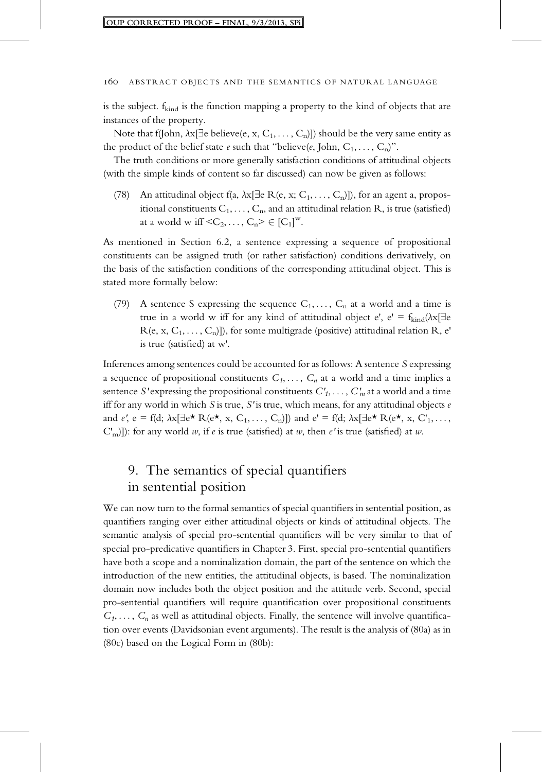is the subject. $f_{kind}$ is the function mapping a property to the kind of objects that are instances of the property.

Note that f(John, $\lambda x[\exists e \text{ believe}(e, x, C_1, \ldots, C_n)]$) should be the very same entity as the product of the belief state *e* such that "believe(*e*, John, $C_1, \ldots, C_n$)".

The truth conditions or more generally satisfaction conditions of attitudinal objects (with the simple kinds of content so far discussed) can now be given as follows:

(78) An attitudinal object f(a, $\lambda x[\exists e\, R(e, x; C_1, \ldots, C_n)]$), for an agent a, propositional constituents $C_1, \ldots, C_n$, and an attitudinal relation R, is true (satisfied) at a world w iff $<C_2, \ldots, C_n> \in [C_1]^w$.

As mentioned in Section 6.2, a sentence expressing a sequence of propositional constituents can be assigned truth (or rather satisfaction) conditions derivatively, on the basis of the satisfaction conditions of the corresponding attitudinal object. This is stated more formally below:

(79) A sentence S expressing the sequence $C_1, \ldots, C_n$ at a world and a time is true in a world w iff for any kind of attitudinal object e', e' = $f_{kind}(\lambda x[\exists e\, R(e, x, C_1, \ldots, C_n)])$, for some multigrade (positive) attitudinal relation R, e' is true (satisfied) at w'.

Inferences among sentences could be accounted for as follows: A sentence *S* expressing a sequence of propositional constituents $C_1, \ldots, C_n$ at a world and a time implies a sentence *S'* expressing the propositional constituents $C'_1, \ldots, C'_m$ at a world and a time iff for any world in which *S* is true, *S'* is true, which means, for any attitudinal objects *e* and *e'*, e = f(d; $\lambda x[\exists e^\star\, R(e^\star, x, C_1, \ldots, C_n)]$) and e' = f(d; $\lambda x[\exists e^\star\, R(e^\star, x, C'_1, \ldots, C'_m)]$): for any world *w*, if *e* is true (satisfied) at *w*, then *e'* is true (satisfied) at *w*.

## 9. The semantics of special quantifiers in sentential position

We can now turn to the formal semantics of special quantifiers in sentential position, as quantifiers ranging over either attitudinal objects or kinds of attitudinal objects. The semantic analysis of special pro-sentential quantifiers will be very similar to that of special pro-predicative quantifiers in Chapter 3. First, special pro-sentential quantifiers have both a scope and a nominalization domain, the part of the sentence on which the introduction of the new entities, the attitudinal objects, is based. The nominalization domain now includes both the object position and the attitude verb. Second, special pro-sentential quantifiers will require quantification over propositional constituents $C_1, \ldots, C_n$ as well as attitudinal objects. Finally, the sentence will involve quantification over events (Davidsonian event arguments). The result is the analysis of (80a) as in (80c) based on the Logical Form in (80b):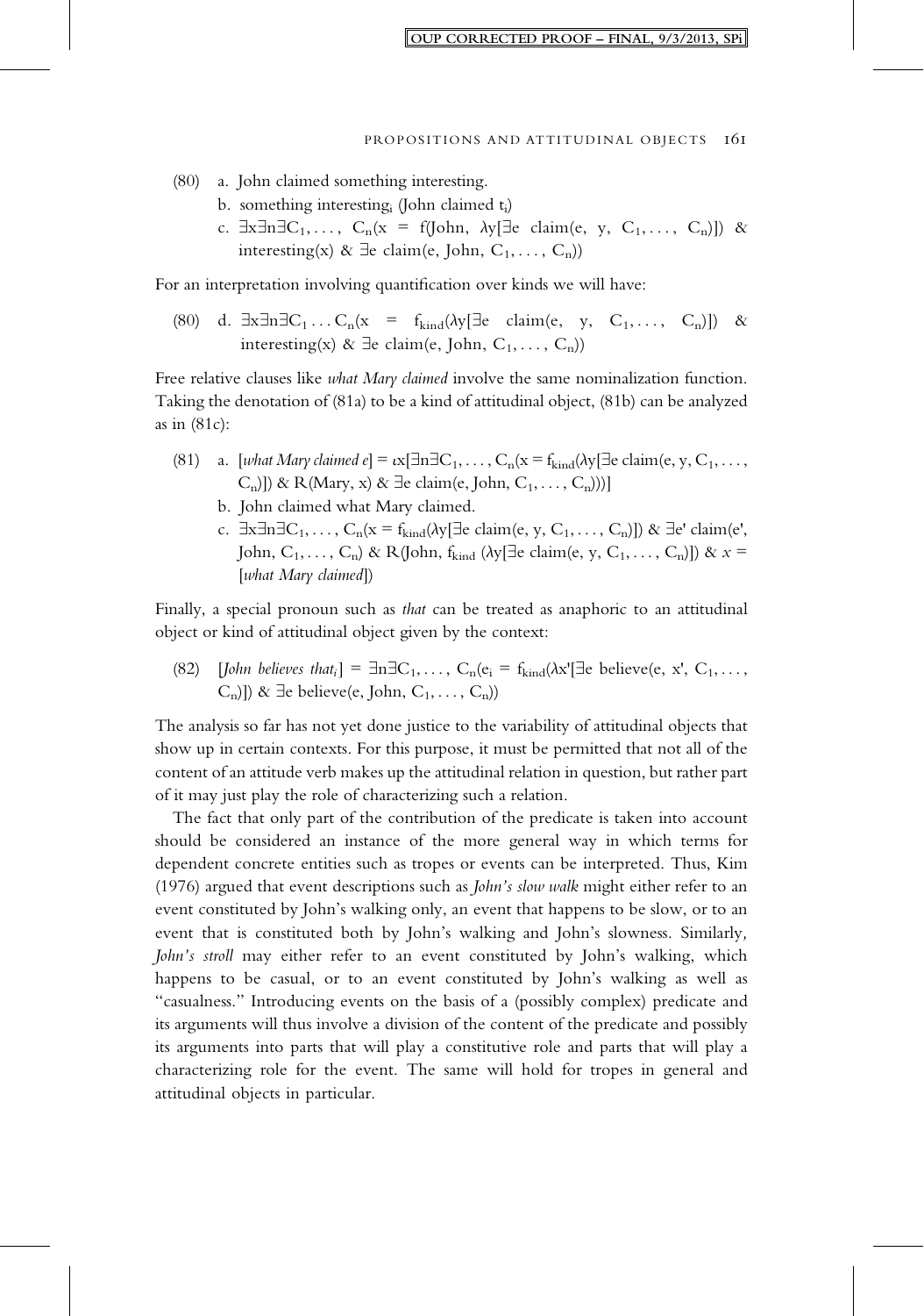(80) a. John claimed something interesting.

b. something interesting$_i$ (John claimed $t_i$)

c. $\exists x \exists n \exists C_1, \ldots, C_n(x = f(\text{John}, \lambda y[\exists e \text{ claim}(e, y, C_1, \ldots, C_n)]) \ \& \ \text{interesting}(x) \ \& \ \exists e \text{ claim}(e, \text{John}, C_1, \ldots, C_n))$

For an interpretation involving quantification over kinds we will have:

(80) d. $\exists x \exists n \exists C_1 \ldots C_n(x = f_{kind}(\lambda y[\exists e \text{ claim}(e, y, C_1, \ldots, C_n)]) \ \& \ \text{interesting}(x) \ \& \ \exists e \text{ claim}(e, \text{John}, C_1, \ldots, C_n))$

Free relative clauses like *what Mary claimed* involve the same nominalization function. Taking the denotation of (81a) to be a kind of attitudinal object, (81b) can be analyzed as in (81c):

(81) a. $[\textit{what Mary claimed e}] = \iota x[\exists n \exists C_1, \ldots, C_n(x = f_{kind}(\lambda y[\exists e \text{ claim}(e, y, C_1, \ldots, C_n)]) \ \& \ R(\text{Mary}, x) \ \& \ \exists e \text{ claim}(e, \text{John}, C_1, \ldots, C_n)))]$

b. John claimed what Mary claimed.

c. $\exists x \exists n \exists C_1, \ldots, C_n(x = f_{kind}(\lambda y[\exists e \text{ claim}(e, y, C_1, \ldots, C_n)]) \ \& \ \exists e' \text{ claim}(e', \text{John}, C_1, \ldots, C_n) \ \& \ R(\text{John}, f_{kind}(\lambda y[\exists e \text{ claim}(e, y, C_1, \ldots, C_n)]) \ \& \ x = [\textit{what Mary claimed}])$

Finally, a special pronoun such as *that* can be treated as anaphoric to an attitudinal object or kind of attitudinal object given by the context:

(82) $[\textit{John believes that}_i] = \exists n \exists C_1, \ldots, C_n(e_i = f_{kind}(\lambda x'[\exists e \text{ believe}(e, x', C_1, \ldots, C_n)]) \ \& \ \exists e \text{ believe}(e, \text{John}, C_1, \ldots, C_n))$

The analysis so far has not yet done justice to the variability of attitudinal objects that show up in certain contexts. For this purpose, it must be permitted that not all of the content of an attitude verb makes up the attitudinal relation in question, but rather part of it may just play the role of characterizing such a relation.

The fact that only part of the contribution of the predicate is taken into account should be considered an instance of the more general way in which terms for dependent concrete entities such as tropes or events can be interpreted. Thus, Kim (1976) argued that event descriptions such as *John's slow walk* might either refer to an event constituted by John's walking only, an event that happens to be slow, or to an event that is constituted both by John's walking and John's slowness. Similarly, *John's stroll* may either refer to an event constituted by John's walking, which happens to be casual, or to an event constituted by John's walking as well as "casualness." Introducing events on the basis of a (possibly complex) predicate and its arguments will thus involve a division of the content of the predicate and possibly its arguments into parts that will play a constitutive role and parts that will play a characterizing role for the event. The same will hold for tropes in general and attitudinal objects in particular.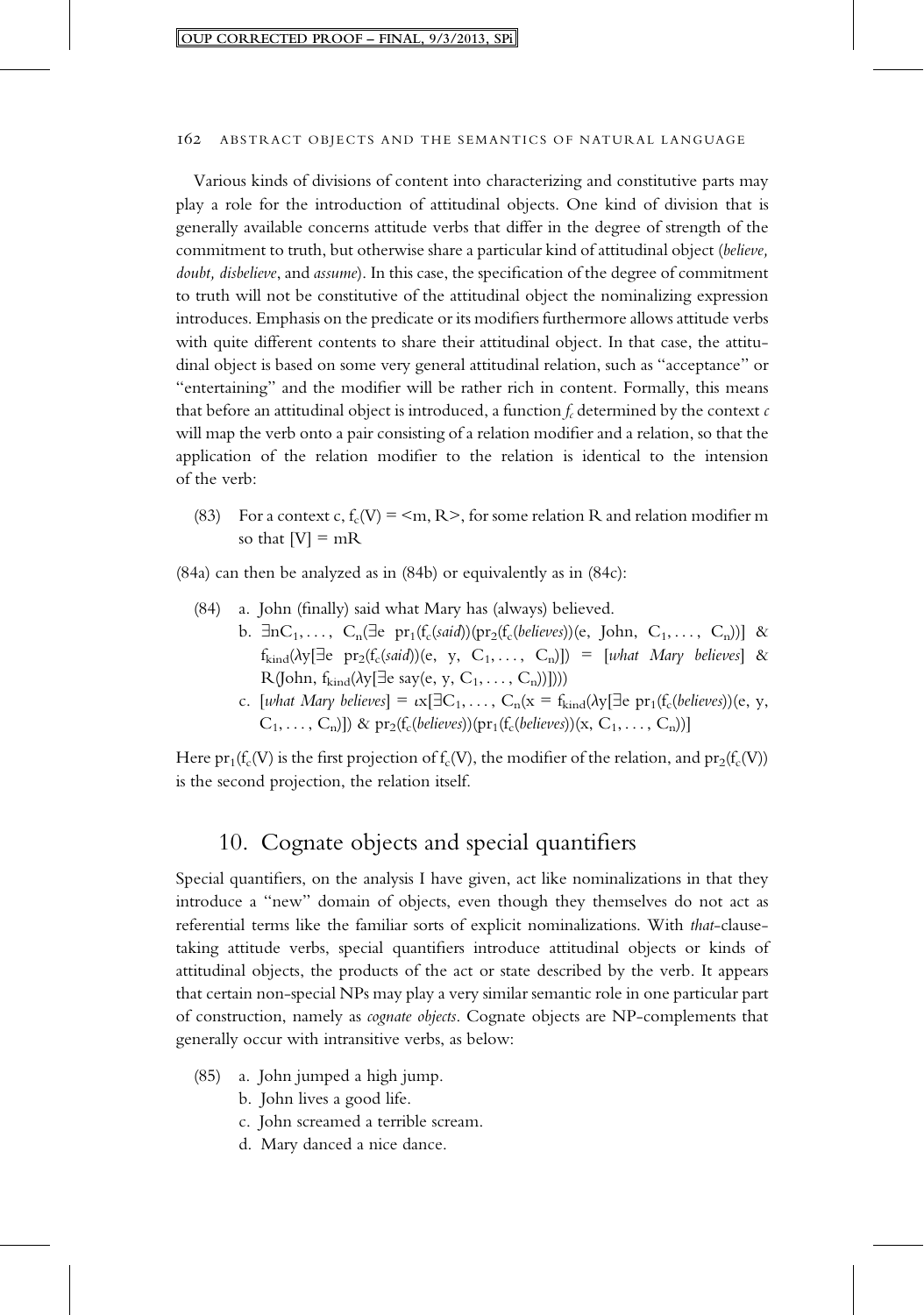Various kinds of divisions of content into characterizing and constitutive parts may play a role for the introduction of attitudinal objects. One kind of division that is generally available concerns attitude verbs that differ in the degree of strength of the commitment to truth, but otherwise share a particular kind of attitudinal object (*believe, doubt, disbelieve*, and *assume*). In this case, the specification of the degree of commitment to truth will not be constitutive of the attitudinal object the nominalizing expression introduces. Emphasis on the predicate or its modifiers furthermore allows attitude verbs with quite different contents to share their attitudinal object. In that case, the attitudinal object is based on some very general attitudinal relation, such as "acceptance" or "entertaining" and the modifier will be rather rich in content. Formally, this means that before an attitudinal object is introduced, a function $f_c$ determined by the context $c$ will map the verb onto a pair consisting of a relation modifier and a relation, so that the application of the relation modifier to the relation is identical to the intension of the verb:

(83) For a context c, $f_c(V) = \langle m, R \rangle$, for some relation R and relation modifier m so that $[V] = mR$

(84a) can then be analyzed as in (84b) or equivalently as in (84c):

(84) a. John (finally) said what Mary has (always) believed.

b. $\exists n C_1, \ldots, C_n(\exists e\ pr_1(f_c(said))(pr_2(f_c(believes))(e, \text{John}, C_1, \ldots, C_n))]\ \&\ f_{kind}(\lambda y[\exists e\ pr_2(f_c(said))(e, y, C_1, \ldots, C_n)]) = [what\ Mary\ believes]\ \&\ R(\text{John}, f_{kind}(\lambda y[\exists e\ say(e, y, C_1, \ldots, C_n)])]))$

c. $[what\ Mary\ believes] = \iota x[\exists C_1, \ldots, C_n(x = f_{kind}(\lambda y[\exists e\ pr_1(f_c(believes))(e, y, C_1, \ldots, C_n)])\ \&\ pr_2(f_c(believes))(pr_1(f_c(believes))(x, C_1, \ldots, C_n))]$

Here $pr_1(f_c(V))$ is the first projection of $f_c(V)$, the modifier of the relation, and $pr_2(f_c(V))$ is the second projection, the relation itself.

## 10. Cognate objects and special quantifiers

Special quantifiers, on the analysis I have given, act like nominalizations in that they introduce a "new" domain of objects, even though they themselves do not act as referential terms like the familiar sorts of explicit nominalizations. With *that*-clause-taking attitude verbs, special quantifiers introduce attitudinal objects or kinds of attitudinal objects, the products of the act or state described by the verb. It appears that certain non-special NPs may play a very similar semantic role in one particular part of construction, namely as *cognate objects*. Cognate objects are NP-complements that generally occur with intransitive verbs, as below:

(85) a. John jumped a high jump.

b. John lives a good life.

c. John screamed a terrible scream.

d. Mary danced a nice dance.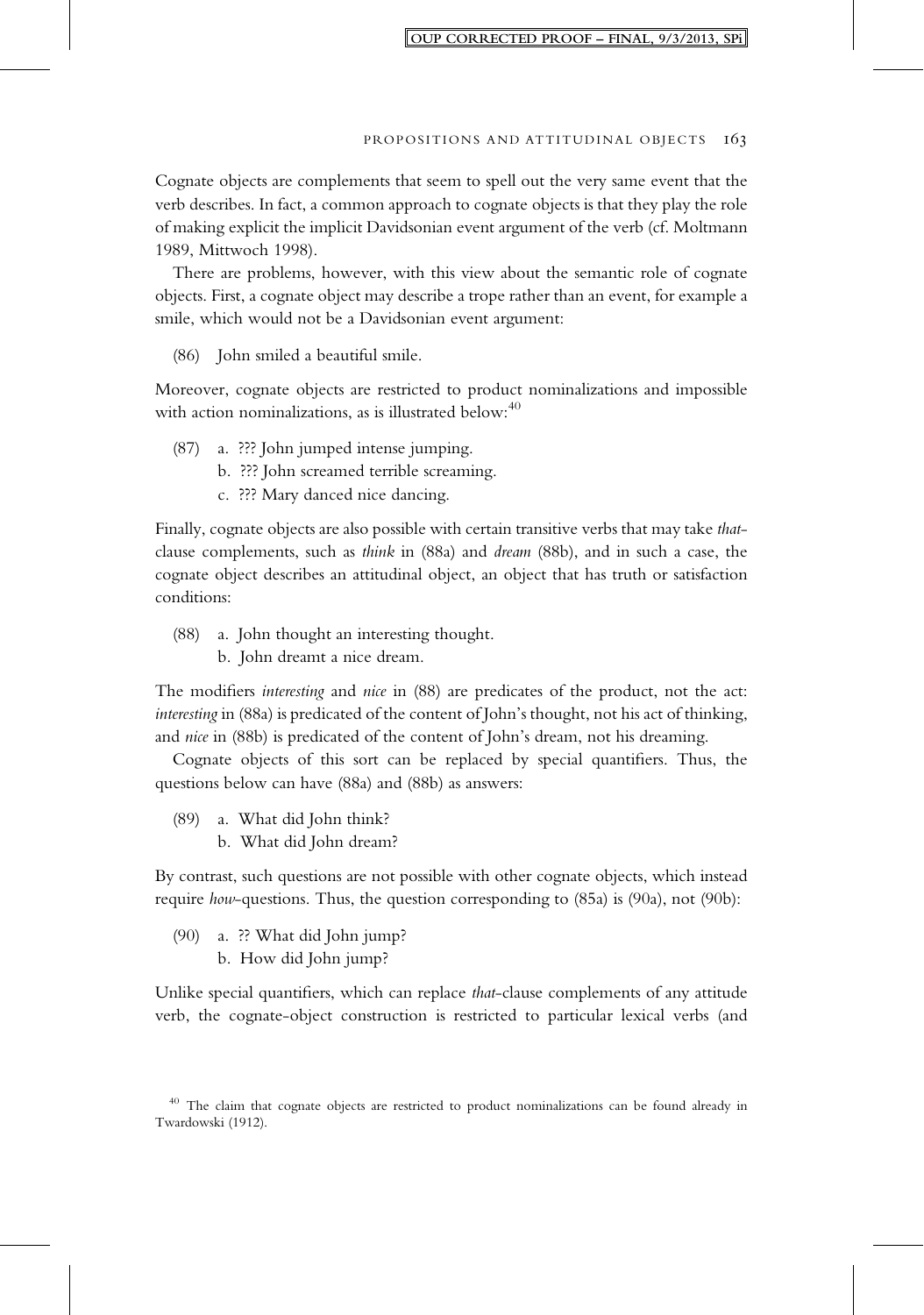Cognate objects are complements that seem to spell out the very same event that the verb describes. In fact, a common approach to cognate objects is that they play the role of making explicit the implicit Davidsonian event argument of the verb (cf. Moltmann 1989, Mittwoch 1998).

There are problems, however, with this view about the semantic role of cognate objects. First, a cognate object may describe a trope rather than an event, for example a smile, which would not be a Davidsonian event argument:

(86) John smiled a beautiful smile.

Moreover, cognate objects are restricted to product nominalizations and impossible with action nominalizations, as is illustrated below:[40]

(87) a. ??? John jumped intense jumping.
 b. ??? John screamed terrible screaming.
 c. ??? Mary danced nice dancing.

Finally, cognate objects are also possible with certain transitive verbs that may take *that*-clause complements, such as *think* in (88a) and *dream* (88b), and in such a case, the cognate object describes an attitudinal object, an object that has truth or satisfaction conditions:

(88) a. John thought an interesting thought.
 b. John dreamt a nice dream.

The modifiers *interesting* and *nice* in (88) are predicates of the product, not the act: *interesting* in (88a) is predicated of the content of John's thought, not his act of thinking, and *nice* in (88b) is predicated of the content of John's dream, not his dreaming.

Cognate objects of this sort can be replaced by special quantifiers. Thus, the questions below can have (88a) and (88b) as answers:

(89) a. What did John think?
 b. What did John dream?

By contrast, such questions are not possible with other cognate objects, which instead require *how*-questions. Thus, the question corresponding to (85a) is (90a), not (90b):

(90) a. ?? What did John jump?
 b. How did John jump?

Unlike special quantifiers, which can replace *that*-clause complements of any attitude verb, the cognate-object construction is restricted to particular lexical verbs (and

[40] The claim that cognate objects are restricted to product nominalizations can be found already in Twardowski (1912).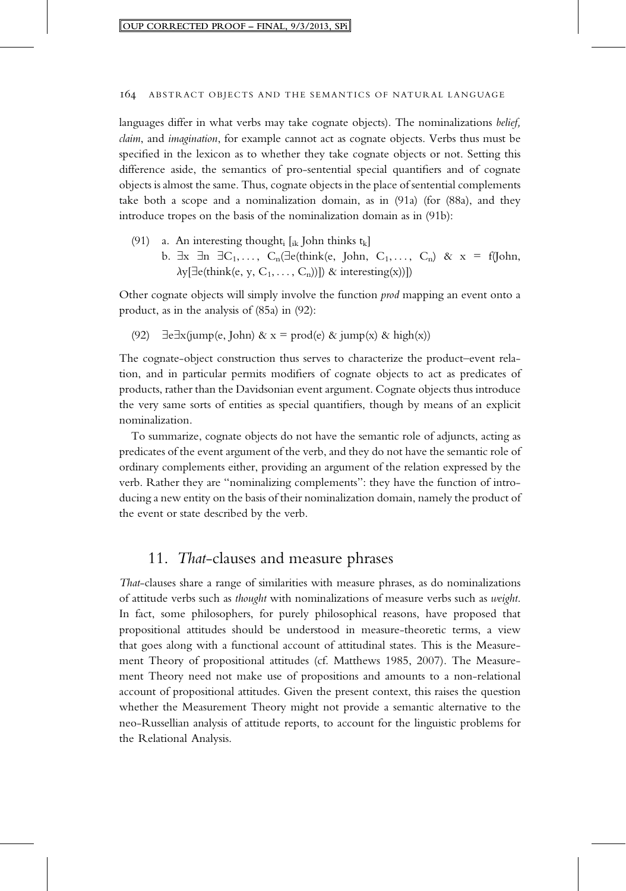languages differ in what verbs may take cognate objects). The nominalizations *belief, claim*, and *imagination*, for example cannot act as cognate objects. Verbs thus must be specified in the lexicon as to whether they take cognate objects or not. Setting this difference aside, the semantics of pro-sentential special quantifiers and of cognate objects is almost the same. Thus, cognate objects in the place of sentential complements take both a scope and a nominalization domain, as in (91a) (for (88a), and they introduce tropes on the basis of the nominalization domain as in (91b):

(91) a. An interesting thought$_i$ [$_{ik}$ John thinks t$_k$]

b. $\exists x\ \exists n\ \exists C_1, \ldots, C_n(\exists e(\text{think}(e, \text{John}, C_1, \ldots, C_n)\ \&\ x = f(\text{John}, \lambda y[\exists e(\text{think}(e, y, C_1, \ldots, C_n))])\ \&\ \text{interesting}(x))])$

Other cognate objects will simply involve the function *prod* mapping an event onto a product, as in the analysis of (85a) in (92):

(92) $\exists e \exists x(\text{jump}(e, \text{John})\ \&\ x = \text{prod}(e)\ \&\ \text{jump}(x)\ \&\ \text{high}(x))$

The cognate-object construction thus serves to characterize the product–event relation, and in particular permits modifiers of cognate objects to act as predicates of products, rather than the Davidsonian event argument. Cognate objects thus introduce the very same sorts of entities as special quantifiers, though by means of an explicit nominalization.

To summarize, cognate objects do not have the semantic role of adjuncts, acting as predicates of the event argument of the verb, and they do not have the semantic role of ordinary complements either, providing an argument of the relation expressed by the verb. Rather they are "nominalizing complements": they have the function of introducing a new entity on the basis of their nominalization domain, namely the product of the event or state described by the verb.

## 11. *That*-clauses and measure phrases

*That*-clauses share a range of similarities with measure phrases, as do nominalizations of attitude verbs such as *thought* with nominalizations of measure verbs such as *weight*. In fact, some philosophers, for purely philosophical reasons, have proposed that propositional attitudes should be understood in measure-theoretic terms, a view that goes along with a functional account of attitudinal states. This is the Measurement Theory of propositional attitudes (cf. Matthews 1985, 2007). The Measurement Theory need not make use of propositions and amounts to a non-relational account of propositional attitudes. Given the present context, this raises the question whether the Measurement Theory might not provide a semantic alternative to the neo-Russellian analysis of attitude reports, to account for the linguistic problems for the Relational Analysis.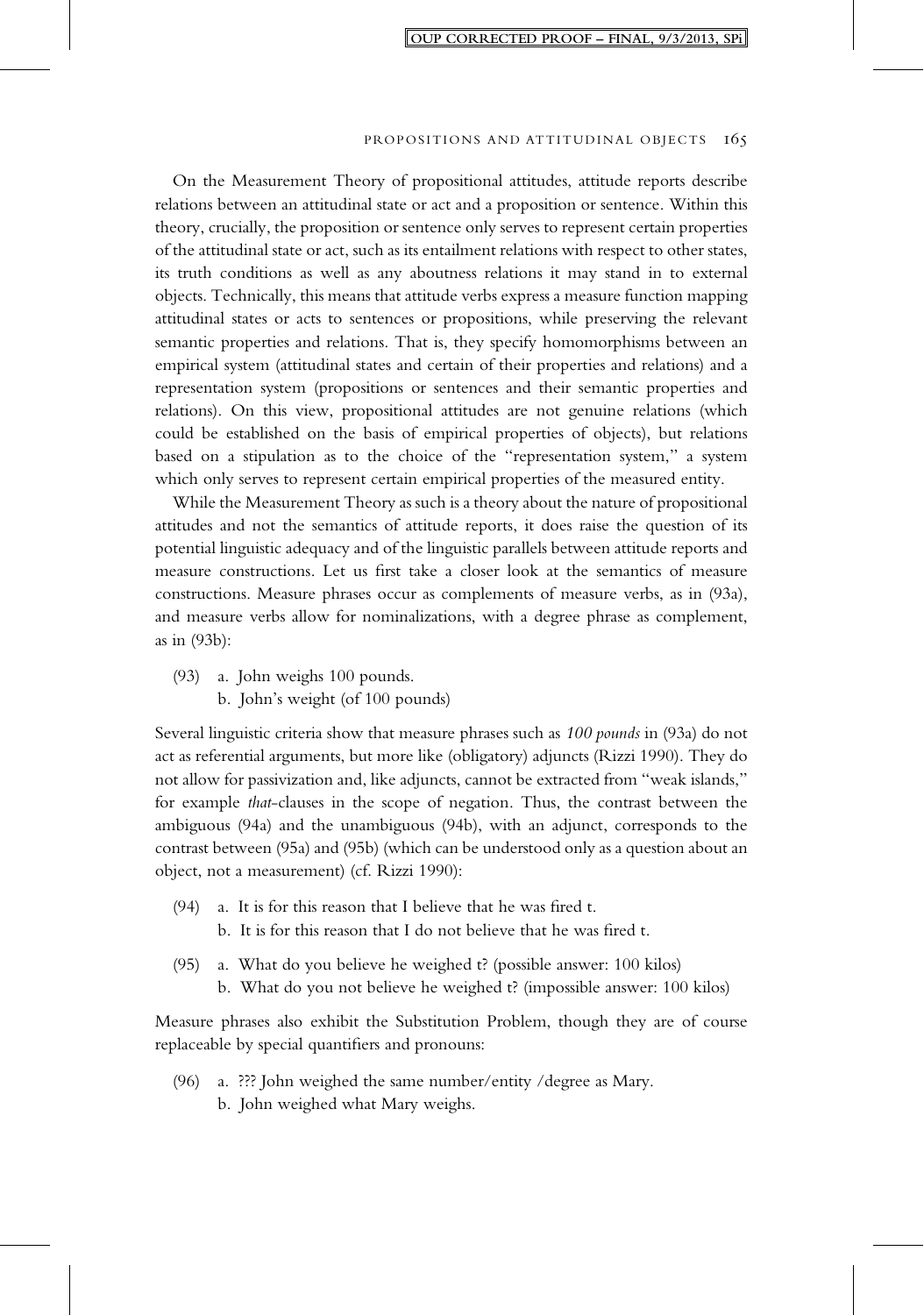On the Measurement Theory of propositional attitudes, attitude reports describe relations between an attitudinal state or act and a proposition or sentence. Within this theory, crucially, the proposition or sentence only serves to represent certain properties of the attitudinal state or act, such as its entailment relations with respect to other states, its truth conditions as well as any aboutness relations it may stand in to external objects. Technically, this means that attitude verbs express a measure function mapping attitudinal states or acts to sentences or propositions, while preserving the relevant semantic properties and relations. That is, they specify homomorphisms between an empirical system (attitudinal states and certain of their properties and relations) and a representation system (propositions or sentences and their semantic properties and relations). On this view, propositional attitudes are not genuine relations (which could be established on the basis of empirical properties of objects), but relations based on a stipulation as to the choice of the "representation system," a system which only serves to represent certain empirical properties of the measured entity.

While the Measurement Theory as such is a theory about the nature of propositional attitudes and not the semantics of attitude reports, it does raise the question of its potential linguistic adequacy and of the linguistic parallels between attitude reports and measure constructions. Let us first take a closer look at the semantics of measure constructions. Measure phrases occur as complements of measure verbs, as in (93a), and measure verbs allow for nominalizations, with a degree phrase as complement, as in (93b):

(93) a. John weighs 100 pounds.
 b. John's weight (of 100 pounds)

Several linguistic criteria show that measure phrases such as *100 pounds* in (93a) do not act as referential arguments, but more like (obligatory) adjuncts (Rizzi 1990). They do not allow for passivization and, like adjuncts, cannot be extracted from "weak islands," for example *that*-clauses in the scope of negation. Thus, the contrast between the ambiguous (94a) and the unambiguous (94b), with an adjunct, corresponds to the contrast between (95a) and (95b) (which can be understood only as a question about an object, not a measurement) (cf. Rizzi 1990):

(94) a. It is for this reason that I believe that he was fired t.
 b. It is for this reason that I do not believe that he was fired t.

(95) a. What do you believe he weighed t? (possible answer: 100 kilos)
 b. What do you not believe he weighed t? (impossible answer: 100 kilos)

Measure phrases also exhibit the Substitution Problem, though they are of course replaceable by special quantifiers and pronouns:

(96) a. ??? John weighed the same number/entity /degree as Mary.
 b. John weighed what Mary weighs.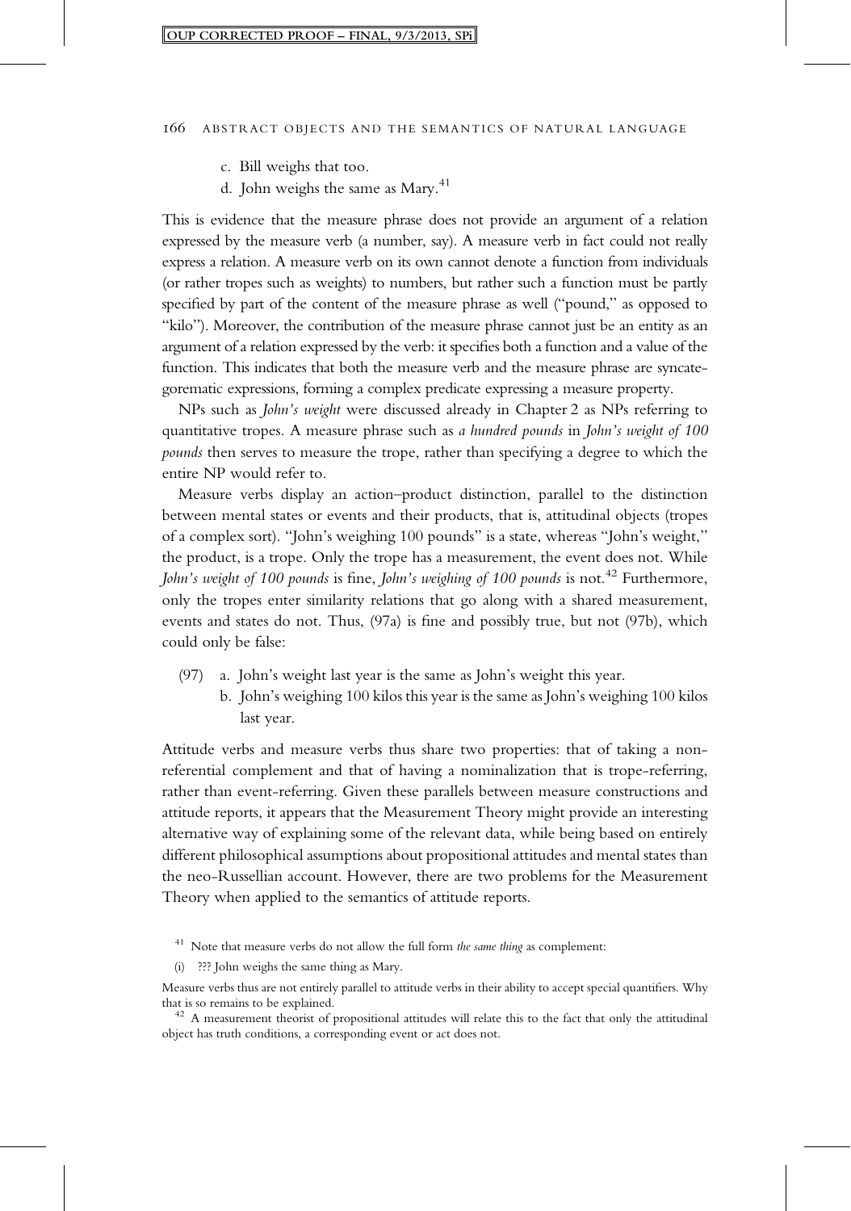c. Bill weighs that too.

d. John weighs the same as Mary.[41]

This is evidence that the measure phrase does not provide an argument of a relation expressed by the measure verb (a number, say). A measure verb in fact could not really express a relation. A measure verb on its own cannot denote a function from individuals (or rather tropes such as weights) to numbers, but rather such a function must be partly specified by part of the content of the measure phrase as well ("pound," as opposed to "kilo"). Moreover, the contribution of the measure phrase cannot just be an entity as an argument of a relation expressed by the verb: it specifies both a function and a value of the function. This indicates that both the measure verb and the measure phrase are syncategorematic expressions, forming a complex predicate expressing a measure property.

NPs such as *John's weight* were discussed already in Chapter 2 as NPs referring to quantitative tropes. A measure phrase such as *a hundred pounds* in *John's weight of 100 pounds* then serves to measure the trope, rather than specifying a degree to which the entire NP would refer to.

Measure verbs display an action–product distinction, parallel to the distinction between mental states or events and their products, that is, attitudinal objects (tropes of a complex sort). "John's weighing 100 pounds" is a state, whereas "John's weight," the product, is a trope. Only the trope has a measurement, the event does not. While *John's weight of 100 pounds* is fine, *John's weighing of 100 pounds* is not.[42] Furthermore, only the tropes enter similarity relations that go along with a shared measurement, events and states do not. Thus, (97a) is fine and possibly true, but not (97b), which could only be false:

(97) a. John's weight last year is the same as John's weight this year.

b. John's weighing 100 kilos this year is the same as John's weighing 100 kilos last year.

Attitude verbs and measure verbs thus share two properties: that of taking a non-referential complement and that of having a nominalization that is trope-referring, rather than event-referring. Given these parallels between measure constructions and attitude reports, it appears that the Measurement Theory might provide an interesting alternative way of explaining some of the relevant data, while being based on entirely different philosophical assumptions about propositional attitudes and mental states than the neo-Russellian account. However, there are two problems for the Measurement Theory when applied to the semantics of attitude reports.

---

[41] Note that measure verbs do not allow the full form *the same thing* as complement:

(i) ??? John weighs the same thing as Mary.

Measure verbs thus are not entirely parallel to attitude verbs in their ability to accept special quantifiers. Why that is so remains to be explained.

[42] A measurement theorist of propositional attitudes will relate this to the fact that only the attitudinal object has truth conditions, a corresponding event or act does not.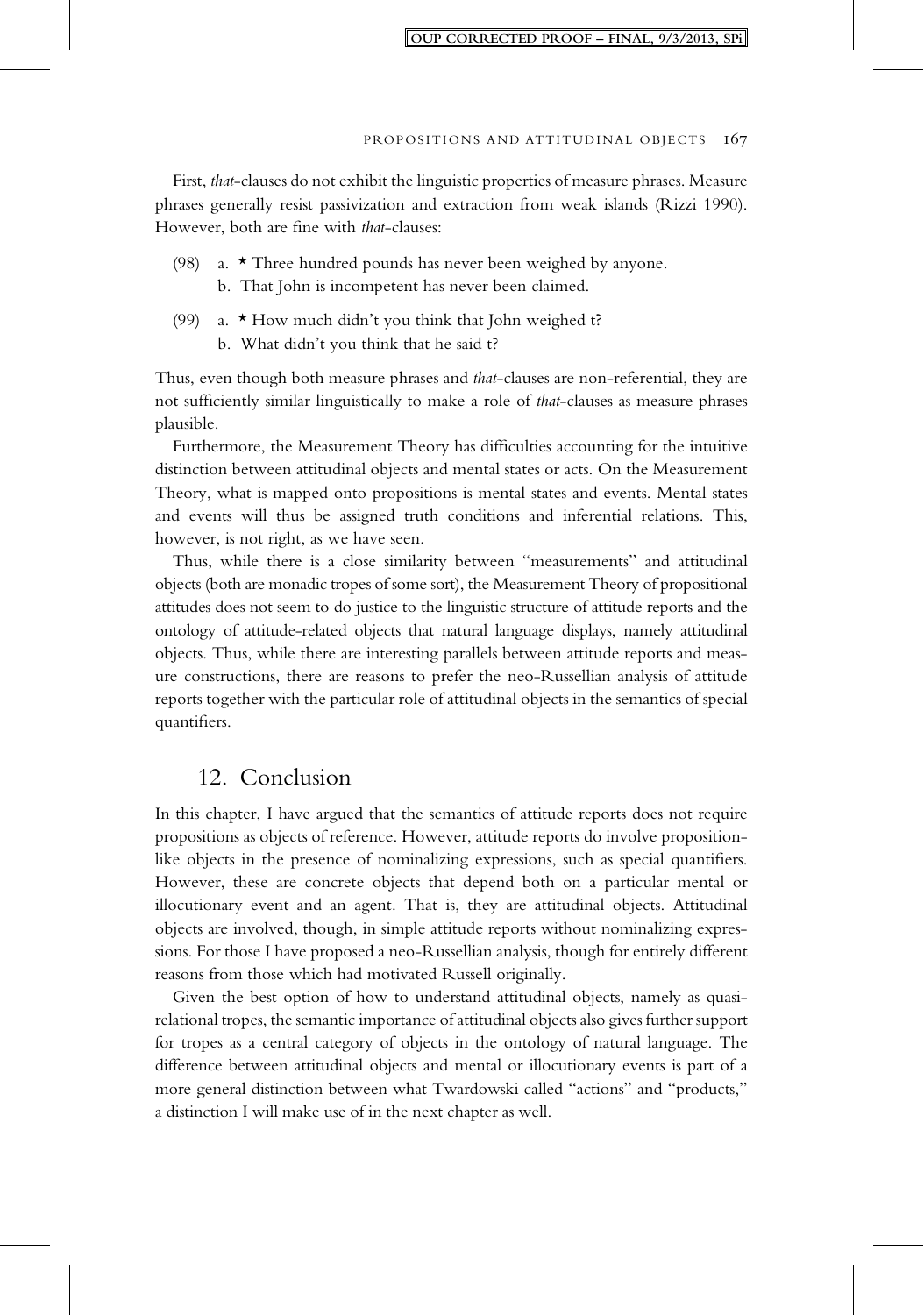First, *that*-clauses do not exhibit the linguistic properties of measure phrases. Measure phrases generally resist passivization and extraction from weak islands (Rizzi 1990). However, both are fine with *that*-clauses:

(98) a. * Three hundred pounds has never been weighed by anyone.
 b. That John is incompetent has never been claimed.

(99) a. * How much didn't you think that John weighed t?
 b. What didn't you think that he said t?

Thus, even though both measure phrases and *that*-clauses are non-referential, they are not sufficiently similar linguistically to make a role of *that*-clauses as measure phrases plausible.

Furthermore, the Measurement Theory has difficulties accounting for the intuitive distinction between attitudinal objects and mental states or acts. On the Measurement Theory, what is mapped onto propositions is mental states and events. Mental states and events will thus be assigned truth conditions and inferential relations. This, however, is not right, as we have seen.

Thus, while there is a close similarity between "measurements" and attitudinal objects (both are monadic tropes of some sort), the Measurement Theory of propositional attitudes does not seem to do justice to the linguistic structure of attitude reports and the ontology of attitude-related objects that natural language displays, namely attitudinal objects. Thus, while there are interesting parallels between attitude reports and measure constructions, there are reasons to prefer the neo-Russellian analysis of attitude reports together with the particular role of attitudinal objects in the semantics of special quantifiers.

## 12. Conclusion

In this chapter, I have argued that the semantics of attitude reports does not require propositions as objects of reference. However, attitude reports do involve proposition-like objects in the presence of nominalizing expressions, such as special quantifiers. However, these are concrete objects that depend both on a particular mental or illocutionary event and an agent. That is, they are attitudinal objects. Attitudinal objects are involved, though, in simple attitude reports without nominalizing expressions. For those I have proposed a neo-Russellian analysis, though for entirely different reasons from those which had motivated Russell originally.

Given the best option of how to understand attitudinal objects, namely as quasi-relational tropes, the semantic importance of attitudinal objects also gives further support for tropes as a central category of objects in the ontology of natural language. The difference between attitudinal objects and mental or illocutionary events is part of a more general distinction between what Twardowski called "actions" and "products," a distinction I will make use of in the next chapter as well.